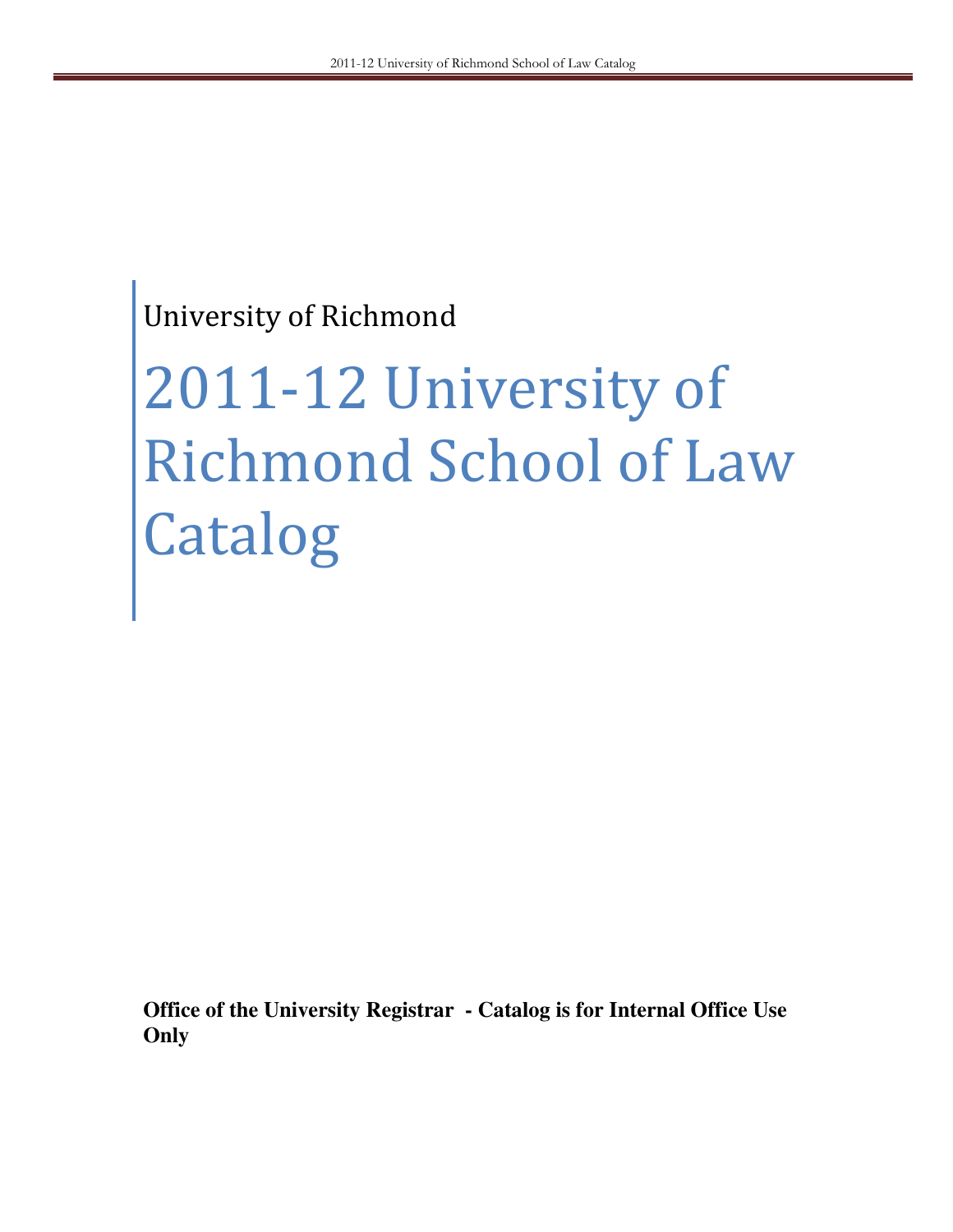University of Richmond

# 2011-12 University of Richmond School of Law Catalog

**Office of the University Registrar - Catalog is for Internal Office Use Only**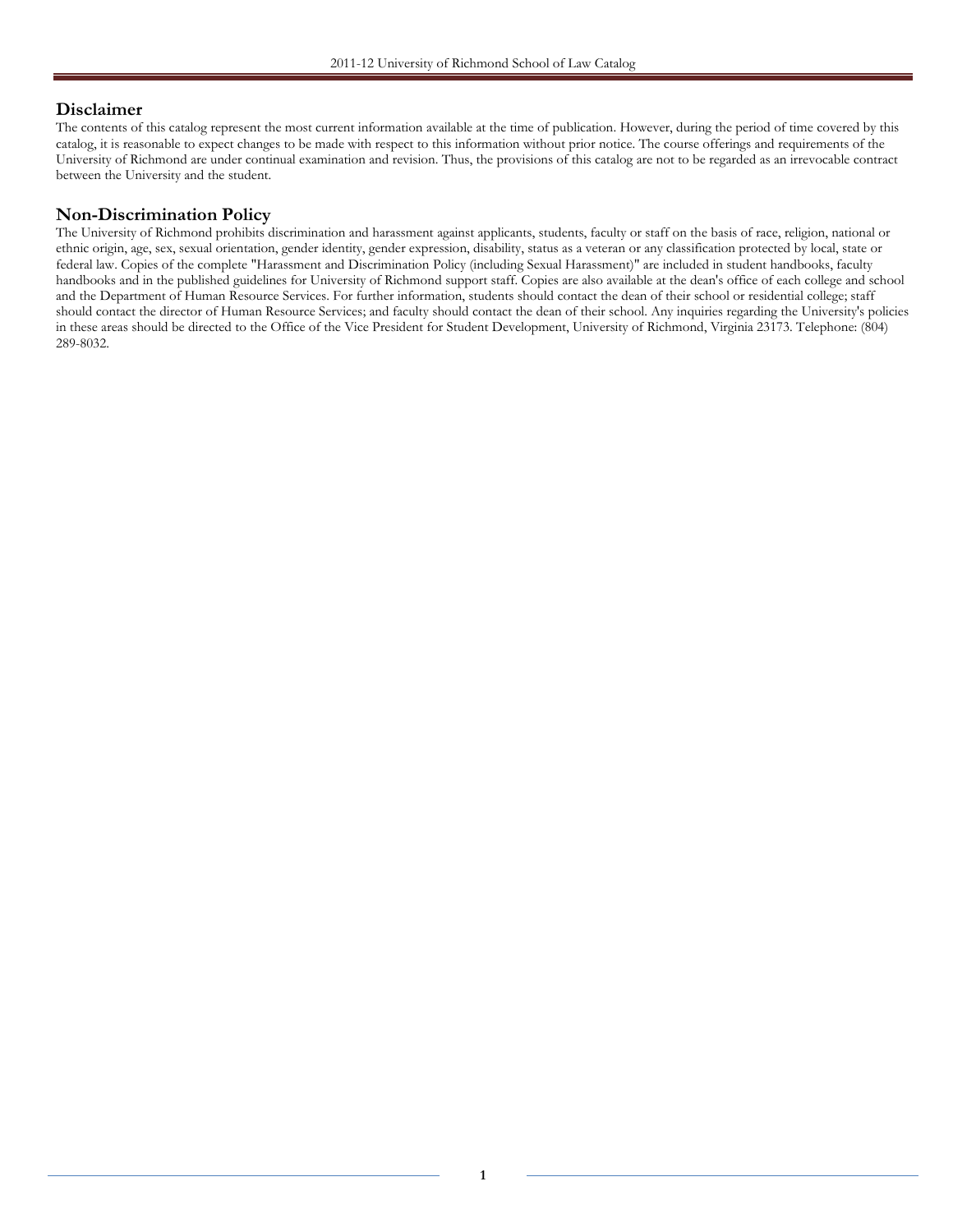## Disclaimer

The contents of this catalog represent the most current information available at the time of publication. However, during the period of time covered by this catalog, it is reasonable to expect changes to be made with respect to this information without prior notice. The course offerings and requirements of the University of Richmond are under continual examination and revision. Thus, the provisions of this catalog are not to be regarded as an irrevocable contract between the University and the student.

## Non-Discrimination Policy

The University of Richmond prohibits discrimination and harassment against applicants, students, faculty or staff on the basis of race, religion, national or ethnic origin, age, sex, sexual orientation, gender identity, gender expression, disability, status as a veteran or any classification protected by local, state or federal law. Copies of the complete "Harassment and Discrimination Policy (including Sexual Harassment)" are included in student handbooks, faculty handbooks and in the published guidelines for University of Richmond support staff. Copies are also available at the dean's office of each college and school and the Department of Human Resource Services. For further information, students should contact the dean of their school or residential college; staff should contact the director of Human Resource Services; and faculty should contact the dean of their school. Any inquiries regarding the University's policies in these areas should be directed to the Office of the Vice President for Student Development, University of Richmond, Virginia 23173. Telephone: (804) 289-8032.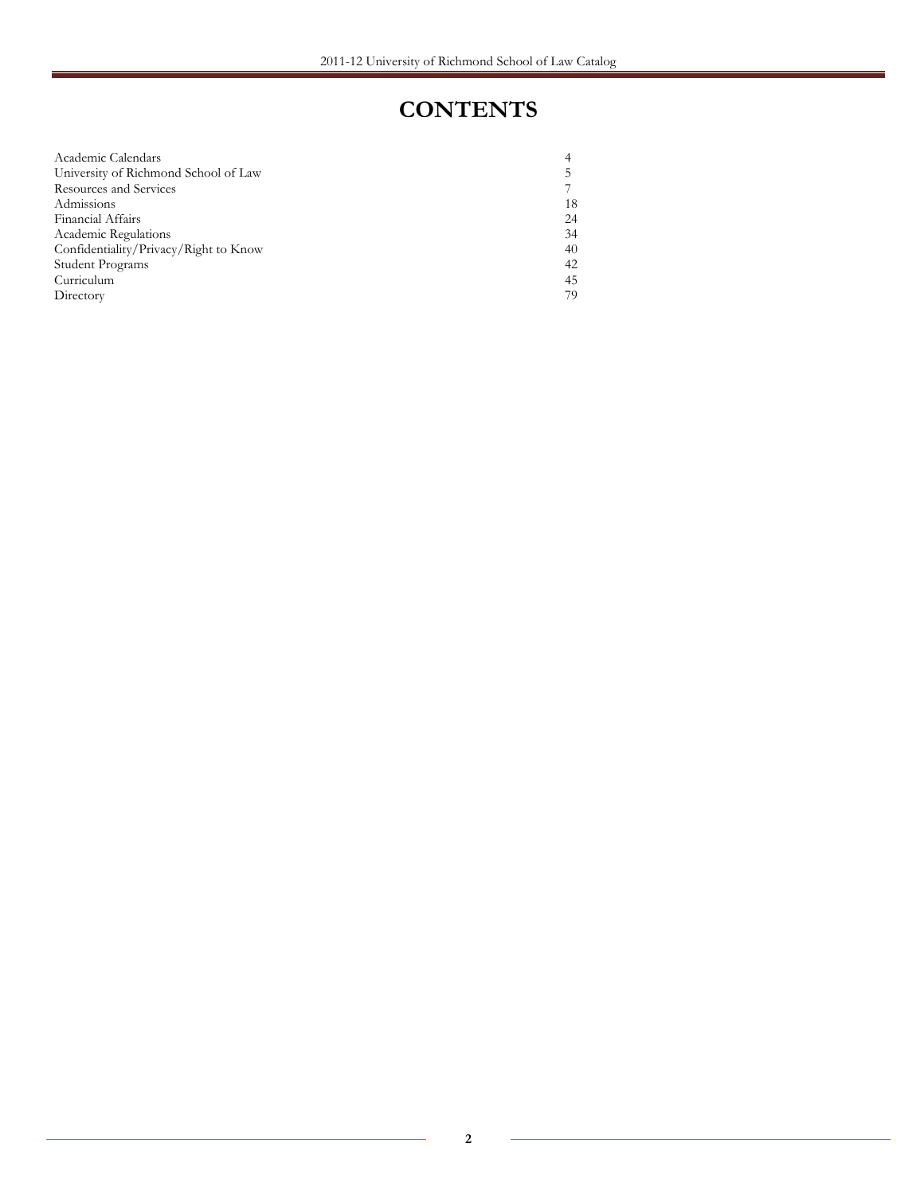# CONTENTS

| | |
|---|---|
| Academic Calendars | 4 |
| University of Richmond School of Law | 5 |
| Resources and Services | 7 |
| Admissions | 18 |
| Financial Affairs | 24 |
| Academic Regulations | 34 |
| Confidentiality/Privacy/Right to Know | 40 |
| Student Programs | 42 |
| Curriculum | 45 |
| Directory | 79 |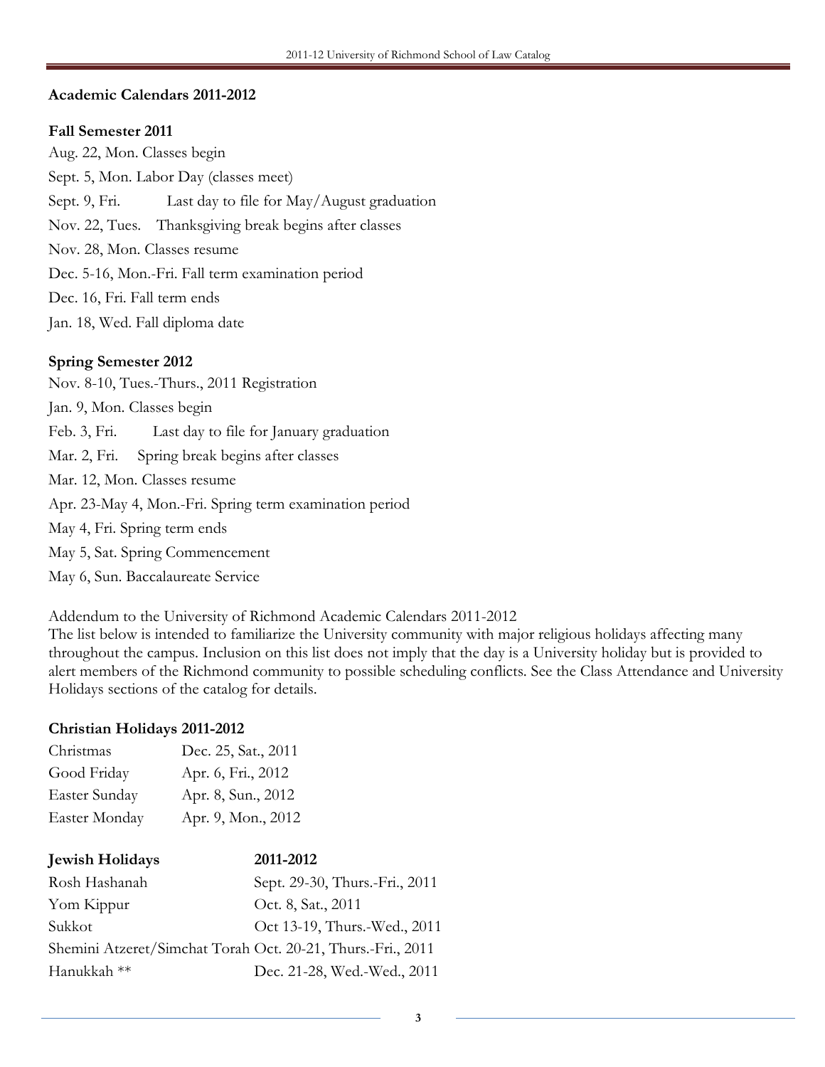## Academic Calendars 2011-2012

### Fall Semester 2011

Aug. 22, Mon. Classes begin

Sept. 5, Mon. Labor Day (classes meet)

Sept. 9, Fri. Last day to file for May/August graduation

Nov. 22, Tues. Thanksgiving break begins after classes

Nov. 28, Mon. Classes resume

Dec. 5-16, Mon.-Fri. Fall term examination period

Dec. 16, Fri. Fall term ends

Jan. 18, Wed. Fall diploma date

### Spring Semester 2012

Nov. 8-10, Tues.-Thurs., 2011 Registration

Jan. 9, Mon. Classes begin

Feb. 3, Fri. Last day to file for January graduation

Mar. 2, Fri. Spring break begins after classes

Mar. 12, Mon. Classes resume

Apr. 23-May 4, Mon.-Fri. Spring term examination period

May 4, Fri. Spring term ends

May 5, Sat. Spring Commencement

May 6, Sun. Baccalaureate Service

Addendum to the University of Richmond Academic Calendars 2011-2012
The list below is intended to familiarize the University community with major religious holidays affecting many throughout the campus. Inclusion on this list does not imply that the day is a University holiday but is provided to alert members of the Richmond community to possible scheduling conflicts. See the Class Attendance and University Holidays sections of the catalog for details.

### Christian Holidays 2011-2012

| | |
|---|---|
| Christmas | Dec. 25, Sat., 2011 |
| Good Friday | Apr. 6, Fri., 2012 |
| Easter Sunday | Apr. 8, Sun., 2012 |
| Easter Monday | Apr. 9, Mon., 2012 |

| **Jewish Holidays** | **2011-2012** |
|---|---|
| Rosh Hashanah | Sept. 29-30, Thurs.-Fri., 2011 |
| Yom Kippur | Oct. 8, Sat., 2011 |
| Sukkot | Oct 13-19, Thurs.-Wed., 2011 |
| Shemini Atzeret/Simchat Torah | Oct. 20-21, Thurs.-Fri., 2011 |
| Hanukkah ** | Dec. 21-28, Wed.-Wed., 2011 |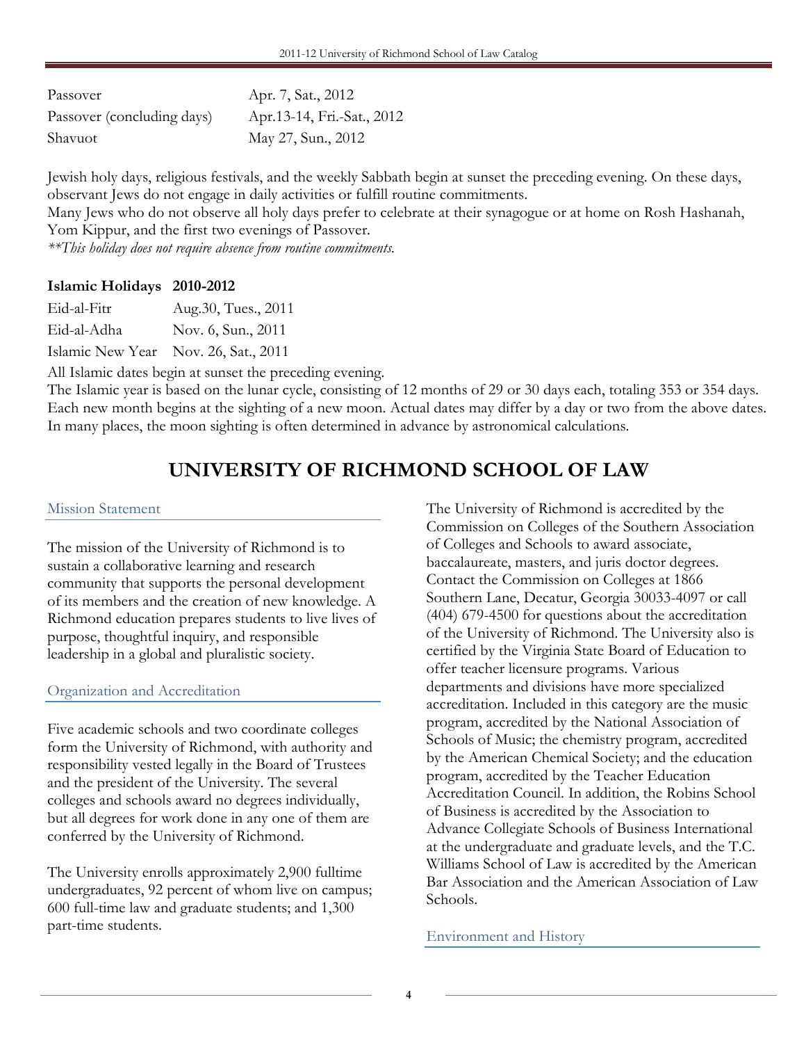| | |
|---|---|
| Passover | Apr. 7, Sat., 2012 |
| Passover (concluding days) | Apr.13-14, Fri.-Sat., 2012 |
| Shavuot | May 27, Sun., 2012 |

Jewish holy days, religious festivals, and the weekly Sabbath begin at sunset the preceding evening. On these days, observant Jews do not engage in daily activities or fulfill routine commitments.
Many Jews who do not observe all holy days prefer to celebrate at their synagogue or at home on Rosh Hashanah, Yom Kippur, and the first two evenings of Passover.
*\*\*This holiday does not require absence from routine commitments.*

| **Islamic Holidays** | **2010-2012** |
|---|---|
| Eid-al-Fitr | Aug.30, Tues., 2011 |
| Eid-al-Adha | Nov. 6, Sun., 2011 |
| Islamic New Year | Nov. 26, Sat., 2011 |

All Islamic dates begin at sunset the preceding evening.
The Islamic year is based on the lunar cycle, consisting of 12 months of 29 or 30 days each, totaling 353 or 354 days. Each new month begins at the sighting of a new moon. Actual dates may differ by a day or two from the above dates. In many places, the moon sighting is often determined in advance by astronomical calculations.

# UNIVERSITY OF RICHMOND SCHOOL OF LAW

## Mission Statement

The mission of the University of Richmond is to sustain a collaborative learning and research community that supports the personal development of its members and the creation of new knowledge. A Richmond education prepares students to live lives of purpose, thoughtful inquiry, and responsible leadership in a global and pluralistic society.

## Organization and Accreditation

Five academic schools and two coordinate colleges form the University of Richmond, with authority and responsibility vested legally in the Board of Trustees and the president of the University. The several colleges and schools award no degrees individually, but all degrees for work done in any one of them are conferred by the University of Richmond.

The University enrolls approximately 2,900 fulltime undergraduates, 92 percent of whom live on campus; 600 full-time law and graduate students; and 1,300 part-time students.

The University of Richmond is accredited by the Commission on Colleges of the Southern Association of Colleges and Schools to award associate, baccalaureate, masters, and juris doctor degrees. Contact the Commission on Colleges at 1866 Southern Lane, Decatur, Georgia 30033-4097 or call (404) 679-4500 for questions about the accreditation of the University of Richmond. The University also is certified by the Virginia State Board of Education to offer teacher licensure programs. Various departments and divisions have more specialized accreditation. Included in this category are the music program, accredited by the National Association of Schools of Music; the chemistry program, accredited by the American Chemical Society; and the education program, accredited by the Teacher Education Accreditation Council. In addition, the Robins School of Business is accredited by the Association to Advance Collegiate Schools of Business International at the undergraduate and graduate levels, and the T.C. Williams School of Law is accredited by the American Bar Association and the American Association of Law Schools.

## Environment and History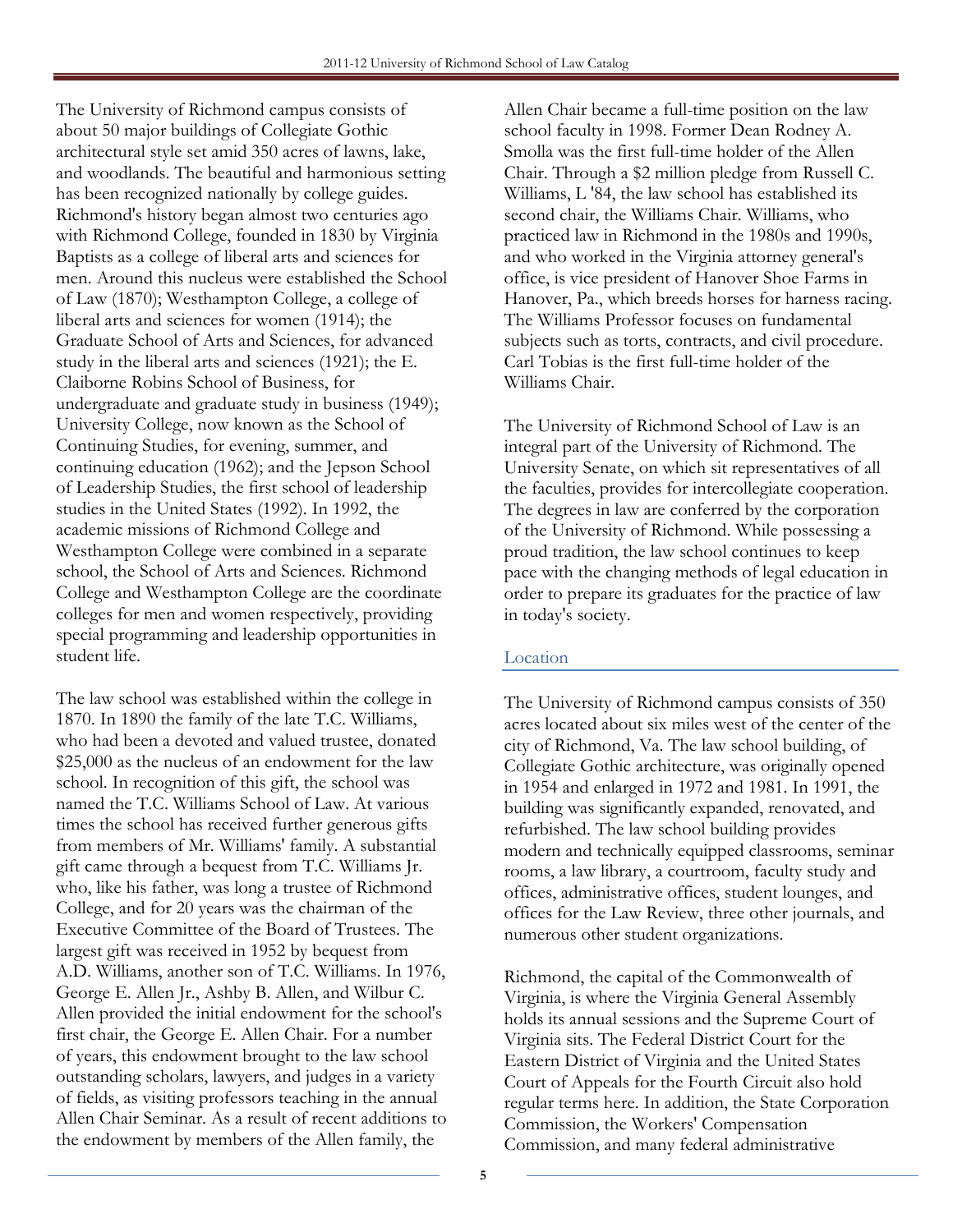The University of Richmond campus consists of about 50 major buildings of Collegiate Gothic architectural style set amid 350 acres of lawns, lake, and woodlands. The beautiful and harmonious setting has been recognized nationally by college guides. Richmond's history began almost two centuries ago with Richmond College, founded in 1830 by Virginia Baptists as a college of liberal arts and sciences for men. Around this nucleus were established the School of Law (1870); Westhampton College, a college of liberal arts and sciences for women (1914); the Graduate School of Arts and Sciences, for advanced study in the liberal arts and sciences (1921); the E. Claiborne Robins School of Business, for undergraduate and graduate study in business (1949); University College, now known as the School of Continuing Studies, for evening, summer, and continuing education (1962); and the Jepson School of Leadership Studies, the first school of leadership studies in the United States (1992). In 1992, the academic missions of Richmond College and Westhampton College were combined in a separate school, the School of Arts and Sciences. Richmond College and Westhampton College are the coordinate colleges for men and women respectively, providing special programming and leadership opportunities in student life.

The law school was established within the college in 1870. In 1890 the family of the late T.C. Williams, who had been a devoted and valued trustee, donated $25,000 as the nucleus of an endowment for the law school. In recognition of this gift, the school was named the T.C. Williams School of Law. At various times the school has received further generous gifts from members of Mr. Williams' family. A substantial gift came through a bequest from T.C. Williams Jr. who, like his father, was long a trustee of Richmond College, and for 20 years was the chairman of the Executive Committee of the Board of Trustees. The largest gift was received in 1952 by bequest from A.D. Williams, another son of T.C. Williams. In 1976, George E. Allen Jr., Ashby B. Allen, and Wilbur C. Allen provided the initial endowment for the school's first chair, the George E. Allen Chair. For a number of years, this endowment brought to the law school outstanding scholars, lawyers, and judges in a variety of fields, as visiting professors teaching in the annual Allen Chair Seminar. As a result of recent additions to the endowment by members of the Allen family, the Allen Chair became a full-time position on the law school faculty in 1998. Former Dean Rodney A. Smolla was the first full-time holder of the Allen Chair. Through a $2 million pledge from Russell C. Williams, L '84, the law school has established its second chair, the Williams Chair. Williams, who practiced law in Richmond in the 1980s and 1990s, and who worked in the Virginia attorney general's office, is vice president of Hanover Shoe Farms in Hanover, Pa., which breeds horses for harness racing. The Williams Professor focuses on fundamental subjects such as torts, contracts, and civil procedure. Carl Tobias is the first full-time holder of the Williams Chair.

The University of Richmond School of Law is an integral part of the University of Richmond. The University Senate, on which sit representatives of all the faculties, provides for intercollegiate cooperation. The degrees in law are conferred by the corporation of the University of Richmond. While possessing a proud tradition, the law school continues to keep pace with the changing methods of legal education in order to prepare its graduates for the practice of law in today's society.

## Location

The University of Richmond campus consists of 350 acres located about six miles west of the center of the city of Richmond, Va. The law school building, of Collegiate Gothic architecture, was originally opened in 1954 and enlarged in 1972 and 1981. In 1991, the building was significantly expanded, renovated, and refurbished. The law school building provides modern and technically equipped classrooms, seminar rooms, a law library, a courtroom, faculty study and offices, administrative offices, student lounges, and offices for the Law Review, three other journals, and numerous other student organizations.

Richmond, the capital of the Commonwealth of Virginia, is where the Virginia General Assembly holds its annual sessions and the Supreme Court of Virginia sits. The Federal District Court for the Eastern District of Virginia and the United States Court of Appeals for the Fourth Circuit also hold regular terms here. In addition, the State Corporation Commission, the Workers' Compensation Commission, and many federal administrative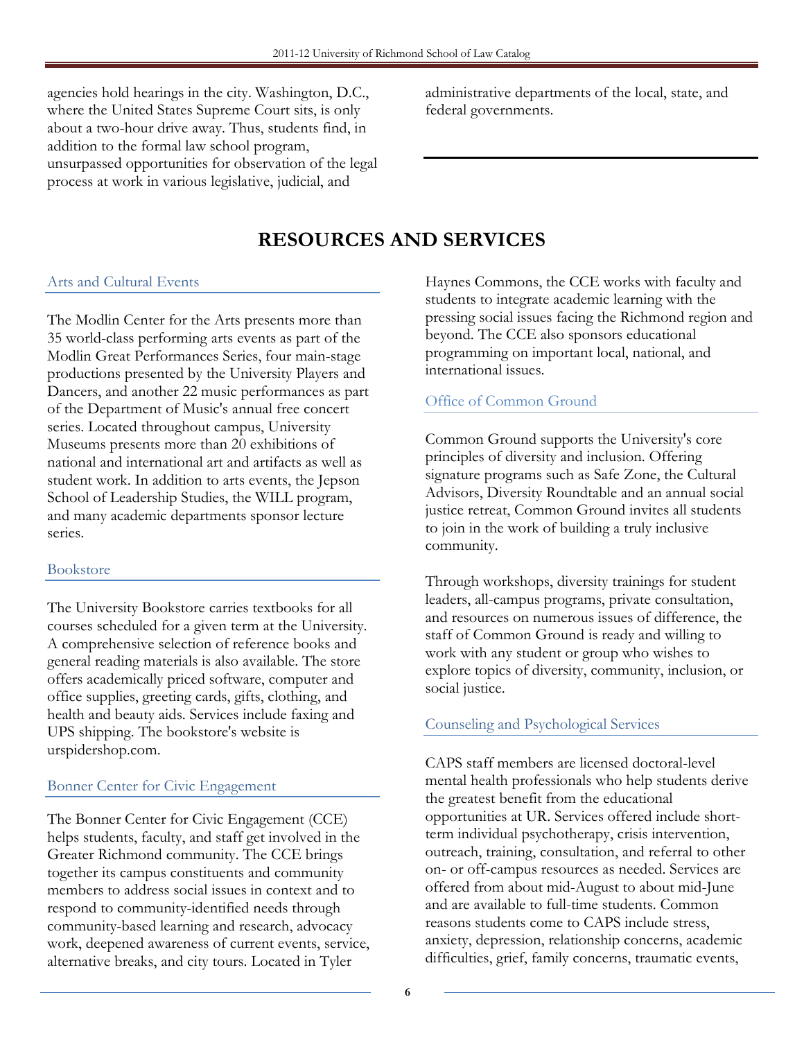agencies hold hearings in the city. Washington, D.C., where the United States Supreme Court sits, is only about a two-hour drive away. Thus, students find, in addition to the formal law school program, unsurpassed opportunities for observation of the legal process at work in various legislative, judicial, and administrative departments of the local, state, and federal governments.

# RESOURCES AND SERVICES

## Arts and Cultural Events

The Modlin Center for the Arts presents more than 35 world-class performing arts events as part of the Modlin Great Performances Series, four main-stage productions presented by the University Players and Dancers, and another 22 music performances as part of the Department of Music's annual free concert series. Located throughout campus, University Museums presents more than 20 exhibitions of national and international art and artifacts as well as student work. In addition to arts events, the Jepson School of Leadership Studies, the WILL program, and many academic departments sponsor lecture series.

## Bookstore

The University Bookstore carries textbooks for all courses scheduled for a given term at the University. A comprehensive selection of reference books and general reading materials is also available. The store offers academically priced software, computer and office supplies, greeting cards, gifts, clothing, and health and beauty aids. Services include faxing and UPS shipping. The bookstore's website is urspidershop.com.

## Bonner Center for Civic Engagement

The Bonner Center for Civic Engagement (CCE) helps students, faculty, and staff get involved in the Greater Richmond community. The CCE brings together its campus constituents and community members to address social issues in context and to respond to community-identified needs through community-based learning and research, advocacy work, deepened awareness of current events, service, alternative breaks, and city tours. Located in Tyler Haynes Commons, the CCE works with faculty and students to integrate academic learning with the pressing social issues facing the Richmond region and beyond. The CCE also sponsors educational programming on important local, national, and international issues.

## Office of Common Ground

Common Ground supports the University's core principles of diversity and inclusion. Offering signature programs such as Safe Zone, the Cultural Advisors, Diversity Roundtable and an annual social justice retreat, Common Ground invites all students to join in the work of building a truly inclusive community.

Through workshops, diversity trainings for student leaders, all-campus programs, private consultation, and resources on numerous issues of difference, the staff of Common Ground is ready and willing to work with any student or group who wishes to explore topics of diversity, community, inclusion, or social justice.

## Counseling and Psychological Services

CAPS staff members are licensed doctoral-level mental health professionals who help students derive the greatest benefit from the educational opportunities at UR. Services offered include short-term individual psychotherapy, crisis intervention, outreach, training, consultation, and referral to other on- or off-campus resources as needed. Services are offered from about mid-August to about mid-June and are available to full-time students. Common reasons students come to CAPS include stress, anxiety, depression, relationship concerns, academic difficulties, grief, family concerns, traumatic events,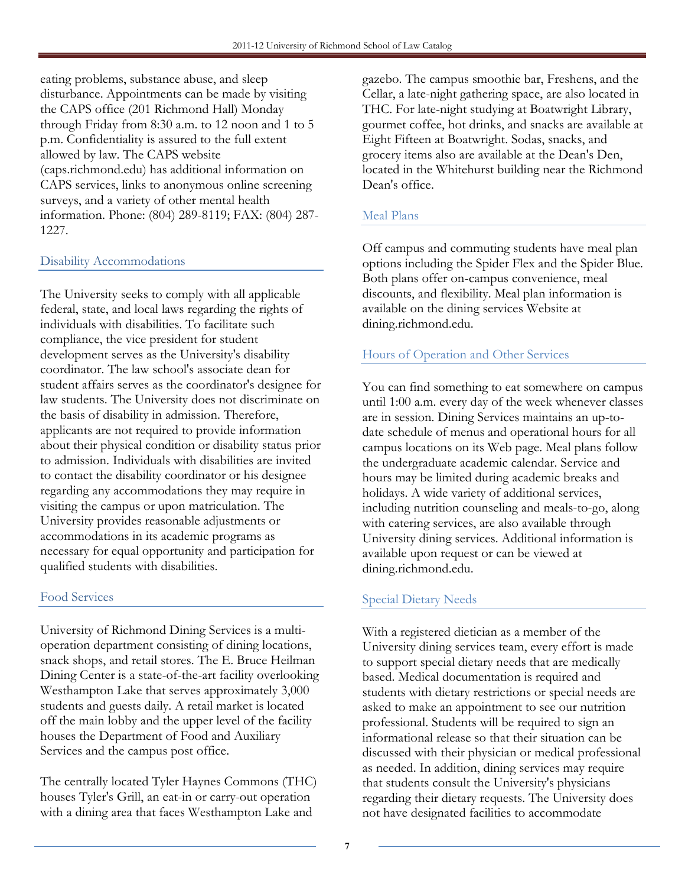eating problems, substance abuse, and sleep disturbance. Appointments can be made by visiting the CAPS office (201 Richmond Hall) Monday through Friday from 8:30 a.m. to 12 noon and 1 to 5 p.m. Confidentiality is assured to the full extent allowed by law. The CAPS website (caps.richmond.edu) has additional information on CAPS services, links to anonymous online screening surveys, and a variety of other mental health information. Phone: (804) 289-8119; FAX: (804) 287-1227.

## Disability Accommodations

The University seeks to comply with all applicable federal, state, and local laws regarding the rights of individuals with disabilities. To facilitate such compliance, the vice president for student development serves as the University's disability coordinator. The law school's associate dean for student affairs serves as the coordinator's designee for law students. The University does not discriminate on the basis of disability in admission. Therefore, applicants are not required to provide information about their physical condition or disability status prior to admission. Individuals with disabilities are invited to contact the disability coordinator or his designee regarding any accommodations they may require in visiting the campus or upon matriculation. The University provides reasonable adjustments or accommodations in its academic programs as necessary for equal opportunity and participation for qualified students with disabilities.

## Food Services

University of Richmond Dining Services is a multi-operation department consisting of dining locations, snack shops, and retail stores. The E. Bruce Heilman Dining Center is a state-of-the-art facility overlooking Westhampton Lake that serves approximately 3,000 students and guests daily. A retail market is located off the main lobby and the upper level of the facility houses the Department of Food and Auxiliary Services and the campus post office.

The centrally located Tyler Haynes Commons (THC) houses Tyler's Grill, an eat-in or carry-out operation with a dining area that faces Westhampton Lake and gazebo. The campus smoothie bar, Freshens, and the Cellar, a late-night gathering space, are also located in THC. For late-night studying at Boatwright Library, gourmet coffee, hot drinks, and snacks are available at Eight Fifteen at Boatwright. Sodas, snacks, and grocery items also are available at the Dean's Den, located in the Whitehurst building near the Richmond Dean's office.

## Meal Plans

Off campus and commuting students have meal plan options including the Spider Flex and the Spider Blue. Both plans offer on-campus convenience, meal discounts, and flexibility. Meal plan information is available on the dining services Website at dining.richmond.edu.

## Hours of Operation and Other Services

You can find something to eat somewhere on campus until 1:00 a.m. every day of the week whenever classes are in session. Dining Services maintains an up-to-date schedule of menus and operational hours for all campus locations on its Web page. Meal plans follow the undergraduate academic calendar. Service and hours may be limited during academic breaks and holidays. A wide variety of additional services, including nutrition counseling and meals-to-go, along with catering services, are also available through University dining services. Additional information is available upon request or can be viewed at dining.richmond.edu.

## Special Dietary Needs

With a registered dietician as a member of the University dining services team, every effort is made to support special dietary needs that are medically based. Medical documentation is required and students with dietary restrictions or special needs are asked to make an appointment to see our nutrition professional. Students will be required to sign an informational release so that their situation can be discussed with their physician or medical professional as needed. In addition, dining services may require that students consult the University's physicians regarding their dietary requests. The University does not have designated facilities to accommodate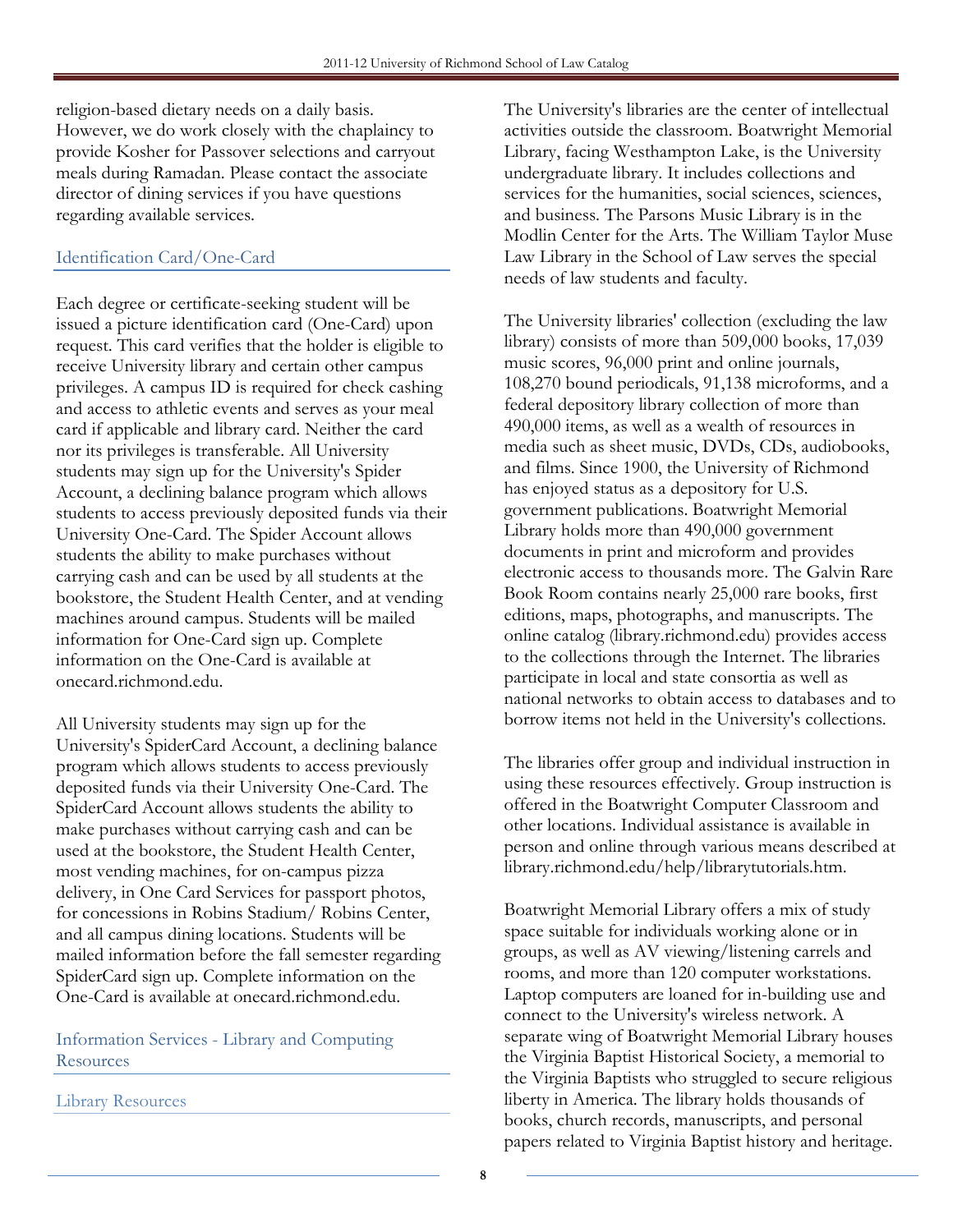religion-based dietary needs on a daily basis. However, we do work closely with the chaplaincy to provide Kosher for Passover selections and carryout meals during Ramadan. Please contact the associate director of dining services if you have questions regarding available services.

### Identification Card/One-Card

Each degree or certificate-seeking student will be issued a picture identification card (One-Card) upon request. This card verifies that the holder is eligible to receive University library and certain other campus privileges. A campus ID is required for check cashing and access to athletic events and serves as your meal card if applicable and library card. Neither the card nor its privileges is transferable. All University students may sign up for the University's Spider Account, a declining balance program which allows students to access previously deposited funds via their University One-Card. The Spider Account allows students the ability to make purchases without carrying cash and can be used by all students at the bookstore, the Student Health Center, and at vending machines around campus. Students will be mailed information for One-Card sign up. Complete information on the One-Card is available at onecard.richmond.edu.

All University students may sign up for the University's SpiderCard Account, a declining balance program which allows students to access previously deposited funds via their University One-Card. The SpiderCard Account allows students the ability to make purchases without carrying cash and can be used at the bookstore, the Student Health Center, most vending machines, for on-campus pizza delivery, in One Card Services for passport photos, for concessions in Robins Stadium/ Robins Center, and all campus dining locations. Students will be mailed information before the fall semester regarding SpiderCard sign up. Complete information on the One-Card is available at onecard.richmond.edu.

### Information Services - Library and Computing Resources

#### Library Resources

The University's libraries are the center of intellectual activities outside the classroom. Boatwright Memorial Library, facing Westhampton Lake, is the University undergraduate library. It includes collections and services for the humanities, social sciences, sciences, and business. The Parsons Music Library is in the Modlin Center for the Arts. The William Taylor Muse Law Library in the School of Law serves the special needs of law students and faculty.

The University libraries' collection (excluding the law library) consists of more than 509,000 books, 17,039 music scores, 96,000 print and online journals, 108,270 bound periodicals, 91,138 microforms, and a federal depository library collection of more than 490,000 items, as well as a wealth of resources in media such as sheet music, DVDs, CDs, audiobooks, and films. Since 1900, the University of Richmond has enjoyed status as a depository for U.S. government publications. Boatwright Memorial Library holds more than 490,000 government documents in print and microform and provides electronic access to thousands more. The Galvin Rare Book Room contains nearly 25,000 rare books, first editions, maps, photographs, and manuscripts. The online catalog (library.richmond.edu) provides access to the collections through the Internet. The libraries participate in local and state consortia as well as national networks to obtain access to databases and to borrow items not held in the University's collections.

The libraries offer group and individual instruction in using these resources effectively. Group instruction is offered in the Boatwright Computer Classroom and other locations. Individual assistance is available in person and online through various means described at library.richmond.edu/help/librarytutorials.htm.

Boatwright Memorial Library offers a mix of study space suitable for individuals working alone or in groups, as well as AV viewing/listening carrels and rooms, and more than 120 computer workstations. Laptop computers are loaned for in-building use and connect to the University's wireless network. A separate wing of Boatwright Memorial Library houses the Virginia Baptist Historical Society, a memorial to the Virginia Baptists who struggled to secure religious liberty in America. The library holds thousands of books, church records, manuscripts, and personal papers related to Virginia Baptist history and heritage.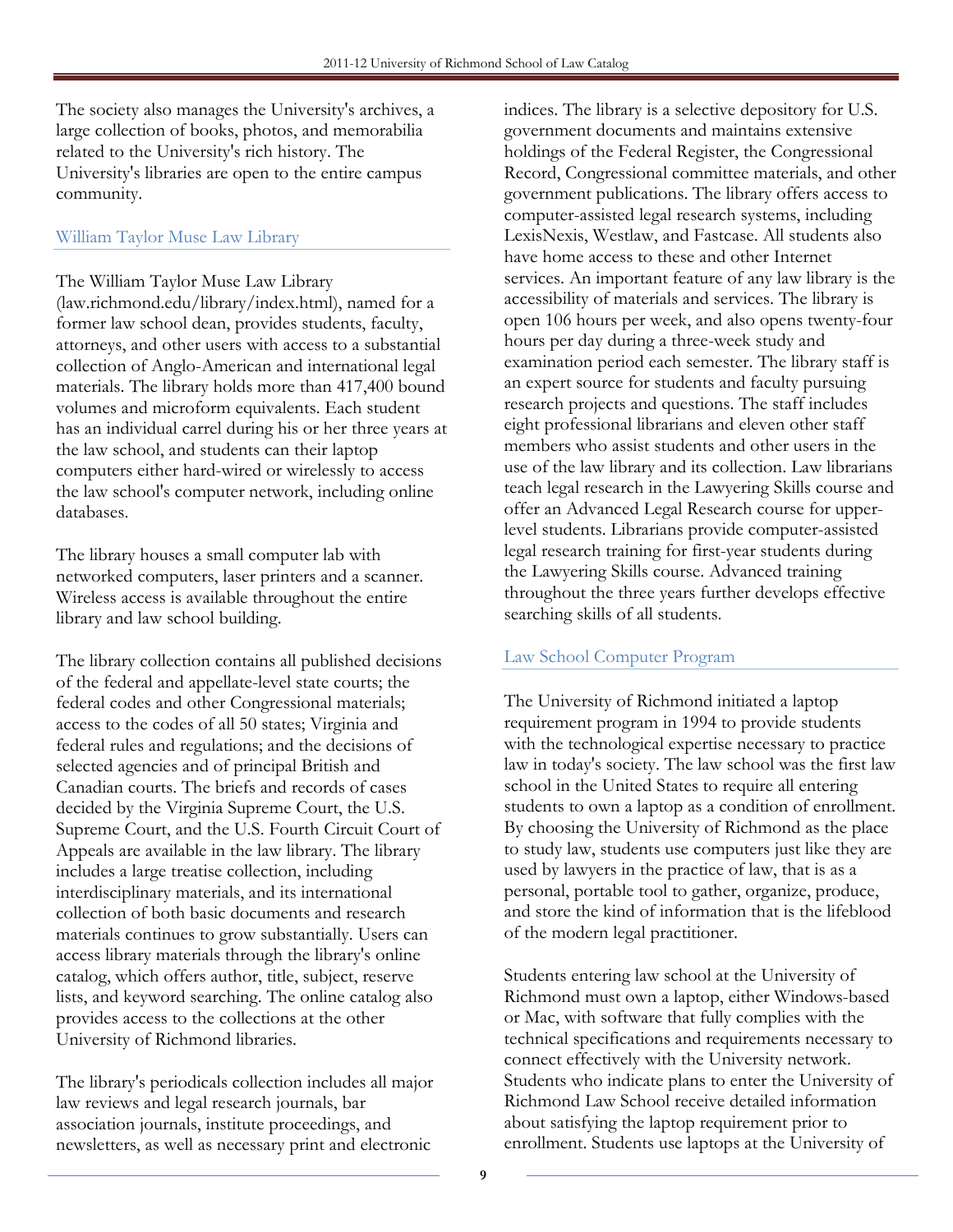The society also manages the University's archives, a large collection of books, photos, and memorabilia related to the University's rich history. The University's libraries are open to the entire campus community.

## William Taylor Muse Law Library

The William Taylor Muse Law Library (law.richmond.edu/library/index.html), named for a former law school dean, provides students, faculty, attorneys, and other users with access to a substantial collection of Anglo-American and international legal materials. The library holds more than 417,400 bound volumes and microform equivalents. Each student has an individual carrel during his or her three years at the law school, and students can their laptop computers either hard-wired or wirelessly to access the law school's computer network, including online databases.

The library houses a small computer lab with networked computers, laser printers and a scanner. Wireless access is available throughout the entire library and law school building.

The library collection contains all published decisions of the federal and appellate-level state courts; the federal codes and other Congressional materials; access to the codes of all 50 states; Virginia and federal rules and regulations; and the decisions of selected agencies and of principal British and Canadian courts. The briefs and records of cases decided by the Virginia Supreme Court, the U.S. Supreme Court, and the U.S. Fourth Circuit Court of Appeals are available in the law library. The library includes a large treatise collection, including interdisciplinary materials, and its international collection of both basic documents and research materials continues to grow substantially. Users can access library materials through the library's online catalog, which offers author, title, subject, reserve lists, and keyword searching. The online catalog also provides access to the collections at the other University of Richmond libraries.

The library's periodicals collection includes all major law reviews and legal research journals, bar association journals, institute proceedings, and newsletters, as well as necessary print and electronic indices. The library is a selective depository for U.S. government documents and maintains extensive holdings of the Federal Register, the Congressional Record, Congressional committee materials, and other government publications. The library offers access to computer-assisted legal research systems, including LexisNexis, Westlaw, and Fastcase. All students also have home access to these and other Internet services. An important feature of any law library is the accessibility of materials and services. The library is open 106 hours per week, and also opens twenty-four hours per day during a three-week study and examination period each semester. The library staff is an expert source for students and faculty pursuing research projects and questions. The staff includes eight professional librarians and eleven other staff members who assist students and other users in the use of the law library and its collection. Law librarians teach legal research in the Lawyering Skills course and offer an Advanced Legal Research course for upper-level students. Librarians provide computer-assisted legal research training for first-year students during the Lawyering Skills course. Advanced training throughout the three years further develops effective searching skills of all students.

## Law School Computer Program

The University of Richmond initiated a laptop requirement program in 1994 to provide students with the technological expertise necessary to practice law in today's society. The law school was the first law school in the United States to require all entering students to own a laptop as a condition of enrollment. By choosing the University of Richmond as the place to study law, students use computers just like they are used by lawyers in the practice of law, that is as a personal, portable tool to gather, organize, produce, and store the kind of information that is the lifeblood of the modern legal practitioner.

Students entering law school at the University of Richmond must own a laptop, either Windows-based or Mac, with software that fully complies with the technical specifications and requirements necessary to connect effectively with the University network. Students who indicate plans to enter the University of Richmond Law School receive detailed information about satisfying the laptop requirement prior to enrollment. Students use laptops at the University of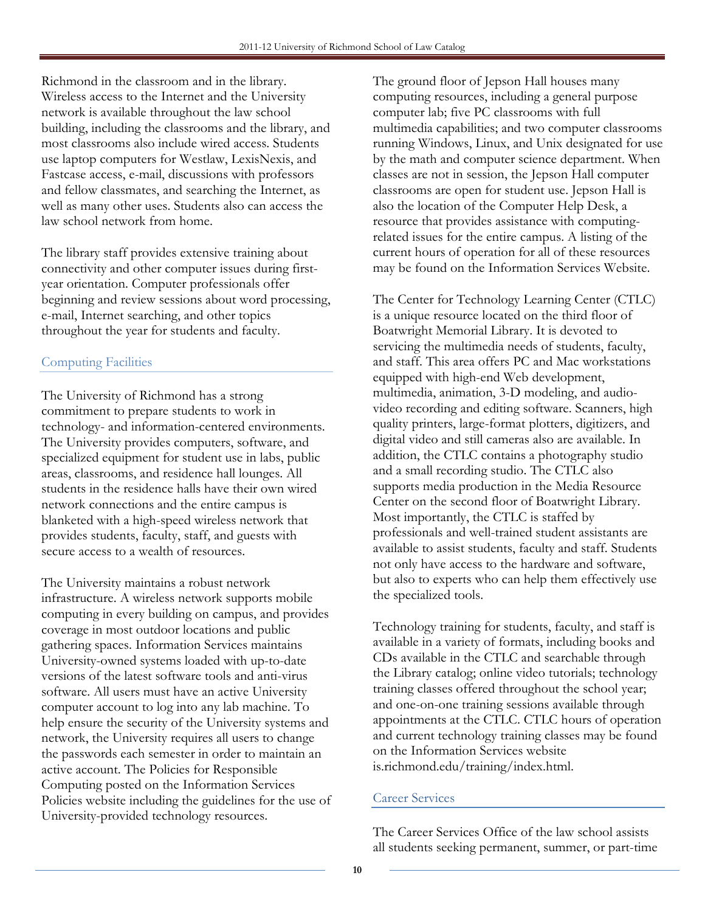Richmond in the classroom and in the library. Wireless access to the Internet and the University network is available throughout the law school building, including the classrooms and the library, and most classrooms also include wired access. Students use laptop computers for Westlaw, LexisNexis, and Fastcase access, e-mail, discussions with professors and fellow classmates, and searching the Internet, as well as many other uses. Students also can access the law school network from home.

The library staff provides extensive training about connectivity and other computer issues during first-year orientation. Computer professionals offer beginning and review sessions about word processing, e-mail, Internet searching, and other topics throughout the year for students and faculty.

## Computing Facilities

The University of Richmond has a strong commitment to prepare students to work in technology- and information-centered environments. The University provides computers, software, and specialized equipment for student use in labs, public areas, classrooms, and residence hall lounges. All students in the residence halls have their own wired network connections and the entire campus is blanketed with a high-speed wireless network that provides students, faculty, staff, and guests with secure access to a wealth of resources.

The University maintains a robust network infrastructure. A wireless network supports mobile computing in every building on campus, and provides coverage in most outdoor locations and public gathering spaces. Information Services maintains University-owned systems loaded with up-to-date versions of the latest software tools and anti-virus software. All users must have an active University computer account to log into any lab machine. To help ensure the security of the University systems and network, the University requires all users to change the passwords each semester in order to maintain an active account. The Policies for Responsible Computing posted on the Information Services Policies website including the guidelines for the use of University-provided technology resources.

The ground floor of Jepson Hall houses many computing resources, including a general purpose computer lab; five PC classrooms with full multimedia capabilities; and two computer classrooms running Windows, Linux, and Unix designated for use by the math and computer science department. When classes are not in session, the Jepson Hall computer classrooms are open for student use. Jepson Hall is also the location of the Computer Help Desk, a resource that provides assistance with computing-related issues for the entire campus. A listing of the current hours of operation for all of these resources may be found on the Information Services Website.

The Center for Technology Learning Center (CTLC) is a unique resource located on the third floor of Boatwright Memorial Library. It is devoted to servicing the multimedia needs of students, faculty, and staff. This area offers PC and Mac workstations equipped with high-end Web development, multimedia, animation, 3-D modeling, and audio-video recording and editing software. Scanners, high quality printers, large-format plotters, digitizers, and digital video and still cameras also are available. In addition, the CTLC contains a photography studio and a small recording studio. The CTLC also supports media production in the Media Resource Center on the second floor of Boatwright Library. Most importantly, the CTLC is staffed by professionals and well-trained student assistants are available to assist students, faculty and staff. Students not only have access to the hardware and software, but also to experts who can help them effectively use the specialized tools.

Technology training for students, faculty, and staff is available in a variety of formats, including books and CDs available in the CTLC and searchable through the Library catalog; online video tutorials; technology training classes offered throughout the school year; and one-on-one training sessions available through appointments at the CTLC. CTLC hours of operation and current technology training classes may be found on the Information Services website is.richmond.edu/training/index.html.

## Career Services

The Career Services Office of the law school assists all students seeking permanent, summer, or part-time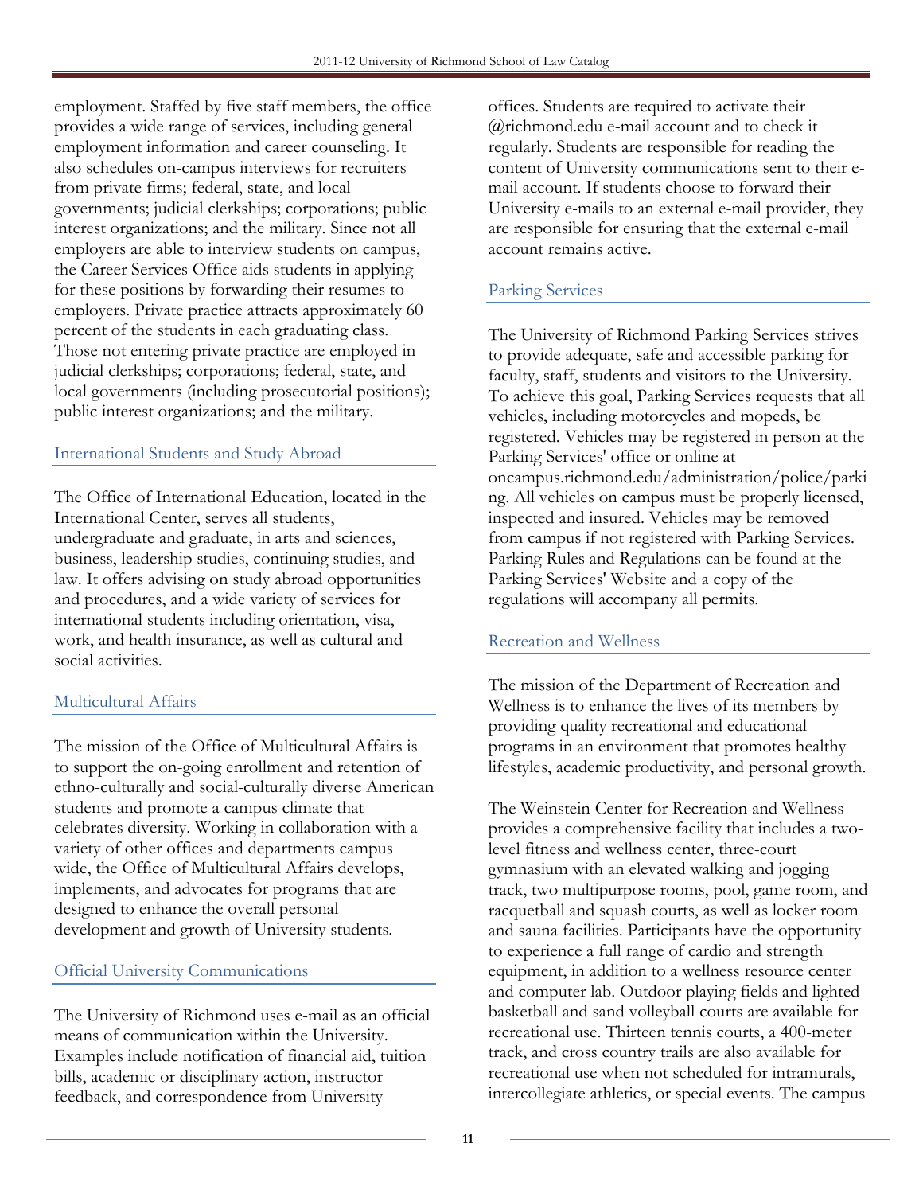employment. Staffed by five staff members, the office provides a wide range of services, including general employment information and career counseling. It also schedules on-campus interviews for recruiters from private firms; federal, state, and local governments; judicial clerkships; corporations; public interest organizations; and the military. Since not all employers are able to interview students on campus, the Career Services Office aids students in applying for these positions by forwarding their resumes to employers. Private practice attracts approximately 60 percent of the students in each graduating class. Those not entering private practice are employed in judicial clerkships; corporations; federal, state, and local governments (including prosecutorial positions); public interest organizations; and the military.

## International Students and Study Abroad

The Office of International Education, located in the International Center, serves all students, undergraduate and graduate, in arts and sciences, business, leadership studies, continuing studies, and law. It offers advising on study abroad opportunities and procedures, and a wide variety of services for international students including orientation, visa, work, and health insurance, as well as cultural and social activities.

## Multicultural Affairs

The mission of the Office of Multicultural Affairs is to support the on-going enrollment and retention of ethno-culturally and social-culturally diverse American students and promote a campus climate that celebrates diversity. Working in collaboration with a variety of other offices and departments campus wide, the Office of Multicultural Affairs develops, implements, and advocates for programs that are designed to enhance the overall personal development and growth of University students.

## Official University Communications

The University of Richmond uses e-mail as an official means of communication within the University. Examples include notification of financial aid, tuition bills, academic or disciplinary action, instructor feedback, and correspondence from University offices. Students are required to activate their @richmond.edu e-mail account and to check it regularly. Students are responsible for reading the content of University communications sent to their e-mail account. If students choose to forward their University e-mails to an external e-mail provider, they are responsible for ensuring that the external e-mail account remains active.

## Parking Services

The University of Richmond Parking Services strives to provide adequate, safe and accessible parking for faculty, staff, students and visitors to the University. To achieve this goal, Parking Services requests that all vehicles, including motorcycles and mopeds, be registered. Vehicles may be registered in person at the Parking Services' office or online at oncampus.richmond.edu/administration/police/parking. All vehicles on campus must be properly licensed, inspected and insured. Vehicles may be removed from campus if not registered with Parking Services. Parking Rules and Regulations can be found at the Parking Services' Website and a copy of the regulations will accompany all permits.

## Recreation and Wellness

The mission of the Department of Recreation and Wellness is to enhance the lives of its members by providing quality recreational and educational programs in an environment that promotes healthy lifestyles, academic productivity, and personal growth.

The Weinstein Center for Recreation and Wellness provides a comprehensive facility that includes a two-level fitness and wellness center, three-court gymnasium with an elevated walking and jogging track, two multipurpose rooms, pool, game room, and racquetball and squash courts, as well as locker room and sauna facilities. Participants have the opportunity to experience a full range of cardio and strength equipment, in addition to a wellness resource center and computer lab. Outdoor playing fields and lighted basketball and sand volleyball courts are available for recreational use. Thirteen tennis courts, a 400-meter track, and cross country trails are also available for recreational use when not scheduled for intramurals, intercollegiate athletics, or special events. The campus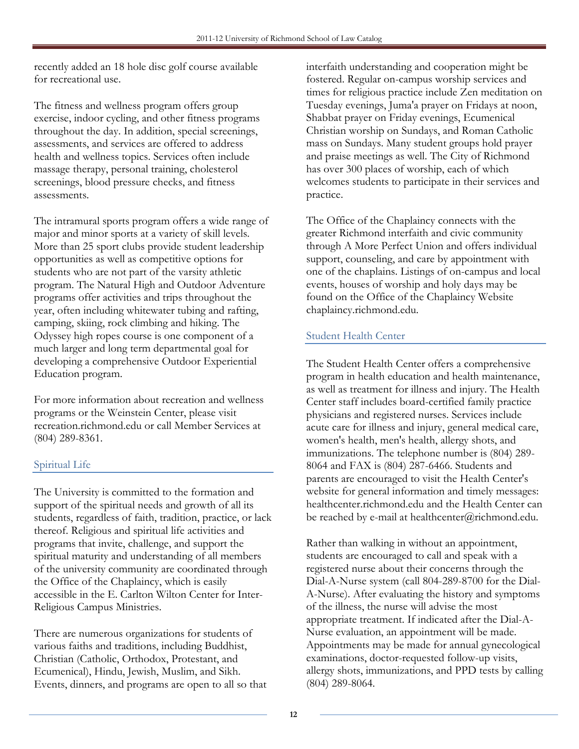recently added an 18 hole disc golf course available for recreational use.

The fitness and wellness program offers group exercise, indoor cycling, and other fitness programs throughout the day. In addition, special screenings, assessments, and services are offered to address health and wellness topics. Services often include massage therapy, personal training, cholesterol screenings, blood pressure checks, and fitness assessments.

The intramural sports program offers a wide range of major and minor sports at a variety of skill levels. More than 25 sport clubs provide student leadership opportunities as well as competitive options for students who are not part of the varsity athletic program. The Natural High and Outdoor Adventure programs offer activities and trips throughout the year, often including whitewater tubing and rafting, camping, skiing, rock climbing and hiking. The Odyssey high ropes course is one component of a much larger and long term departmental goal for developing a comprehensive Outdoor Experiential Education program.

For more information about recreation and wellness programs or the Weinstein Center, please visit recreation.richmond.edu or call Member Services at (804) 289-8361.

## Spiritual Life

The University is committed to the formation and support of the spiritual needs and growth of all its students, regardless of faith, tradition, practice, or lack thereof. Religious and spiritual life activities and programs that invite, challenge, and support the spiritual maturity and understanding of all members of the university community are coordinated through the Office of the Chaplaincy, which is easily accessible in the E. Carlton Wilton Center for Inter-Religious Campus Ministries.

There are numerous organizations for students of various faiths and traditions, including Buddhist, Christian (Catholic, Orthodox, Protestant, and Ecumenical), Hindu, Jewish, Muslim, and Sikh. Events, dinners, and programs are open to all so that interfaith understanding and cooperation might be fostered. Regular on-campus worship services and times for religious practice include Zen meditation on Tuesday evenings, Juma'a prayer on Fridays at noon, Shabbat prayer on Friday evenings, Ecumenical Christian worship on Sundays, and Roman Catholic mass on Sundays. Many student groups hold prayer and praise meetings as well. The City of Richmond has over 300 places of worship, each of which welcomes students to participate in their services and practice.

The Office of the Chaplaincy connects with the greater Richmond interfaith and civic community through A More Perfect Union and offers individual support, counseling, and care by appointment with one of the chaplains. Listings of on-campus and local events, houses of worship and holy days may be found on the Office of the Chaplaincy Website chaplaincy.richmond.edu.

## Student Health Center

The Student Health Center offers a comprehensive program in health education and health maintenance, as well as treatment for illness and injury. The Health Center staff includes board-certified family practice physicians and registered nurses. Services include acute care for illness and injury, general medical care, women's health, men's health, allergy shots, and immunizations. The telephone number is (804) 289-8064 and FAX is (804) 287-6466. Students and parents are encouraged to visit the Health Center's website for general information and timely messages: healthcenter.richmond.edu and the Health Center can be reached by e-mail at healthcenter@richmond.edu.

Rather than walking in without an appointment, students are encouraged to call and speak with a registered nurse about their concerns through the Dial-A-Nurse system (call 804-289-8700 for the Dial-A-Nurse). After evaluating the history and symptoms of the illness, the nurse will advise the most appropriate treatment. If indicated after the Dial-A-Nurse evaluation, an appointment will be made. Appointments may be made for annual gynecological examinations, doctor-requested follow-up visits, allergy shots, immunizations, and PPD tests by calling (804) 289-8064.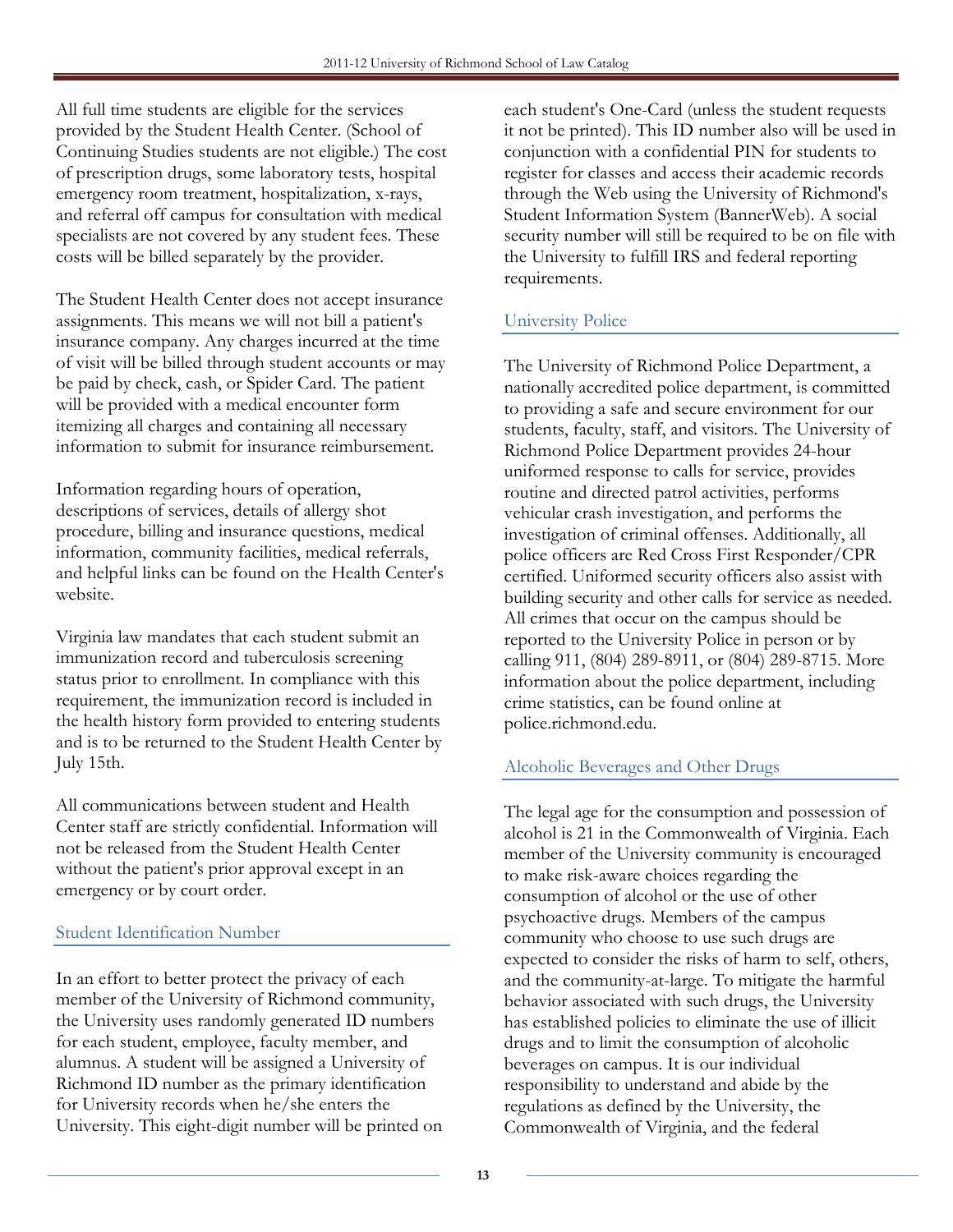All full time students are eligible for the services provided by the Student Health Center. (School of Continuing Studies students are not eligible.) The cost of prescription drugs, some laboratory tests, hospital emergency room treatment, hospitalization, x-rays, and referral off campus for consultation with medical specialists are not covered by any student fees. These costs will be billed separately by the provider.

The Student Health Center does not accept insurance assignments. This means we will not bill a patient's insurance company. Any charges incurred at the time of visit will be billed through student accounts or may be paid by check, cash, or Spider Card. The patient will be provided with a medical encounter form itemizing all charges and containing all necessary information to submit for insurance reimbursement.

Information regarding hours of operation, descriptions of services, details of allergy shot procedure, billing and insurance questions, medical information, community facilities, medical referrals, and helpful links can be found on the Health Center's website.

Virginia law mandates that each student submit an immunization record and tuberculosis screening status prior to enrollment. In compliance with this requirement, the immunization record is included in the health history form provided to entering students and is to be returned to the Student Health Center by July 15th.

All communications between student and Health Center staff are strictly confidential. Information will not be released from the Student Health Center without the patient's prior approval except in an emergency or by court order.

## Student Identification Number

In an effort to better protect the privacy of each member of the University of Richmond community, the University uses randomly generated ID numbers for each student, employee, faculty member, and alumnus. A student will be assigned a University of Richmond ID number as the primary identification for University records when he/she enters the University. This eight-digit number will be printed on each student's One-Card (unless the student requests it not be printed). This ID number also will be used in conjunction with a confidential PIN for students to register for classes and access their academic records through the Web using the University of Richmond's Student Information System (BannerWeb). A social security number will still be required to be on file with the University to fulfill IRS and federal reporting requirements.

## University Police

The University of Richmond Police Department, a nationally accredited police department, is committed to providing a safe and secure environment for our students, faculty, staff, and visitors. The University of Richmond Police Department provides 24-hour uniformed response to calls for service, provides routine and directed patrol activities, performs vehicular crash investigation, and performs the investigation of criminal offenses. Additionally, all police officers are Red Cross First Responder/CPR certified. Uniformed security officers also assist with building security and other calls for service as needed. All crimes that occur on the campus should be reported to the University Police in person or by calling 911, (804) 289-8911, or (804) 289-8715. More information about the police department, including crime statistics, can be found online at police.richmond.edu.

## Alcoholic Beverages and Other Drugs

The legal age for the consumption and possession of alcohol is 21 in the Commonwealth of Virginia. Each member of the University community is encouraged to make risk-aware choices regarding the consumption of alcohol or the use of other psychoactive drugs. Members of the campus community who choose to use such drugs are expected to consider the risks of harm to self, others, and the community-at-large. To mitigate the harmful behavior associated with such drugs, the University has established policies to eliminate the use of illicit drugs and to limit the consumption of alcoholic beverages on campus. It is our individual responsibility to understand and abide by the regulations as defined by the University, the Commonwealth of Virginia, and the federal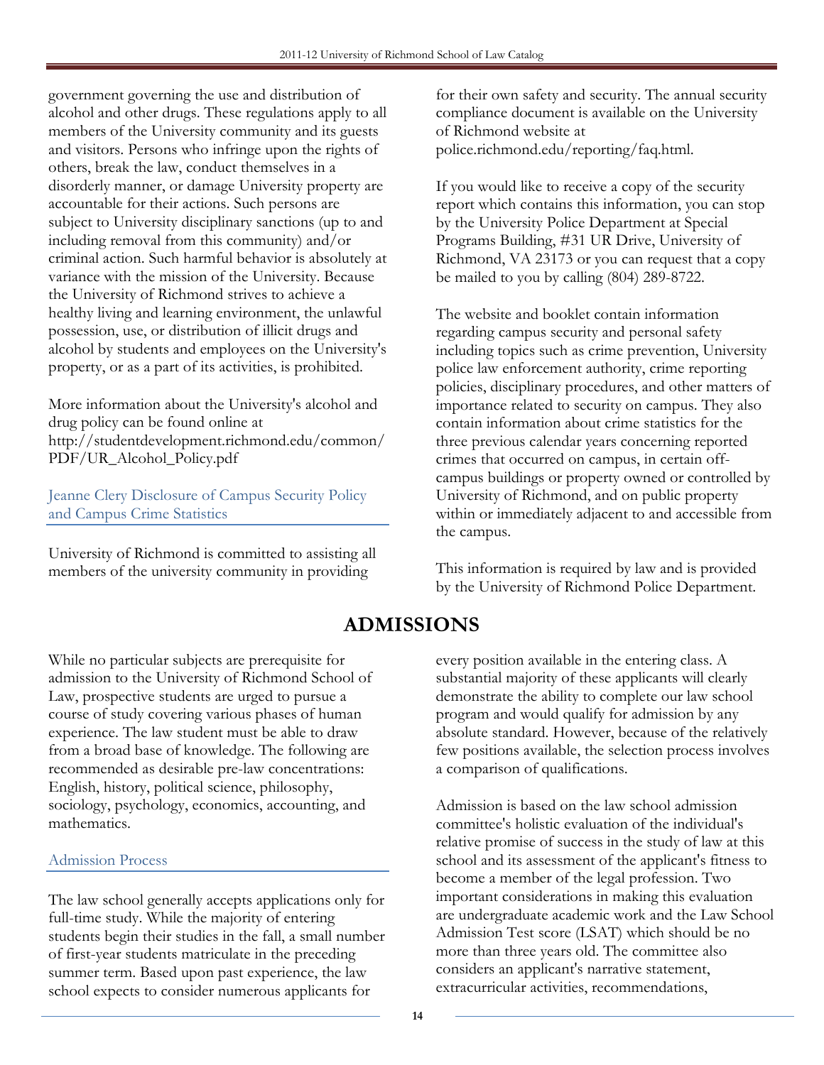government governing the use and distribution of alcohol and other drugs. These regulations apply to all members of the University community and its guests and visitors. Persons who infringe upon the rights of others, break the law, conduct themselves in a disorderly manner, or damage University property are accountable for their actions. Such persons are subject to University disciplinary sanctions (up to and including removal from this community) and/or criminal action. Such harmful behavior is absolutely at variance with the mission of the University. Because the University of Richmond strives to achieve a healthy living and learning environment, the unlawful possession, use, or distribution of illicit drugs and alcohol by students and employees on the University's property, or as a part of its activities, is prohibited.

More information about the University's alcohol and drug policy can be found online at http://studentdevelopment.richmond.edu/common/PDF/UR_Alcohol_Policy.pdf

### Jeanne Clery Disclosure of Campus Security Policy and Campus Crime Statistics

University of Richmond is committed to assisting all members of the university community in providing for their own safety and security. The annual security compliance document is available on the University of Richmond website at police.richmond.edu/reporting/faq.html.

If you would like to receive a copy of the security report which contains this information, you can stop by the University Police Department at Special Programs Building, #31 UR Drive, University of Richmond, VA 23173 or you can request that a copy be mailed to you by calling (804) 289-8722.

The website and booklet contain information regarding campus security and personal safety including topics such as crime prevention, University police law enforcement authority, crime reporting policies, disciplinary procedures, and other matters of importance related to security on campus. They also contain information about crime statistics for the three previous calendar years concerning reported crimes that occurred on campus, in certain off-campus buildings or property owned or controlled by University of Richmond, and on public property within or immediately adjacent to and accessible from the campus.

This information is required by law and is provided by the University of Richmond Police Department.

# ADMISSIONS

While no particular subjects are prerequisite for admission to the University of Richmond School of Law, prospective students are urged to pursue a course of study covering various phases of human experience. The law student must be able to draw from a broad base of knowledge. The following are recommended as desirable pre-law concentrations: English, history, political science, philosophy, sociology, psychology, economics, accounting, and mathematics.

### Admission Process

The law school generally accepts applications only for full-time study. While the majority of entering students begin their studies in the fall, a small number of first-year students matriculate in the preceding summer term. Based upon past experience, the law school expects to consider numerous applicants for every position available in the entering class. A substantial majority of these applicants will clearly demonstrate the ability to complete our law school program and would qualify for admission by any absolute standard. However, because of the relatively few positions available, the selection process involves a comparison of qualifications.

Admission is based on the law school admission committee's holistic evaluation of the individual's relative promise of success in the study of law at this school and its assessment of the applicant's fitness to become a member of the legal profession. Two important considerations in making this evaluation are undergraduate academic work and the Law School Admission Test score (LSAT) which should be no more than three years old. The committee also considers an applicant's narrative statement, extracurricular activities, recommendations,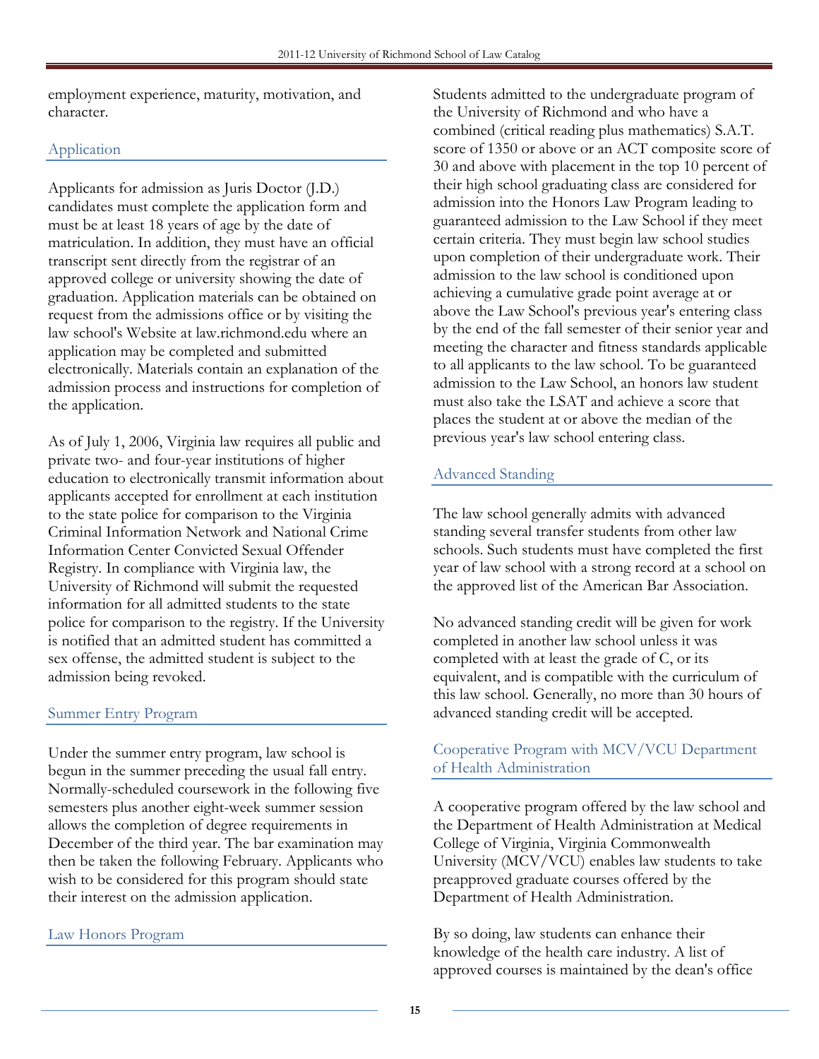employment experience, maturity, motivation, and character.

## Application

Applicants for admission as Juris Doctor (J.D.) candidates must complete the application form and must be at least 18 years of age by the date of matriculation. In addition, they must have an official transcript sent directly from the registrar of an approved college or university showing the date of graduation. Application materials can be obtained on request from the admissions office or by visiting the law school's Website at law.richmond.edu where an application may be completed and submitted electronically. Materials contain an explanation of the admission process and instructions for completion of the application.

As of July 1, 2006, Virginia law requires all public and private two- and four-year institutions of higher education to electronically transmit information about applicants accepted for enrollment at each institution to the state police for comparison to the Virginia Criminal Information Network and National Crime Information Center Convicted Sexual Offender Registry. In compliance with Virginia law, the University of Richmond will submit the requested information for all admitted students to the state police for comparison to the registry. If the University is notified that an admitted student has committed a sex offense, the admitted student is subject to the admission being revoked.

## Summer Entry Program

Under the summer entry program, law school is begun in the summer preceding the usual fall entry. Normally-scheduled coursework in the following five semesters plus another eight-week summer session allows the completion of degree requirements in December of the third year. The bar examination may then be taken the following February. Applicants who wish to be considered for this program should state their interest on the admission application.

## Law Honors Program

Students admitted to the undergraduate program of the University of Richmond and who have a combined (critical reading plus mathematics) S.A.T. score of 1350 or above or an ACT composite score of 30 and above with placement in the top 10 percent of their high school graduating class are considered for admission into the Honors Law Program leading to guaranteed admission to the Law School if they meet certain criteria. They must begin law school studies upon completion of their undergraduate work. Their admission to the law school is conditioned upon achieving a cumulative grade point average at or above the Law School's previous year's entering class by the end of the fall semester of their senior year and meeting the character and fitness standards applicable to all applicants to the law school. To be guaranteed admission to the Law School, an honors law student must also take the LSAT and achieve a score that places the student at or above the median of the previous year's law school entering class.

## Advanced Standing

The law school generally admits with advanced standing several transfer students from other law schools. Such students must have completed the first year of law school with a strong record at a school on the approved list of the American Bar Association.

No advanced standing credit will be given for work completed in another law school unless it was completed with at least the grade of C, or its equivalent, and is compatible with the curriculum of this law school. Generally, no more than 30 hours of advanced standing credit will be accepted.

## Cooperative Program with MCV/VCU Department of Health Administration

A cooperative program offered by the law school and the Department of Health Administration at Medical College of Virginia, Virginia Commonwealth University (MCV/VCU) enables law students to take preapproved graduate courses offered by the Department of Health Administration.

By so doing, law students can enhance their knowledge of the health care industry. A list of approved courses is maintained by the dean's office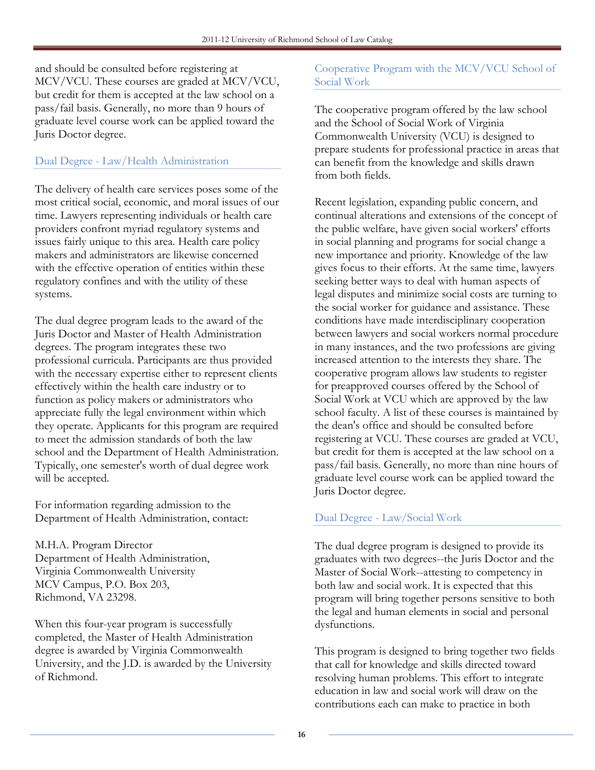and should be consulted before registering at MCV/VCU. These courses are graded at MCV/VCU, but credit for them is accepted at the law school on a pass/fail basis. Generally, no more than 9 hours of graduate level course work can be applied toward the Juris Doctor degree.

## Dual Degree - Law/Health Administration

The delivery of health care services poses some of the most critical social, economic, and moral issues of our time. Lawyers representing individuals or health care providers confront myriad regulatory systems and issues fairly unique to this area. Health care policy makers and administrators are likewise concerned with the effective operation of entities within these regulatory confines and with the utility of these systems.

The dual degree program leads to the award of the Juris Doctor and Master of Health Administration degrees. The program integrates these two professional curricula. Participants are thus provided with the necessary expertise either to represent clients effectively within the health care industry or to function as policy makers or administrators who appreciate fully the legal environment within which they operate. Applicants for this program are required to meet the admission standards of both the law school and the Department of Health Administration. Typically, one semester's worth of dual degree work will be accepted.

For information regarding admission to the Department of Health Administration, contact:

M.H.A. Program Director
Department of Health Administration,
Virginia Commonwealth University
MCV Campus, P.O. Box 203,
Richmond, VA 23298.

When this four-year program is successfully completed, the Master of Health Administration degree is awarded by Virginia Commonwealth University, and the J.D. is awarded by the University of Richmond.

## Cooperative Program with the MCV/VCU School of Social Work

The cooperative program offered by the law school and the School of Social Work of Virginia Commonwealth University (VCU) is designed to prepare students for professional practice in areas that can benefit from the knowledge and skills drawn from both fields.

Recent legislation, expanding public concern, and continual alterations and extensions of the concept of the public welfare, have given social workers' efforts in social planning and programs for social change a new importance and priority. Knowledge of the law gives focus to their efforts. At the same time, lawyers seeking better ways to deal with human aspects of legal disputes and minimize social costs are turning to the social worker for guidance and assistance. These conditions have made interdisciplinary cooperation between lawyers and social workers normal procedure in many instances, and the two professions are giving increased attention to the interests they share. The cooperative program allows law students to register for preapproved courses offered by the School of Social Work at VCU which are approved by the law school faculty. A list of these courses is maintained by the dean's office and should be consulted before registering at VCU. These courses are graded at VCU, but credit for them is accepted at the law school on a pass/fail basis. Generally, no more than nine hours of graduate level course work can be applied toward the Juris Doctor degree.

## Dual Degree - Law/Social Work

The dual degree program is designed to provide its graduates with two degrees--the Juris Doctor and the Master of Social Work--attesting to competency in both law and social work. It is expected that this program will bring together persons sensitive to both the legal and human elements in social and personal dysfunctions.

This program is designed to bring together two fields that call for knowledge and skills directed toward resolving human problems. This effort to integrate education in law and social work will draw on the contributions each can make to practice in both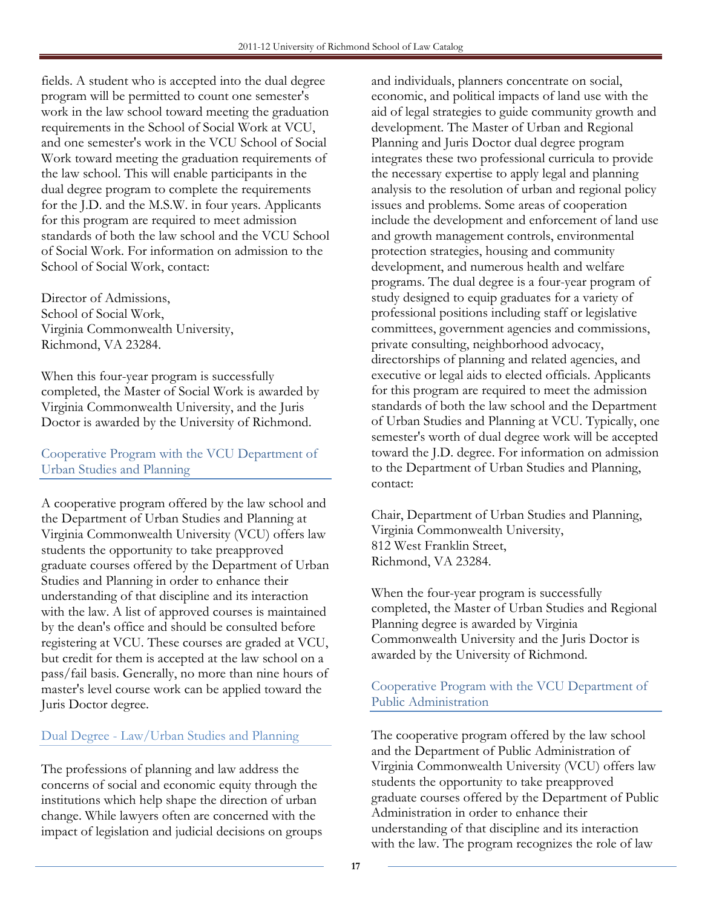fields. A student who is accepted into the dual degree program will be permitted to count one semester's work in the law school toward meeting the graduation requirements in the School of Social Work at VCU, and one semester's work in the VCU School of Social Work toward meeting the graduation requirements of the law school. This will enable participants in the dual degree program to complete the requirements for the J.D. and the M.S.W. in four years. Applicants for this program are required to meet admission standards of both the law school and the VCU School of Social Work. For information on admission to the School of Social Work, contact:

Director of Admissions,
School of Social Work,
Virginia Commonwealth University,
Richmond, VA 23284.

When this four-year program is successfully completed, the Master of Social Work is awarded by Virginia Commonwealth University, and the Juris Doctor is awarded by the University of Richmond.

## Cooperative Program with the VCU Department of Urban Studies and Planning

A cooperative program offered by the law school and the Department of Urban Studies and Planning at Virginia Commonwealth University (VCU) offers law students the opportunity to take preapproved graduate courses offered by the Department of Urban Studies and Planning in order to enhance their understanding of that discipline and its interaction with the law. A list of approved courses is maintained by the dean's office and should be consulted before registering at VCU. These courses are graded at VCU, but credit for them is accepted at the law school on a pass/fail basis. Generally, no more than nine hours of master's level course work can be applied toward the Juris Doctor degree.

## Dual Degree - Law/Urban Studies and Planning

The professions of planning and law address the concerns of social and economic equity through the institutions which help shape the direction of urban change. While lawyers often are concerned with the impact of legislation and judicial decisions on groups and individuals, planners concentrate on social, economic, and political impacts of land use with the aid of legal strategies to guide community growth and development. The Master of Urban and Regional Planning and Juris Doctor dual degree program integrates these two professional curricula to provide the necessary expertise to apply legal and planning analysis to the resolution of urban and regional policy issues and problems. Some areas of cooperation include the development and enforcement of land use and growth management controls, environmental protection strategies, housing and community development, and numerous health and welfare programs. The dual degree is a four-year program of study designed to equip graduates for a variety of professional positions including staff or legislative committees, government agencies and commissions, private consulting, neighborhood advocacy, directorships of planning and related agencies, and executive or legal aids to elected officials. Applicants for this program are required to meet the admission standards of both the law school and the Department of Urban Studies and Planning at VCU. Typically, one semester's worth of dual degree work will be accepted toward the J.D. degree. For information on admission to the Department of Urban Studies and Planning, contact:

Chair, Department of Urban Studies and Planning,
Virginia Commonwealth University,
812 West Franklin Street,
Richmond, VA 23284.

When the four-year program is successfully completed, the Master of Urban Studies and Regional Planning degree is awarded by Virginia Commonwealth University and the Juris Doctor is awarded by the University of Richmond.

## Cooperative Program with the VCU Department of Public Administration

The cooperative program offered by the law school and the Department of Public Administration of Virginia Commonwealth University (VCU) offers law students the opportunity to take preapproved graduate courses offered by the Department of Public Administration in order to enhance their understanding of that discipline and its interaction with the law. The program recognizes the role of law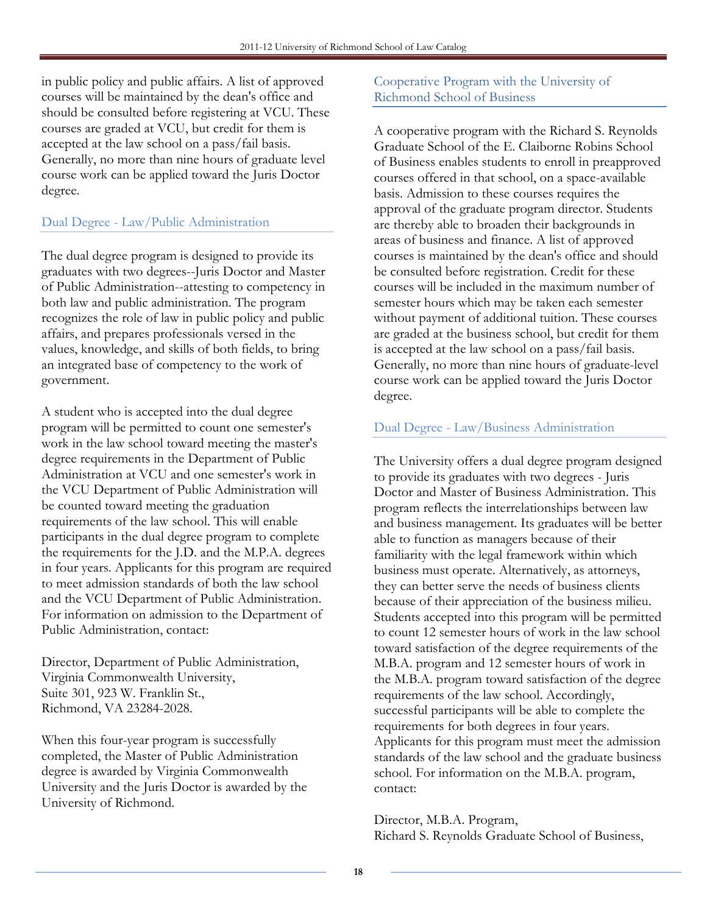in public policy and public affairs. A list of approved courses will be maintained by the dean's office and should be consulted before registering at VCU. These courses are graded at VCU, but credit for them is accepted at the law school on a pass/fail basis. Generally, no more than nine hours of graduate level course work can be applied toward the Juris Doctor degree.

## Dual Degree - Law/Public Administration

The dual degree program is designed to provide its graduates with two degrees--Juris Doctor and Master of Public Administration--attesting to competency in both law and public administration. The program recognizes the role of law in public policy and public affairs, and prepares professionals versed in the values, knowledge, and skills of both fields, to bring an integrated base of competency to the work of government.

A student who is accepted into the dual degree program will be permitted to count one semester's work in the law school toward meeting the master's degree requirements in the Department of Public Administration at VCU and one semester's work in the VCU Department of Public Administration will be counted toward meeting the graduation requirements of the law school. This will enable participants in the dual degree program to complete the requirements for the J.D. and the M.P.A. degrees in four years. Applicants for this program are required to meet admission standards of both the law school and the VCU Department of Public Administration. For information on admission to the Department of Public Administration, contact:

Director, Department of Public Administration,
Virginia Commonwealth University,
Suite 301, 923 W. Franklin St.,
Richmond, VA 23284-2028.

When this four-year program is successfully completed, the Master of Public Administration degree is awarded by Virginia Commonwealth University and the Juris Doctor is awarded by the University of Richmond.

## Cooperative Program with the University of Richmond School of Business

A cooperative program with the Richard S. Reynolds Graduate School of the E. Claiborne Robins School of Business enables students to enroll in preapproved courses offered in that school, on a space-available basis. Admission to these courses requires the approval of the graduate program director. Students are thereby able to broaden their backgrounds in areas of business and finance. A list of approved courses is maintained by the dean's office and should be consulted before registration. Credit for these courses will be included in the maximum number of semester hours which may be taken each semester without payment of additional tuition. These courses are graded at the business school, but credit for them is accepted at the law school on a pass/fail basis. Generally, no more than nine hours of graduate-level course work can be applied toward the Juris Doctor degree.

## Dual Degree - Law/Business Administration

The University offers a dual degree program designed to provide its graduates with two degrees - Juris Doctor and Master of Business Administration. This program reflects the interrelationships between law and business management. Its graduates will be better able to function as managers because of their familiarity with the legal framework within which business must operate. Alternatively, as attorneys, they can better serve the needs of business clients because of their appreciation of the business milieu. Students accepted into this program will be permitted to count 12 semester hours of work in the law school toward satisfaction of the degree requirements of the M.B.A. program and 12 semester hours of work in the M.B.A. program toward satisfaction of the degree requirements of the law school. Accordingly, successful participants will be able to complete the requirements for both degrees in four years. Applicants for this program must meet the admission standards of the law school and the graduate business school. For information on the M.B.A. program, contact:

Director, M.B.A. Program,
Richard S. Reynolds Graduate School of Business,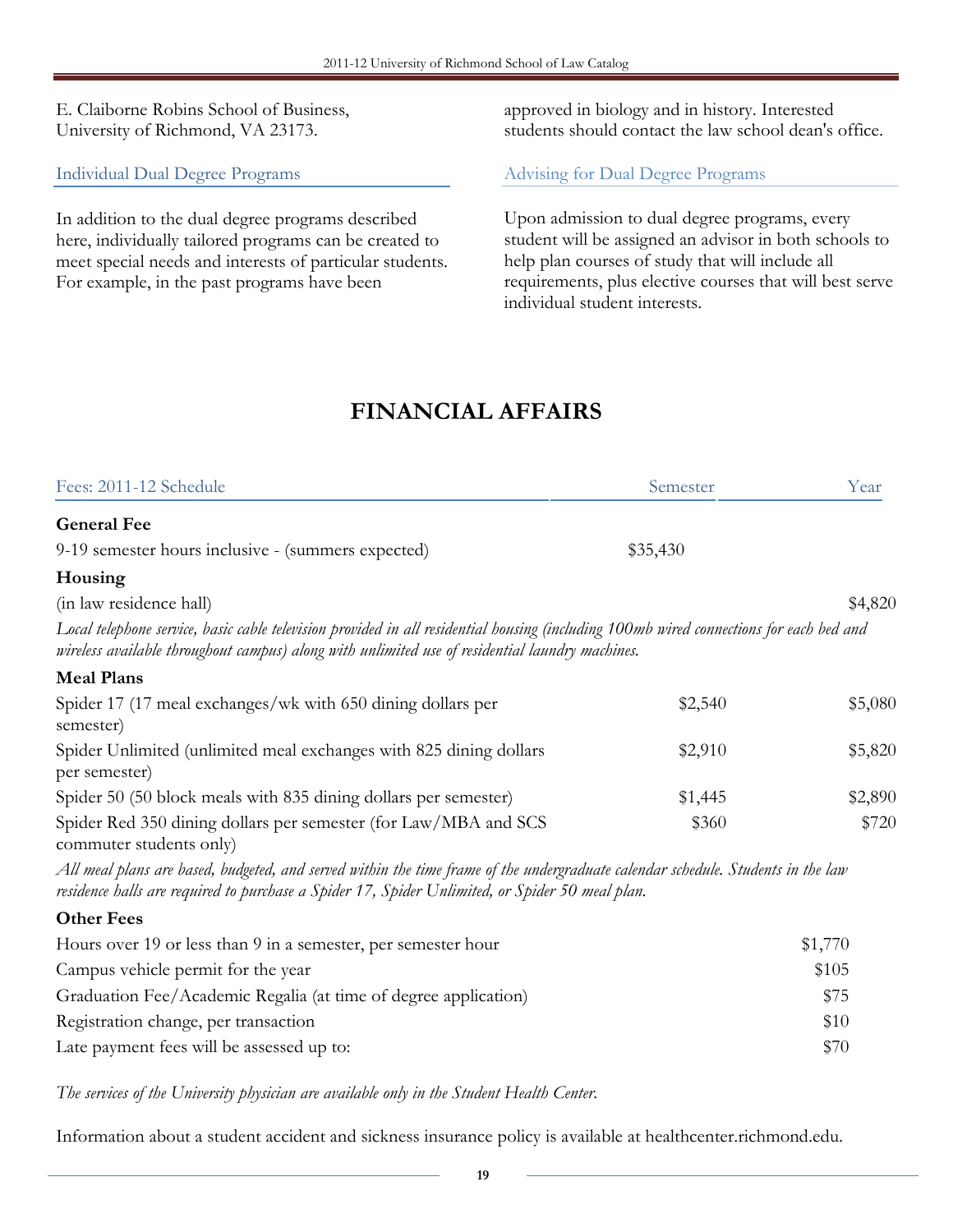E. Claiborne Robins School of Business, University of Richmond, VA 23173.

### Individual Dual Degree Programs

In addition to the dual degree programs described here, individually tailored programs can be created to meet special needs and interests of particular students. For example, in the past programs have been approved in biology and in history. Interested students should contact the law school dean's office.

### Advising for Dual Degree Programs

Upon admission to dual degree programs, every student will be assigned an advisor in both schools to help plan courses of study that will include all requirements, plus elective courses that will best serve individual student interests.

# FINANCIAL AFFAIRS

| Fees: 2011-12 Schedule | Semester | Year |
|---|---|---|
| **General Fee** | | |
| 9-19 semester hours inclusive - (summers expected) | $35,430 | |
| **Housing** | | |
| (in law residence hall) | | $4,820 |

*Local telephone service, basic cable television provided in all residential housing (including 100mb wired connections for each bed and wireless available throughout campus) along with unlimited use of residential laundry machines.*

| **Meal Plans** | Semester | Year |
|---|---|---|
| Spider 17 (17 meal exchanges/wk with 650 dining dollars per semester) | $2,540 | $5,080 |
| Spider Unlimited (unlimited meal exchanges with 825 dining dollars per semester) | $2,910 | $5,820 |
| Spider 50 (50 block meals with 835 dining dollars per semester) | $1,445 | $2,890 |
| Spider Red 350 dining dollars per semester (for Law/MBA and SCS commuter students only) | $360 | $720 |

*All meal plans are based, budgeted, and served within the time frame of the undergraduate calendar schedule. Students in the law residence halls are required to purchase a Spider 17, Spider Unlimited, or Spider 50 meal plan.*

| **Other Fees** | |
|---|---|
| Hours over 19 or less than 9 in a semester, per semester hour | $1,770 |
| Campus vehicle permit for the year | $105 |
| Graduation Fee/Academic Regalia (at time of degree application) | $75 |
| Registration change, per transaction | $10 |
| Late payment fees will be assessed up to: | $70 |

*The services of the University physician are available only in the Student Health Center.*

Information about a student accident and sickness insurance policy is available at healthcenter.richmond.edu.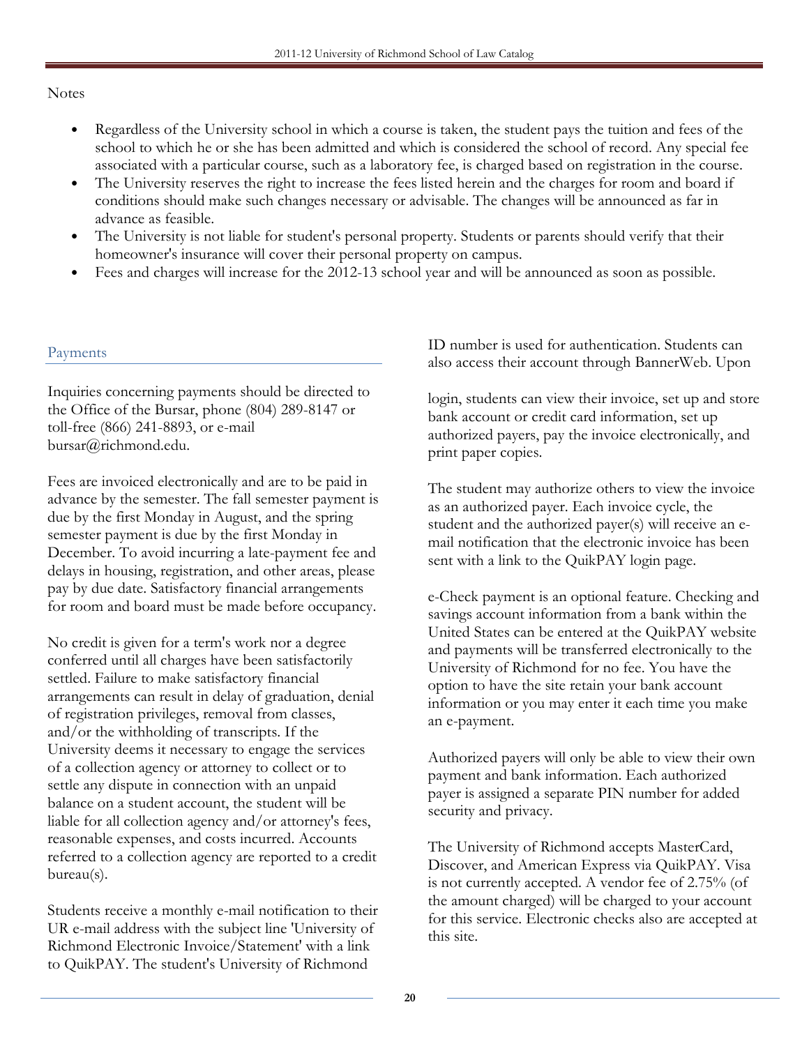Notes

- Regardless of the University school in which a course is taken, the student pays the tuition and fees of the school to which he or she has been admitted and which is considered the school of record. Any special fee associated with a particular course, such as a laboratory fee, is charged based on registration in the course.
- The University reserves the right to increase the fees listed herein and the charges for room and board if conditions should make such changes necessary or advisable. The changes will be announced as far in advance as feasible.
- The University is not liable for student's personal property. Students or parents should verify that their homeowner's insurance will cover their personal property on campus.
- Fees and charges will increase for the 2012-13 school year and will be announced as soon as possible.

## Payments

Inquiries concerning payments should be directed to the Office of the Bursar, phone (804) 289-8147 or toll-free (866) 241-8893, or e-mail bursar@richmond.edu.

Fees are invoiced electronically and are to be paid in advance by the semester. The fall semester payment is due by the first Monday in August, and the spring semester payment is due by the first Monday in December. To avoid incurring a late-payment fee and delays in housing, registration, and other areas, please pay by due date. Satisfactory financial arrangements for room and board must be made before occupancy.

No credit is given for a term's work nor a degree conferred until all charges have been satisfactorily settled. Failure to make satisfactory financial arrangements can result in delay of graduation, denial of registration privileges, removal from classes, and/or the withholding of transcripts. If the University deems it necessary to engage the services of a collection agency or attorney to collect or to settle any dispute in connection with an unpaid balance on a student account, the student will be liable for all collection agency and/or attorney's fees, reasonable expenses, and costs incurred. Accounts referred to a collection agency are reported to a credit bureau(s).

Students receive a monthly e-mail notification to their UR e-mail address with the subject line 'University of Richmond Electronic Invoice/Statement' with a link to QuikPAY. The student's University of Richmond ID number is used for authentication. Students can also access their account through BannerWeb. Upon login, students can view their invoice, set up and store bank account or credit card information, set up authorized payers, pay the invoice electronically, and print paper copies.

The student may authorize others to view the invoice as an authorized payer. Each invoice cycle, the student and the authorized payer(s) will receive an e-mail notification that the electronic invoice has been sent with a link to the QuikPAY login page.

e-Check payment is an optional feature. Checking and savings account information from a bank within the United States can be entered at the QuikPAY website and payments will be transferred electronically to the University of Richmond for no fee. You have the option to have the site retain your bank account information or you may enter it each time you make an e-payment.

Authorized payers will only be able to view their own payment and bank information. Each authorized payer is assigned a separate PIN number for added security and privacy.

The University of Richmond accepts MasterCard, Discover, and American Express via QuikPAY. Visa is not currently accepted. A vendor fee of 2.75% (of the amount charged) will be charged to your account for this service. Electronic checks also are accepted at this site.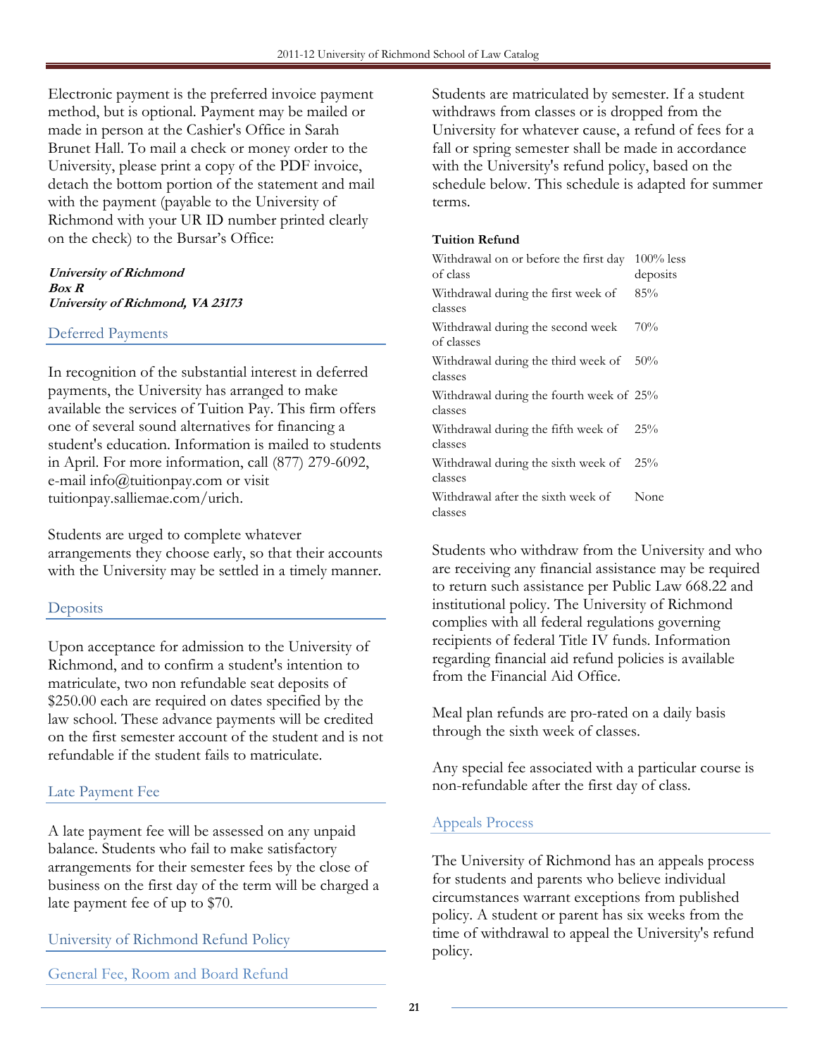Electronic payment is the preferred invoice payment method, but is optional. Payment may be mailed or made in person at the Cashier's Office in Sarah Brunet Hall. To mail a check or money order to the University, please print a copy of the PDF invoice, detach the bottom portion of the statement and mail with the payment (payable to the University of Richmond with your UR ID number printed clearly on the check) to the Bursar's Office:

***University of Richmond***
***Box R***
***University of Richmond, VA 23173***

## Deferred Payments

In recognition of the substantial interest in deferred payments, the University has arranged to make available the services of Tuition Pay. This firm offers one of several sound alternatives for financing a student's education. Information is mailed to students in April. For more information, call (877) 279-6092, e-mail info@tuitionpay.com or visit tuitionpay.salliemae.com/urich.

Students are urged to complete whatever arrangements they choose early, so that their accounts with the University may be settled in a timely manner.

## Deposits

Upon acceptance for admission to the University of Richmond, and to confirm a student's intention to matriculate, two non refundable seat deposits of $250.00 each are required on dates specified by the law school. These advance payments will be credited on the first semester account of the student and is not refundable if the student fails to matriculate.

## Late Payment Fee

A late payment fee will be assessed on any unpaid balance. Students who fail to make satisfactory arrangements for their semester fees by the close of business on the first day of the term will be charged a late payment fee of up to $70.

## University of Richmond Refund Policy

## General Fee, Room and Board Refund

Students are matriculated by semester. If a student withdraws from classes or is dropped from the University for whatever cause, a refund of fees for a fall or spring semester shall be made in accordance with the University's refund policy, based on the schedule below. This schedule is adapted for summer terms.

**Tuition Refund**

| | |
|---|---|
| Withdrawal on or before the first day of class | 100% less deposits |
| Withdrawal during the first week of classes | 85% |
| Withdrawal during the second week of classes | 70% |
| Withdrawal during the third week of classes | 50% |
| Withdrawal during the fourth week of classes | 25% |
| Withdrawal during the fifth week of classes | 25% |
| Withdrawal during the sixth week of classes | 25% |
| Withdrawal after the sixth week of classes | None |

Students who withdraw from the University and who are receiving any financial assistance may be required to return such assistance per Public Law 668.22 and institutional policy. The University of Richmond complies with all federal regulations governing recipients of federal Title IV funds. Information regarding financial aid refund policies is available from the Financial Aid Office.

Meal plan refunds are pro-rated on a daily basis through the sixth week of classes.

Any special fee associated with a particular course is non-refundable after the first day of class.

## Appeals Process

The University of Richmond has an appeals process for students and parents who believe individual circumstances warrant exceptions from published policy. A student or parent has six weeks from the time of withdrawal to appeal the University's refund policy.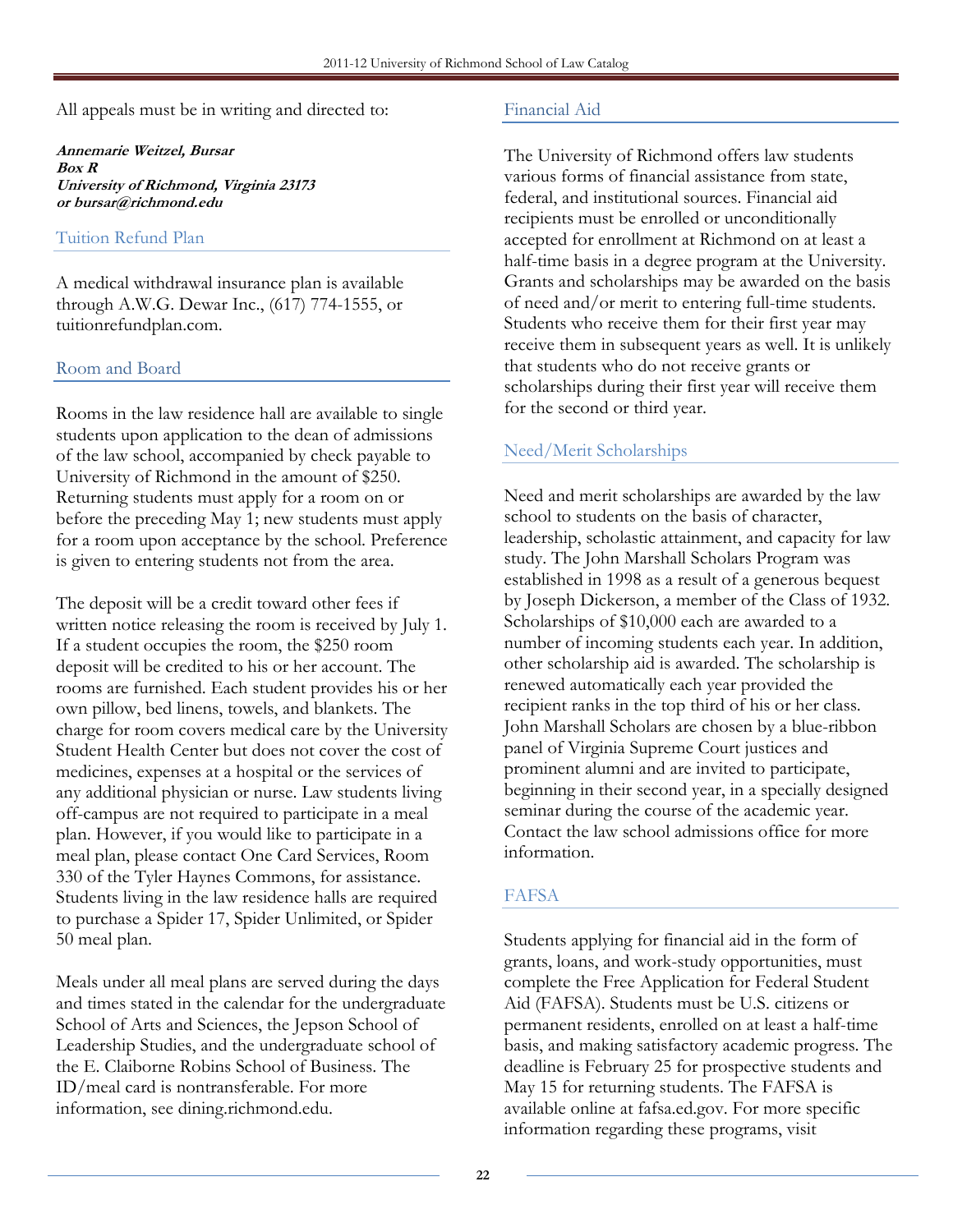All appeals must be in writing and directed to:

***Annemarie Weitzel, Bursar***
***Box R***
***University of Richmond, Virginia 23173***
***or bursar@richmond.edu***

## Tuition Refund Plan

A medical withdrawal insurance plan is available through A.W.G. Dewar Inc., (617) 774-1555, or tuitionrefundplan.com.

## Room and Board

Rooms in the law residence hall are available to single students upon application to the dean of admissions of the law school, accompanied by check payable to University of Richmond in the amount of $250. Returning students must apply for a room on or before the preceding May 1; new students must apply for a room upon acceptance by the school. Preference is given to entering students not from the area.

The deposit will be a credit toward other fees if written notice releasing the room is received by July 1. If a student occupies the room, the $250 room deposit will be credited to his or her account. The rooms are furnished. Each student provides his or her own pillow, bed linens, towels, and blankets. The charge for room covers medical care by the University Student Health Center but does not cover the cost of medicines, expenses at a hospital or the services of any additional physician or nurse. Law students living off-campus are not required to participate in a meal plan. However, if you would like to participate in a meal plan, please contact One Card Services, Room 330 of the Tyler Haynes Commons, for assistance. Students living in the law residence halls are required to purchase a Spider 17, Spider Unlimited, or Spider 50 meal plan.

Meals under all meal plans are served during the days and times stated in the calendar for the undergraduate School of Arts and Sciences, the Jepson School of Leadership Studies, and the undergraduate school of the E. Claiborne Robins School of Business. The ID/meal card is nontransferable. For more information, see dining.richmond.edu.

## Financial Aid

The University of Richmond offers law students various forms of financial assistance from state, federal, and institutional sources. Financial aid recipients must be enrolled or unconditionally accepted for enrollment at Richmond on at least a half-time basis in a degree program at the University. Grants and scholarships may be awarded on the basis of need and/or merit to entering full-time students. Students who receive them for their first year may receive them in subsequent years as well. It is unlikely that students who do not receive grants or scholarships during their first year will receive them for the second or third year.

## Need/Merit Scholarships

Need and merit scholarships are awarded by the law school to students on the basis of character, leadership, scholastic attainment, and capacity for law study. The John Marshall Scholars Program was established in 1998 as a result of a generous bequest by Joseph Dickerson, a member of the Class of 1932. Scholarships of $10,000 each are awarded to a number of incoming students each year. In addition, other scholarship aid is awarded. The scholarship is renewed automatically each year provided the recipient ranks in the top third of his or her class. John Marshall Scholars are chosen by a blue-ribbon panel of Virginia Supreme Court justices and prominent alumni and are invited to participate, beginning in their second year, in a specially designed seminar during the course of the academic year. Contact the law school admissions office for more information.

## FAFSA

Students applying for financial aid in the form of grants, loans, and work-study opportunities, must complete the Free Application for Federal Student Aid (FAFSA). Students must be U.S. citizens or permanent residents, enrolled on at least a half-time basis, and making satisfactory academic progress. The deadline is February 25 for prospective students and May 15 for returning students. The FAFSA is available online at fafsa.ed.gov. For more specific information regarding these programs, visit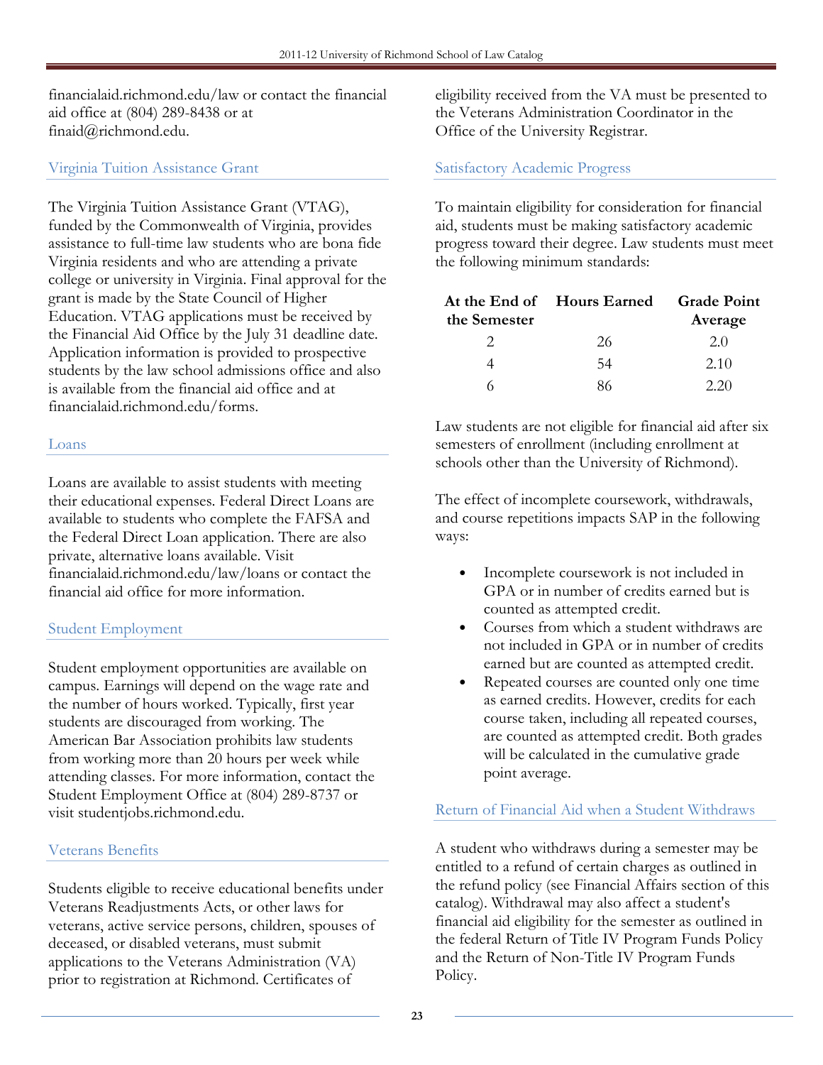financialaid.richmond.edu/law or contact the financial aid office at (804) 289-8438 or at finaid@richmond.edu.

## Virginia Tuition Assistance Grant

The Virginia Tuition Assistance Grant (VTAG), funded by the Commonwealth of Virginia, provides assistance to full-time law students who are bona fide Virginia residents and who are attending a private college or university in Virginia. Final approval for the grant is made by the State Council of Higher Education. VTAG applications must be received by the Financial Aid Office by the July 31 deadline date. Application information is provided to prospective students by the law school admissions office and also is available from the financial aid office and at financialaid.richmond.edu/forms.

## Loans

Loans are available to assist students with meeting their educational expenses. Federal Direct Loans are available to students who complete the FAFSA and the Federal Direct Loan application. There are also private, alternative loans available. Visit financialaid.richmond.edu/law/loans or contact the financial aid office for more information.

## Student Employment

Student employment opportunities are available on campus. Earnings will depend on the wage rate and the number of hours worked. Typically, first year students are discouraged from working. The American Bar Association prohibits law students from working more than 20 hours per week while attending classes. For more information, contact the Student Employment Office at (804) 289-8737 or visit studentjobs.richmond.edu.

## Veterans Benefits

Students eligible to receive educational benefits under Veterans Readjustments Acts, or other laws for veterans, active service persons, children, spouses of deceased, or disabled veterans, must submit applications to the Veterans Administration (VA) prior to registration at Richmond. Certificates of eligibility received from the VA must be presented to the Veterans Administration Coordinator in the Office of the University Registrar.

## Satisfactory Academic Progress

To maintain eligibility for consideration for financial aid, students must be making satisfactory academic progress toward their degree. Law students must meet the following minimum standards:

| At the End of the Semester | Hours Earned | Grade Point Average |
|---|---|---|
| 2 | 26 | 2.0 |
| 4 | 54 | 2.10 |
| 6 | 86 | 2.20 |

Law students are not eligible for financial aid after six semesters of enrollment (including enrollment at schools other than the University of Richmond).

The effect of incomplete coursework, withdrawals, and course repetitions impacts SAP in the following ways:

- Incomplete coursework is not included in GPA or in number of credits earned but is counted as attempted credit.
- Courses from which a student withdraws are not included in GPA or in number of credits earned but are counted as attempted credit.
- Repeated courses are counted only one time as earned credits. However, credits for each course taken, including all repeated courses, are counted as attempted credit. Both grades will be calculated in the cumulative grade point average.

## Return of Financial Aid when a Student Withdraws

A student who withdraws during a semester may be entitled to a refund of certain charges as outlined in the refund policy (see Financial Affairs section of this catalog). Withdrawal may also affect a student's financial aid eligibility for the semester as outlined in the federal Return of Title IV Program Funds Policy and the Return of Non-Title IV Program Funds Policy.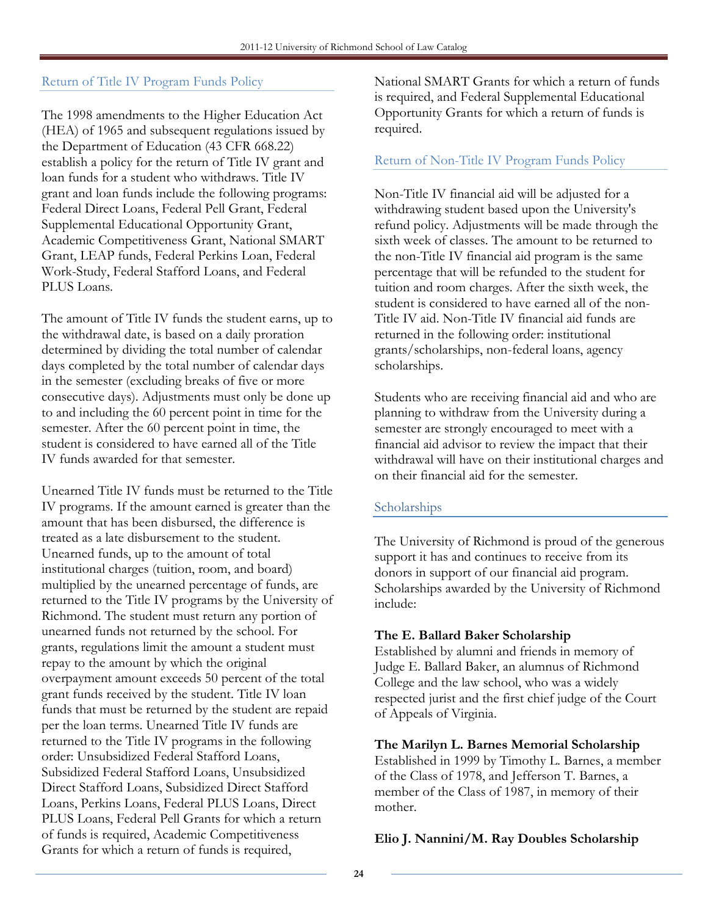## Return of Title IV Program Funds Policy

The 1998 amendments to the Higher Education Act (HEA) of 1965 and subsequent regulations issued by the Department of Education (43 CFR 668.22) establish a policy for the return of Title IV grant and loan funds for a student who withdraws. Title IV grant and loan funds include the following programs: Federal Direct Loans, Federal Pell Grant, Federal Supplemental Educational Opportunity Grant, Academic Competitiveness Grant, National SMART Grant, LEAP funds, Federal Perkins Loan, Federal Work-Study, Federal Stafford Loans, and Federal PLUS Loans.

The amount of Title IV funds the student earns, up to the withdrawal date, is based on a daily proration determined by dividing the total number of calendar days completed by the total number of calendar days in the semester (excluding breaks of five or more consecutive days). Adjustments must only be done up to and including the 60 percent point in time for the semester. After the 60 percent point in time, the student is considered to have earned all of the Title IV funds awarded for that semester.

Unearned Title IV funds must be returned to the Title IV programs. If the amount earned is greater than the amount that has been disbursed, the difference is treated as a late disbursement to the student. Unearned funds, up to the amount of total institutional charges (tuition, room, and board) multiplied by the unearned percentage of funds, are returned to the Title IV programs by the University of Richmond. The student must return any portion of unearned funds not returned by the school. For grants, regulations limit the amount a student must repay to the amount by which the original overpayment amount exceeds 50 percent of the total grant funds received by the student. Title IV loan funds that must be returned by the student are repaid per the loan terms. Unearned Title IV funds are returned to the Title IV programs in the following order: Unsubsidized Federal Stafford Loans, Subsidized Federal Stafford Loans, Unsubsidized Direct Stafford Loans, Subsidized Direct Stafford Loans, Perkins Loans, Federal PLUS Loans, Direct PLUS Loans, Federal Pell Grants for which a return of funds is required, Academic Competitiveness Grants for which a return of funds is required, National SMART Grants for which a return of funds is required, and Federal Supplemental Educational Opportunity Grants for which a return of funds is required.

## Return of Non-Title IV Program Funds Policy

Non-Title IV financial aid will be adjusted for a withdrawing student based upon the University's refund policy. Adjustments will be made through the sixth week of classes. The amount to be returned to the non-Title IV financial aid program is the same percentage that will be refunded to the student for tuition and room charges. After the sixth week, the student is considered to have earned all of the non-Title IV aid. Non-Title IV financial aid funds are returned in the following order: institutional grants/scholarships, non-federal loans, agency scholarships.

Students who are receiving financial aid and who are planning to withdraw from the University during a semester are strongly encouraged to meet with a financial aid advisor to review the impact that their withdrawal will have on their institutional charges and on their financial aid for the semester.

## Scholarships

The University of Richmond is proud of the generous support it has and continues to receive from its donors in support of our financial aid program. Scholarships awarded by the University of Richmond include:

**The E. Ballard Baker Scholarship**
Established by alumni and friends in memory of Judge E. Ballard Baker, an alumnus of Richmond College and the law school, who was a widely respected jurist and the first chief judge of the Court of Appeals of Virginia.

**The Marilyn L. Barnes Memorial Scholarship**
Established in 1999 by Timothy L. Barnes, a member of the Class of 1978, and Jefferson T. Barnes, a member of the Class of 1987, in memory of their mother.

**Elio J. Nannini/M. Ray Doubles Scholarship**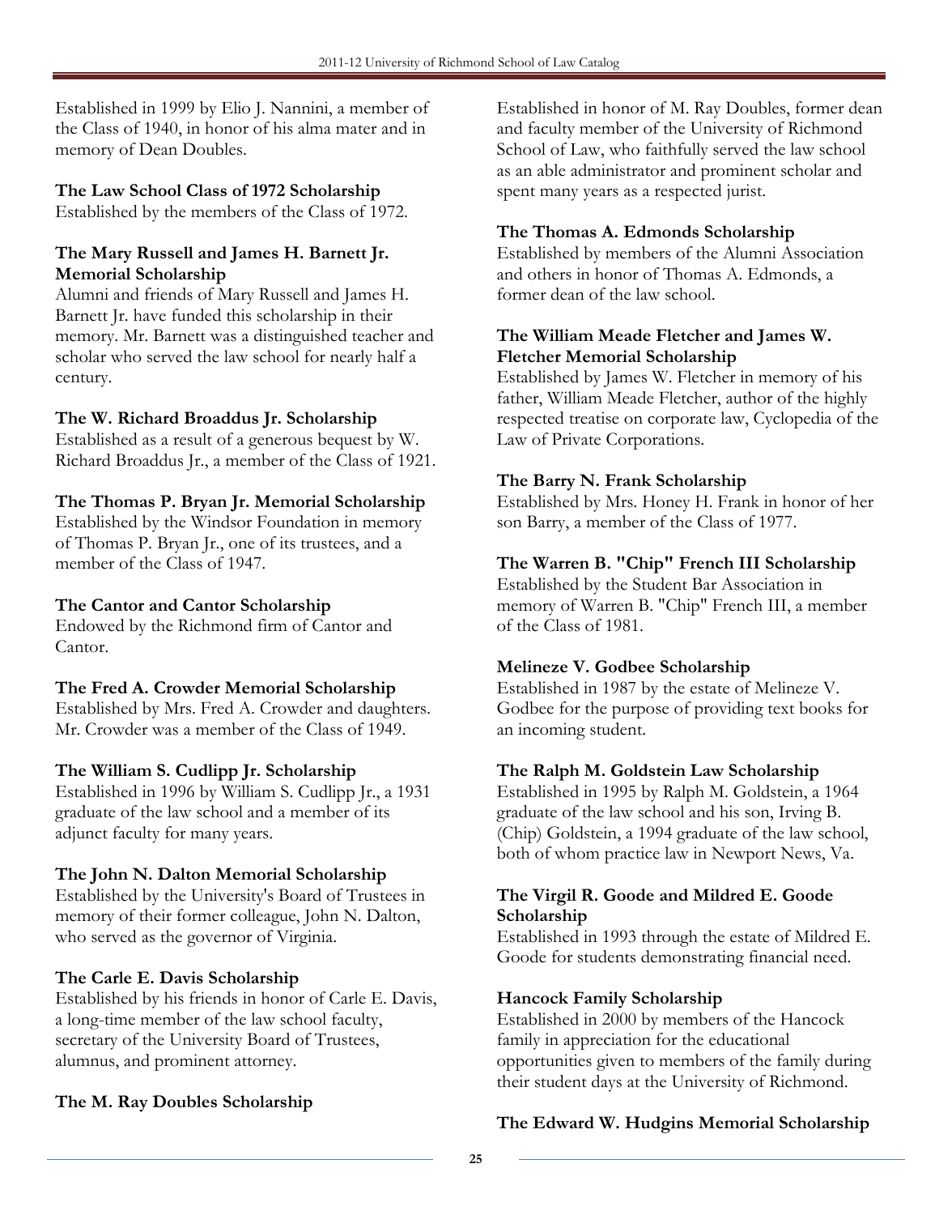Established in 1999 by Elio J. Nannini, a member of the Class of 1940, in honor of his alma mater and in memory of Dean Doubles.

**The Law School Class of 1972 Scholarship**
Established by the members of the Class of 1972.

**The Mary Russell and James H. Barnett Jr. Memorial Scholarship**
Alumni and friends of Mary Russell and James H. Barnett Jr. have funded this scholarship in their memory. Mr. Barnett was a distinguished teacher and scholar who served the law school for nearly half a century.

**The W. Richard Broaddus Jr. Scholarship**
Established as a result of a generous bequest by W. Richard Broaddus Jr., a member of the Class of 1921.

**The Thomas P. Bryan Jr. Memorial Scholarship**
Established by the Windsor Foundation in memory of Thomas P. Bryan Jr., one of its trustees, and a member of the Class of 1947.

**The Cantor and Cantor Scholarship**
Endowed by the Richmond firm of Cantor and Cantor.

**The Fred A. Crowder Memorial Scholarship**
Established by Mrs. Fred A. Crowder and daughters. Mr. Crowder was a member of the Class of 1949.

**The William S. Cudlipp Jr. Scholarship**
Established in 1996 by William S. Cudlipp Jr., a 1931 graduate of the law school and a member of its adjunct faculty for many years.

**The John N. Dalton Memorial Scholarship**
Established by the University's Board of Trustees in memory of their former colleague, John N. Dalton, who served as the governor of Virginia.

**The Carle E. Davis Scholarship**
Established by his friends in honor of Carle E. Davis, a long-time member of the law school faculty, secretary of the University Board of Trustees, alumnus, and prominent attorney.

**The M. Ray Doubles Scholarship**
Established in honor of M. Ray Doubles, former dean and faculty member of the University of Richmond School of Law, who faithfully served the law school as an able administrator and prominent scholar and spent many years as a respected jurist.

**The Thomas A. Edmonds Scholarship**
Established by members of the Alumni Association and others in honor of Thomas A. Edmonds, a former dean of the law school.

**The William Meade Fletcher and James W. Fletcher Memorial Scholarship**
Established by James W. Fletcher in memory of his father, William Meade Fletcher, author of the highly respected treatise on corporate law, Cyclopedia of the Law of Private Corporations.

**The Barry N. Frank Scholarship**
Established by Mrs. Honey H. Frank in honor of her son Barry, a member of the Class of 1977.

**The Warren B. "Chip" French III Scholarship**
Established by the Student Bar Association in memory of Warren B. "Chip" French III, a member of the Class of 1981.

**Melineze V. Godbee Scholarship**
Established in 1987 by the estate of Melineze V. Godbee for the purpose of providing text books for an incoming student.

**The Ralph M. Goldstein Law Scholarship**
Established in 1995 by Ralph M. Goldstein, a 1964 graduate of the law school and his son, Irving B. (Chip) Goldstein, a 1994 graduate of the law school, both of whom practice law in Newport News, Va.

**The Virgil R. Goode and Mildred E. Goode Scholarship**
Established in 1993 through the estate of Mildred E. Goode for students demonstrating financial need.

**Hancock Family Scholarship**
Established in 2000 by members of the Hancock family in appreciation for the educational opportunities given to members of the family during their student days at the University of Richmond.

**The Edward W. Hudgins Memorial Scholarship**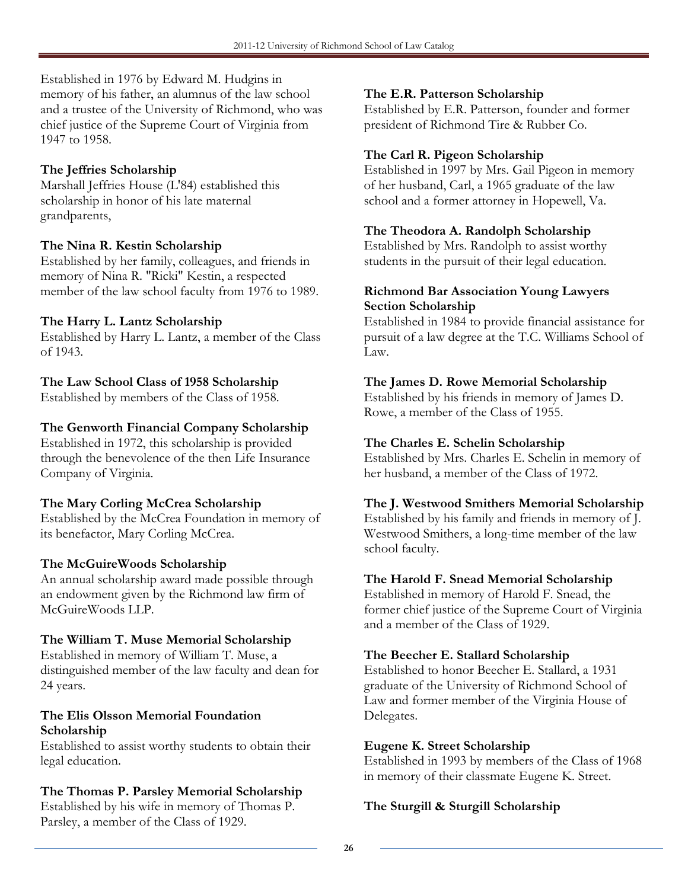Established in 1976 by Edward M. Hudgins in memory of his father, an alumnus of the law school and a trustee of the University of Richmond, who was chief justice of the Supreme Court of Virginia from 1947 to 1958.

**The Jeffries Scholarship**
Marshall Jeffries House (L'84) established this scholarship in honor of his late maternal grandparents,

**The Nina R. Kestin Scholarship**
Established by her family, colleagues, and friends in memory of Nina R. "Ricki" Kestin, a respected member of the law school faculty from 1976 to 1989.

**The Harry L. Lantz Scholarship**
Established by Harry L. Lantz, a member of the Class of 1943.

**The Law School Class of 1958 Scholarship**
Established by members of the Class of 1958.

**The Genworth Financial Company Scholarship**
Established in 1972, this scholarship is provided through the benevolence of the then Life Insurance Company of Virginia.

**The Mary Corling McCrea Scholarship**
Established by the McCrea Foundation in memory of its benefactor, Mary Corling McCrea.

**The McGuireWoods Scholarship**
An annual scholarship award made possible through an endowment given by the Richmond law firm of McGuireWoods LLP.

**The William T. Muse Memorial Scholarship**
Established in memory of William T. Muse, a distinguished member of the law faculty and dean for 24 years.

**The Elis Olsson Memorial Foundation Scholarship**
Established to assist worthy students to obtain their legal education.

**The Thomas P. Parsley Memorial Scholarship**
Established by his wife in memory of Thomas P. Parsley, a member of the Class of 1929.

**The E.R. Patterson Scholarship**
Established by E.R. Patterson, founder and former president of Richmond Tire & Rubber Co.

**The Carl R. Pigeon Scholarship**
Established in 1997 by Mrs. Gail Pigeon in memory of her husband, Carl, a 1965 graduate of the law school and a former attorney in Hopewell, Va.

**The Theodora A. Randolph Scholarship**
Established by Mrs. Randolph to assist worthy students in the pursuit of their legal education.

**Richmond Bar Association Young Lawyers Section Scholarship**
Established in 1984 to provide financial assistance for pursuit of a law degree at the T.C. Williams School of Law.

**The James D. Rowe Memorial Scholarship**
Established by his friends in memory of James D. Rowe, a member of the Class of 1955.

**The Charles E. Schelin Scholarship**
Established by Mrs. Charles E. Schelin in memory of her husband, a member of the Class of 1972.

**The J. Westwood Smithers Memorial Scholarship**
Established by his family and friends in memory of J. Westwood Smithers, a long-time member of the law school faculty.

**The Harold F. Snead Memorial Scholarship**
Established in memory of Harold F. Snead, the former chief justice of the Supreme Court of Virginia and a member of the Class of 1929.

**The Beecher E. Stallard Scholarship**
Established to honor Beecher E. Stallard, a 1931 graduate of the University of Richmond School of Law and former member of the Virginia House of Delegates.

**Eugene K. Street Scholarship**
Established in 1993 by members of the Class of 1968 in memory of their classmate Eugene K. Street.

**The Sturgill & Sturgill Scholarship**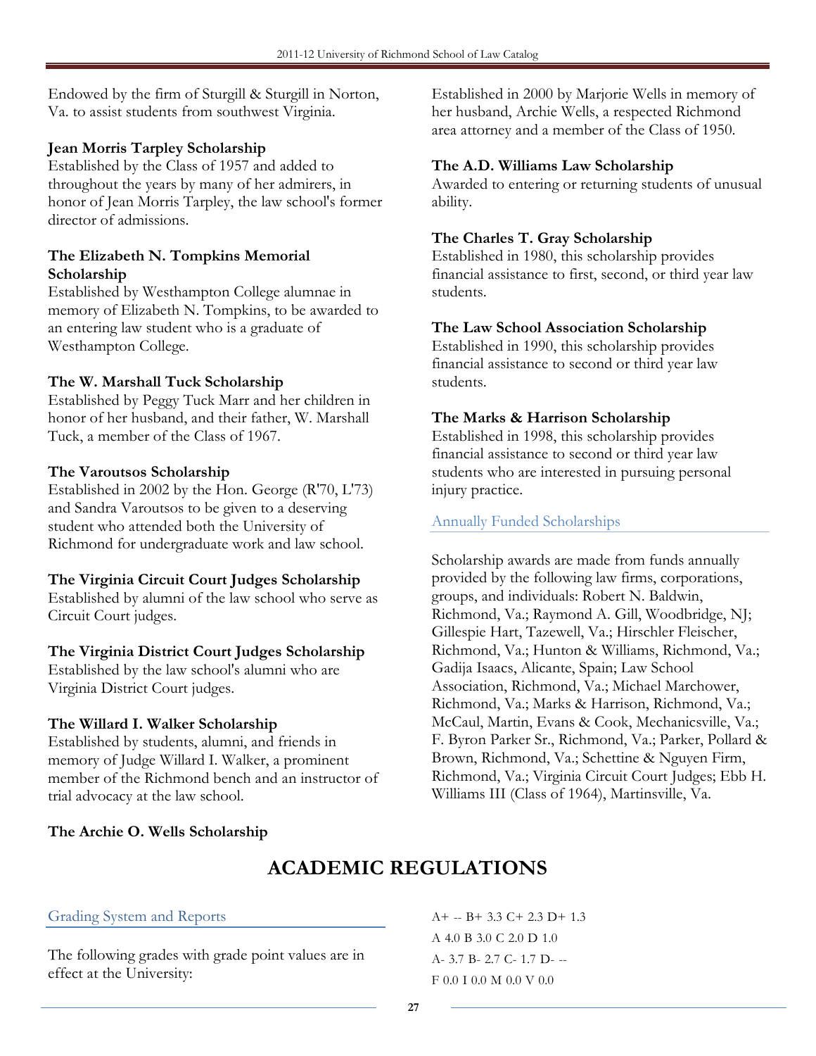Endowed by the firm of Sturgill & Sturgill in Norton, Va. to assist students from southwest Virginia.

**Jean Morris Tarpley Scholarship**
Established by the Class of 1957 and added to throughout the years by many of her admirers, in honor of Jean Morris Tarpley, the law school's former director of admissions.

**The Elizabeth N. Tompkins Memorial Scholarship**
Established by Westhampton College alumnae in memory of Elizabeth N. Tompkins, to be awarded to an entering law student who is a graduate of Westhampton College.

**The W. Marshall Tuck Scholarship**
Established by Peggy Tuck Marr and her children in honor of her husband, and their father, W. Marshall Tuck, a member of the Class of 1967.

**The Varoutsos Scholarship**
Established in 2002 by the Hon. George (R'70, L'73) and Sandra Varoutsos to be given to a deserving student who attended both the University of Richmond for undergraduate work and law school.

**The Virginia Circuit Court Judges Scholarship**
Established by alumni of the law school who serve as Circuit Court judges.

**The Virginia District Court Judges Scholarship**
Established by the law school's alumni who are Virginia District Court judges.

**The Willard I. Walker Scholarship**
Established by students, alumni, and friends in memory of Judge Willard I. Walker, a prominent member of the Richmond bench and an instructor of trial advocacy at the law school.

**The Archie O. Wells Scholarship**
Established in 2000 by Marjorie Wells in memory of her husband, Archie Wells, a respected Richmond area attorney and a member of the Class of 1950.

**The A.D. Williams Law Scholarship**
Awarded to entering or returning students of unusual ability.

**The Charles T. Gray Scholarship**
Established in 1980, this scholarship provides financial assistance to first, second, or third year law students.

**The Law School Association Scholarship**
Established in 1990, this scholarship provides financial assistance to second or third year law students.

**The Marks & Harrison Scholarship**
Established in 1998, this scholarship provides financial assistance to second or third year law students who are interested in pursuing personal injury practice.

### Annually Funded Scholarships

Scholarship awards are made from funds annually provided by the following law firms, corporations, groups, and individuals: Robert N. Baldwin, Richmond, Va.; Raymond A. Gill, Woodbridge, NJ; Gillespie Hart, Tazewell, Va.; Hirschler Fleischer, Richmond, Va.; Hunton & Williams, Richmond, Va.; Gadija Isaacs, Alicante, Spain; Law School Association, Richmond, Va.; Michael Marchower, Richmond, Va.; Marks & Harrison, Richmond, Va.; McCaul, Martin, Evans & Cook, Mechanicsville, Va.; F. Byron Parker Sr., Richmond, Va.; Parker, Pollard & Brown, Richmond, Va.; Schettine & Nguyen Firm, Richmond, Va.; Virginia Circuit Court Judges; Ebb H. Williams III (Class of 1964), Martinsville, Va.

# ACADEMIC REGULATIONS

### Grading System and Reports

The following grades with grade point values are in effect at the University:

A+ -- B+ 3.3 C+ 2.3 D+ 1.3
A 4.0 B 3.0 C 2.0 D 1.0
A- 3.7 B- 2.7 C- 1.7 D- --
F 0.0 I 0.0 M 0.0 V 0.0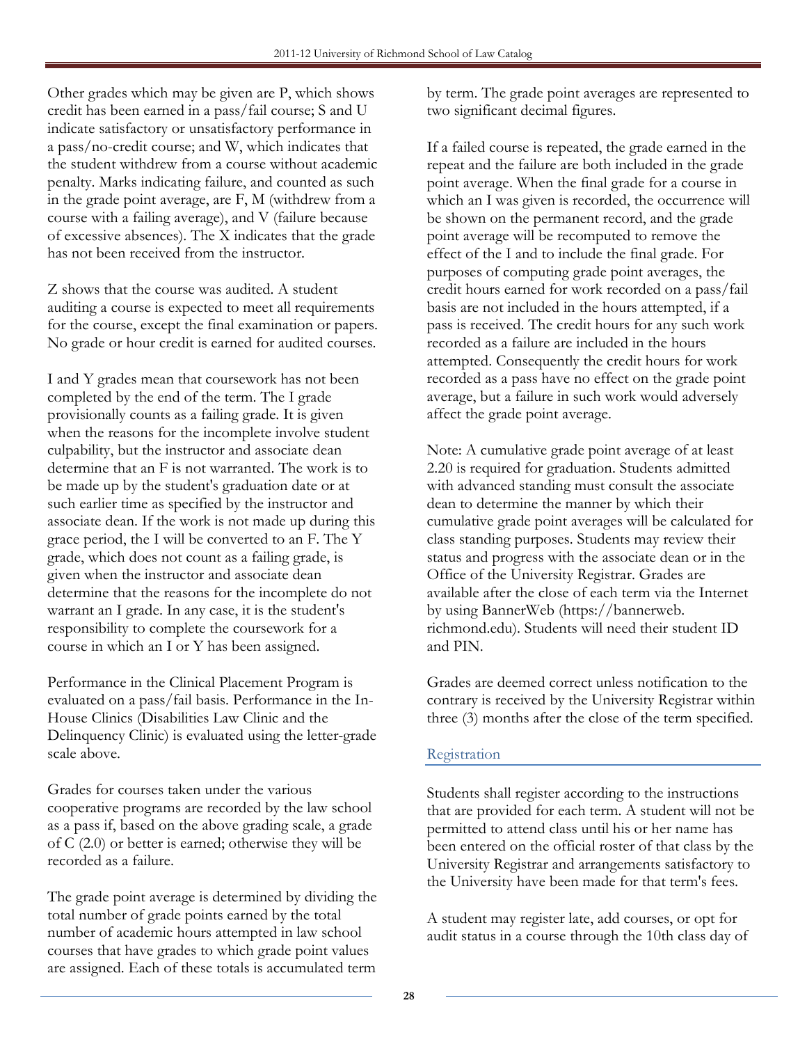Other grades which may be given are P, which shows credit has been earned in a pass/fail course; S and U indicate satisfactory or unsatisfactory performance in a pass/no-credit course; and W, which indicates that the student withdrew from a course without academic penalty. Marks indicating failure, and counted as such in the grade point average, are F, M (withdrew from a course with a failing average), and V (failure because of excessive absences). The X indicates that the grade has not been received from the instructor.

Z shows that the course was audited. A student auditing a course is expected to meet all requirements for the course, except the final examination or papers. No grade or hour credit is earned for audited courses.

I and Y grades mean that coursework has not been completed by the end of the term. The I grade provisionally counts as a failing grade. It is given when the reasons for the incomplete involve student culpability, but the instructor and associate dean determine that an F is not warranted. The work is to be made up by the student's graduation date or at such earlier time as specified by the instructor and associate dean. If the work is not made up during this grace period, the I will be converted to an F. The Y grade, which does not count as a failing grade, is given when the instructor and associate dean determine that the reasons for the incomplete do not warrant an I grade. In any case, it is the student's responsibility to complete the coursework for a course in which an I or Y has been assigned.

Performance in the Clinical Placement Program is evaluated on a pass/fail basis. Performance in the In-House Clinics (Disabilities Law Clinic and the Delinquency Clinic) is evaluated using the letter-grade scale above.

Grades for courses taken under the various cooperative programs are recorded by the law school as a pass if, based on the above grading scale, a grade of C (2.0) or better is earned; otherwise they will be recorded as a failure.

The grade point average is determined by dividing the total number of grade points earned by the total number of academic hours attempted in law school courses that have grades to which grade point values are assigned. Each of these totals is accumulated term by term. The grade point averages are represented to two significant decimal figures.

If a failed course is repeated, the grade earned in the repeat and the failure are both included in the grade point average. When the final grade for a course in which an I was given is recorded, the occurrence will be shown on the permanent record, and the grade point average will be recomputed to remove the effect of the I and to include the final grade. For purposes of computing grade point averages, the credit hours earned for work recorded on a pass/fail basis are not included in the hours attempted, if a pass is received. The credit hours for any such work recorded as a failure are included in the hours attempted. Consequently the credit hours for work recorded as a pass have no effect on the grade point average, but a failure in such work would adversely affect the grade point average.

Note: A cumulative grade point average of at least 2.20 is required for graduation. Students admitted with advanced standing must consult the associate dean to determine the manner by which their cumulative grade point averages will be calculated for class standing purposes. Students may review their status and progress with the associate dean or in the Office of the University Registrar. Grades are available after the close of each term via the Internet by using BannerWeb (https://bannerweb.richmond.edu). Students will need their student ID and PIN.

Grades are deemed correct unless notification to the contrary is received by the University Registrar within three (3) months after the close of the term specified.

## Registration

Students shall register according to the instructions that are provided for each term. A student will not be permitted to attend class until his or her name has been entered on the official roster of that class by the University Registrar and arrangements satisfactory to the University have been made for that term's fees.

A student may register late, add courses, or opt for audit status in a course through the 10th class day of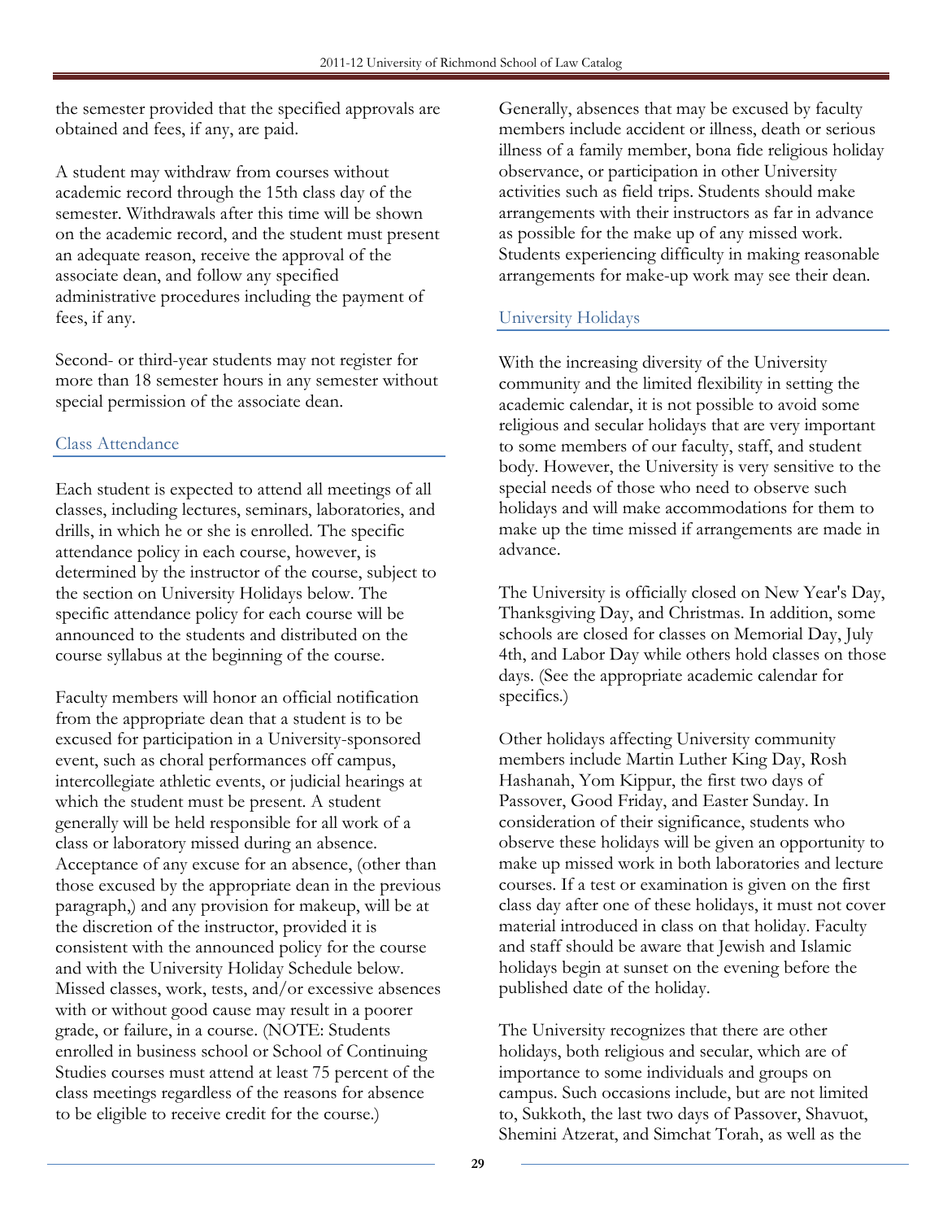the semester provided that the specified approvals are obtained and fees, if any, are paid.

A student may withdraw from courses without academic record through the 15th class day of the semester. Withdrawals after this time will be shown on the academic record, and the student must present an adequate reason, receive the approval of the associate dean, and follow any specified administrative procedures including the payment of fees, if any.

Second- or third-year students may not register for more than 18 semester hours in any semester without special permission of the associate dean.

## Class Attendance

Each student is expected to attend all meetings of all classes, including lectures, seminars, laboratories, and drills, in which he or she is enrolled. The specific attendance policy in each course, however, is determined by the instructor of the course, subject to the section on University Holidays below. The specific attendance policy for each course will be announced to the students and distributed on the course syllabus at the beginning of the course.

Faculty members will honor an official notification from the appropriate dean that a student is to be excused for participation in a University-sponsored event, such as choral performances off campus, intercollegiate athletic events, or judicial hearings at which the student must be present. A student generally will be held responsible for all work of a class or laboratory missed during an absence. Acceptance of any excuse for an absence, (other than those excused by the appropriate dean in the previous paragraph,) and any provision for makeup, will be at the discretion of the instructor, provided it is consistent with the announced policy for the course and with the University Holiday Schedule below. Missed classes, work, tests, and/or excessive absences with or without good cause may result in a poorer grade, or failure, in a course. (NOTE: Students enrolled in business school or School of Continuing Studies courses must attend at least 75 percent of the class meetings regardless of the reasons for absence to be eligible to receive credit for the course.)

Generally, absences that may be excused by faculty members include accident or illness, death or serious illness of a family member, bona fide religious holiday observance, or participation in other University activities such as field trips. Students should make arrangements with their instructors as far in advance as possible for the make up of any missed work. Students experiencing difficulty in making reasonable arrangements for make-up work may see their dean.

## University Holidays

With the increasing diversity of the University community and the limited flexibility in setting the academic calendar, it is not possible to avoid some religious and secular holidays that are very important to some members of our faculty, staff, and student body. However, the University is very sensitive to the special needs of those who need to observe such holidays and will make accommodations for them to make up the time missed if arrangements are made in advance.

The University is officially closed on New Year's Day, Thanksgiving Day, and Christmas. In addition, some schools are closed for classes on Memorial Day, July 4th, and Labor Day while others hold classes on those days. (See the appropriate academic calendar for specifics.)

Other holidays affecting University community members include Martin Luther King Day, Rosh Hashanah, Yom Kippur, the first two days of Passover, Good Friday, and Easter Sunday. In consideration of their significance, students who observe these holidays will be given an opportunity to make up missed work in both laboratories and lecture courses. If a test or examination is given on the first class day after one of these holidays, it must not cover material introduced in class on that holiday. Faculty and staff should be aware that Jewish and Islamic holidays begin at sunset on the evening before the published date of the holiday.

The University recognizes that there are other holidays, both religious and secular, which are of importance to some individuals and groups on campus. Such occasions include, but are not limited to, Sukkoth, the last two days of Passover, Shavuot, Shemini Atzerat, and Simchat Torah, as well as the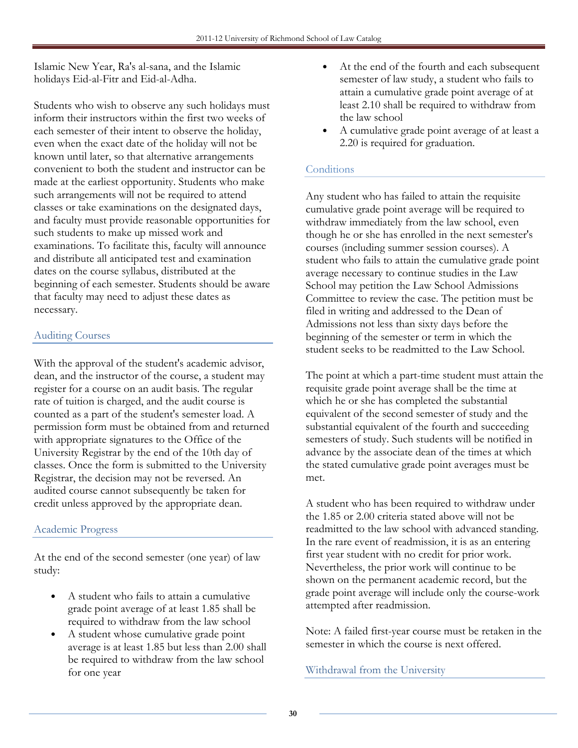Islamic New Year, Ra's al-sana, and the Islamic holidays Eid-al-Fitr and Eid-al-Adha.

Students who wish to observe any such holidays must inform their instructors within the first two weeks of each semester of their intent to observe the holiday, even when the exact date of the holiday will not be known until later, so that alternative arrangements convenient to both the student and instructor can be made at the earliest opportunity. Students who make such arrangements will not be required to attend classes or take examinations on the designated days, and faculty must provide reasonable opportunities for such students to make up missed work and examinations. To facilitate this, faculty will announce and distribute all anticipated test and examination dates on the course syllabus, distributed at the beginning of each semester. Students should be aware that faculty may need to adjust these dates as necessary.

## Auditing Courses

With the approval of the student's academic advisor, dean, and the instructor of the course, a student may register for a course on an audit basis. The regular rate of tuition is charged, and the audit course is counted as a part of the student's semester load. A permission form must be obtained from and returned with appropriate signatures to the Office of the University Registrar by the end of the 10th day of classes. Once the form is submitted to the University Registrar, the decision may not be reversed. An audited course cannot subsequently be taken for credit unless approved by the appropriate dean.

## Academic Progress

At the end of the second semester (one year) of law study:

- A student who fails to attain a cumulative grade point average of at least 1.85 shall be required to withdraw from the law school
- A student whose cumulative grade point average is at least 1.85 but less than 2.00 shall be required to withdraw from the law school for one year
- At the end of the fourth and each subsequent semester of law study, a student who fails to attain a cumulative grade point average of at least 2.10 shall be required to withdraw from the law school
- A cumulative grade point average of at least a 2.20 is required for graduation.

## Conditions

Any student who has failed to attain the requisite cumulative grade point average will be required to withdraw immediately from the law school, even though he or she has enrolled in the next semester's courses (including summer session courses). A student who fails to attain the cumulative grade point average necessary to continue studies in the Law School may petition the Law School Admissions Committee to review the case. The petition must be filed in writing and addressed to the Dean of Admissions not less than sixty days before the beginning of the semester or term in which the student seeks to be readmitted to the Law School.

The point at which a part-time student must attain the requisite grade point average shall be the time at which he or she has completed the substantial equivalent of the second semester of study and the substantial equivalent of the fourth and succeeding semesters of study. Such students will be notified in advance by the associate dean of the times at which the stated cumulative grade point averages must be met.

A student who has been required to withdraw under the 1.85 or 2.00 criteria stated above will not be readmitted to the law school with advanced standing. In the rare event of readmission, it is as an entering first year student with no credit for prior work. Nevertheless, the prior work will continue to be shown on the permanent academic record, but the grade point average will include only the course-work attempted after readmission.

Note: A failed first-year course must be retaken in the semester in which the course is next offered.

## Withdrawal from the University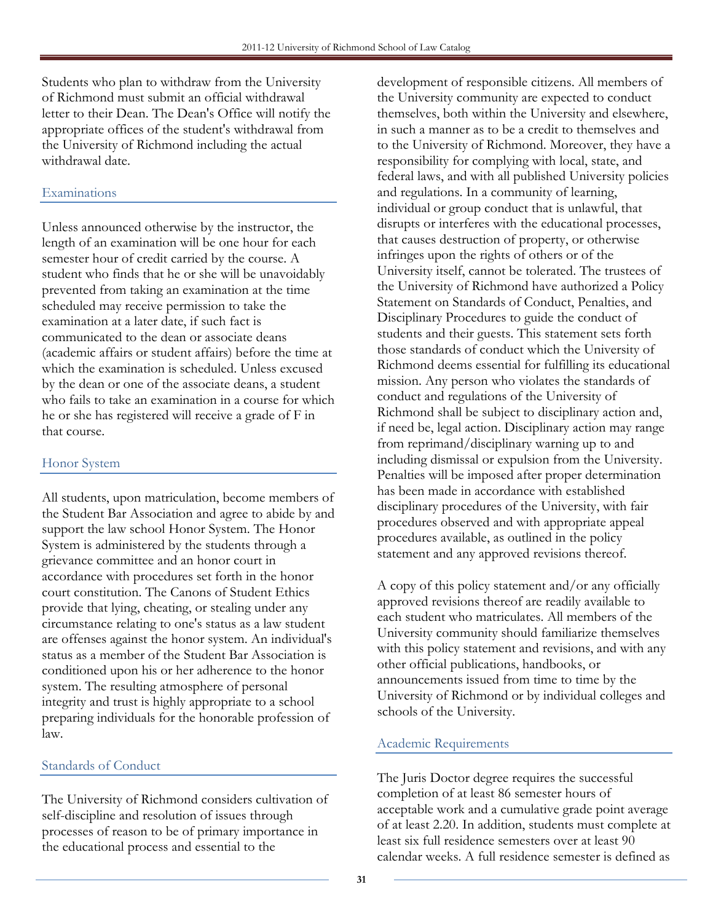Students who plan to withdraw from the University of Richmond must submit an official withdrawal letter to their Dean. The Dean's Office will notify the appropriate offices of the student's withdrawal from the University of Richmond including the actual withdrawal date.

## Examinations

Unless announced otherwise by the instructor, the length of an examination will be one hour for each semester hour of credit carried by the course. A student who finds that he or she will be unavoidably prevented from taking an examination at the time scheduled may receive permission to take the examination at a later date, if such fact is communicated to the dean or associate deans (academic affairs or student affairs) before the time at which the examination is scheduled. Unless excused by the dean or one of the associate deans, a student who fails to take an examination in a course for which he or she has registered will receive a grade of F in that course.

## Honor System

All students, upon matriculation, become members of the Student Bar Association and agree to abide by and support the law school Honor System. The Honor System is administered by the students through a grievance committee and an honor court in accordance with procedures set forth in the honor court constitution. The Canons of Student Ethics provide that lying, cheating, or stealing under any circumstance relating to one's status as a law student are offenses against the honor system. An individual's status as a member of the Student Bar Association is conditioned upon his or her adherence to the honor system. The resulting atmosphere of personal integrity and trust is highly appropriate to a school preparing individuals for the honorable profession of law.

## Standards of Conduct

The University of Richmond considers cultivation of self-discipline and resolution of issues through processes of reason to be of primary importance in the educational process and essential to the development of responsible citizens. All members of the University community are expected to conduct themselves, both within the University and elsewhere, in such a manner as to be a credit to themselves and to the University of Richmond. Moreover, they have a responsibility for complying with local, state, and federal laws, and with all published University policies and regulations. In a community of learning, individual or group conduct that is unlawful, that disrupts or interferes with the educational processes, that causes destruction of property, or otherwise infringes upon the rights of others or of the University itself, cannot be tolerated. The trustees of the University of Richmond have authorized a Policy Statement on Standards of Conduct, Penalties, and Disciplinary Procedures to guide the conduct of students and their guests. This statement sets forth those standards of conduct which the University of Richmond deems essential for fulfilling its educational mission. Any person who violates the standards of conduct and regulations of the University of Richmond shall be subject to disciplinary action and, if need be, legal action. Disciplinary action may range from reprimand/disciplinary warning up to and including dismissal or expulsion from the University. Penalties will be imposed after proper determination has been made in accordance with established disciplinary procedures of the University, with fair procedures observed and with appropriate appeal procedures available, as outlined in the policy statement and any approved revisions thereof.

A copy of this policy statement and/or any officially approved revisions thereof are readily available to each student who matriculates. All members of the University community should familiarize themselves with this policy statement and revisions, and with any other official publications, handbooks, or announcements issued from time to time by the University of Richmond or by individual colleges and schools of the University.

## Academic Requirements

The Juris Doctor degree requires the successful completion of at least 86 semester hours of acceptable work and a cumulative grade point average of at least 2.20. In addition, students must complete at least six full residence semesters over at least 90 calendar weeks. A full residence semester is defined as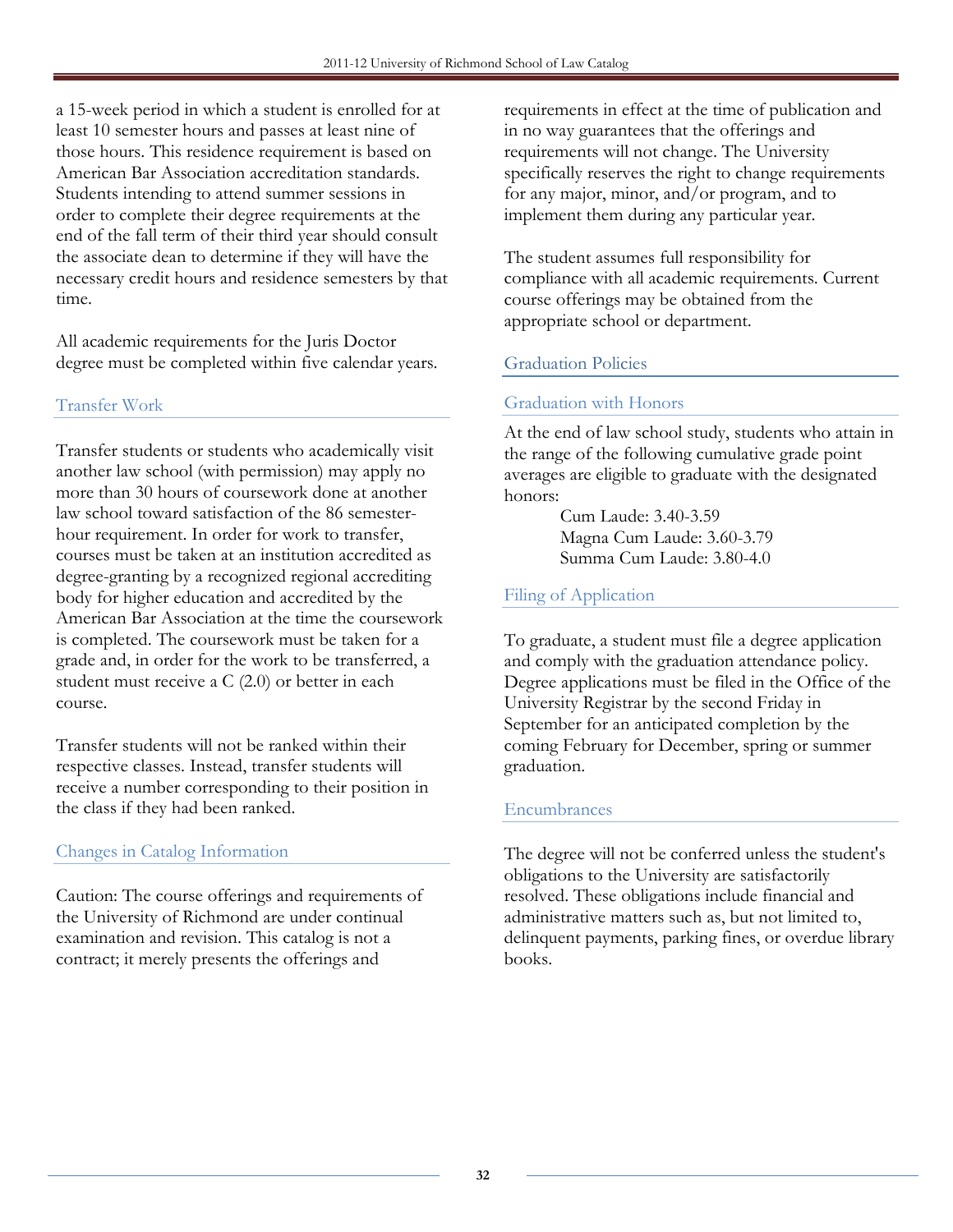a 15-week period in which a student is enrolled for at least 10 semester hours and passes at least nine of those hours. This residence requirement is based on American Bar Association accreditation standards. Students intending to attend summer sessions in order to complete their degree requirements at the end of the fall term of their third year should consult the associate dean to determine if they will have the necessary credit hours and residence semesters by that time.

All academic requirements for the Juris Doctor degree must be completed within five calendar years.

### Transfer Work

Transfer students or students who academically visit another law school (with permission) may apply no more than 30 hours of coursework done at another law school toward satisfaction of the 86 semester-hour requirement. In order for work to transfer, courses must be taken at an institution accredited as degree-granting by a recognized regional accrediting body for higher education and accredited by the American Bar Association at the time the coursework is completed. The coursework must be taken for a grade and, in order for the work to be transferred, a student must receive a C (2.0) or better in each course.

Transfer students will not be ranked within their respective classes. Instead, transfer students will receive a number corresponding to their position in the class if they had been ranked.

### Changes in Catalog Information

Caution: The course offerings and requirements of the University of Richmond are under continual examination and revision. This catalog is not a contract; it merely presents the offerings and requirements in effect at the time of publication and in no way guarantees that the offerings and requirements will not change. The University specifically reserves the right to change requirements for any major, minor, and/or program, and to implement them during any particular year.

The student assumes full responsibility for compliance with all academic requirements. Current course offerings may be obtained from the appropriate school or department.

## Graduation Policies

### Graduation with Honors

At the end of law school study, students who attain in the range of the following cumulative grade point averages are eligible to graduate with the designated honors:

Cum Laude: 3.40-3.59
Magna Cum Laude: 3.60-3.79
Summa Cum Laude: 3.80-4.0

### Filing of Application

To graduate, a student must file a degree application and comply with the graduation attendance policy. Degree applications must be filed in the Office of the University Registrar by the second Friday in September for an anticipated completion by the coming February for December, spring or summer graduation.

### Encumbrances

The degree will not be conferred unless the student's obligations to the University are satisfactorily resolved. These obligations include financial and administrative matters such as, but not limited to, delinquent payments, parking fines, or overdue library books.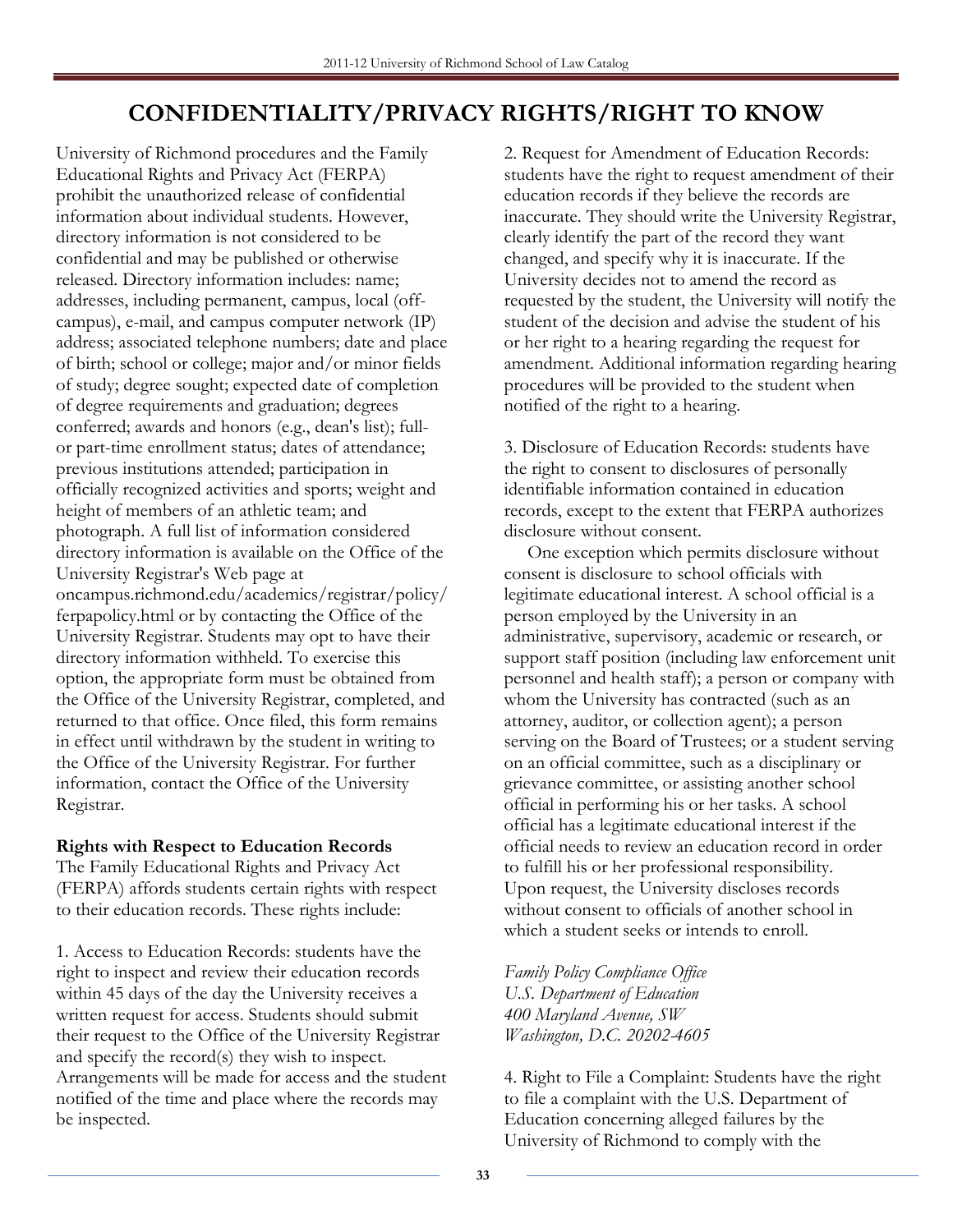# CONFIDENTIALITY/PRIVACY RIGHTS/RIGHT TO KNOW

University of Richmond procedures and the Family Educational Rights and Privacy Act (FERPA) prohibit the unauthorized release of confidential information about individual students. However, directory information is not considered to be confidential and may be published or otherwise released. Directory information includes: name; addresses, including permanent, campus, local (off-campus), e-mail, and campus computer network (IP) address; associated telephone numbers; date and place of birth; school or college; major and/or minor fields of study; degree sought; expected date of completion of degree requirements and graduation; degrees conferred; awards and honors (e.g., dean's list); full- or part-time enrollment status; dates of attendance; previous institutions attended; participation in officially recognized activities and sports; weight and height of members of an athletic team; and photograph. A full list of information considered directory information is available on the Office of the University Registrar's Web page at oncampus.richmond.edu/academics/registrar/policy/ferpapolicy.html or by contacting the Office of the University Registrar. Students may opt to have their directory information withheld. To exercise this option, the appropriate form must be obtained from the Office of the University Registrar, completed, and returned to that office. Once filed, this form remains in effect until withdrawn by the student in writing to the Office of the University Registrar. For further information, contact the Office of the University Registrar.

**Rights with Respect to Education Records**

The Family Educational Rights and Privacy Act (FERPA) affords students certain rights with respect to their education records. These rights include:

1. Access to Education Records: students have the right to inspect and review their education records within 45 days of the day the University receives a written request for access. Students should submit their request to the Office of the University Registrar and specify the record(s) they wish to inspect. Arrangements will be made for access and the student notified of the time and place where the records may be inspected.

2. Request for Amendment of Education Records: students have the right to request amendment of their education records if they believe the records are inaccurate. They should write the University Registrar, clearly identify the part of the record they want changed, and specify why it is inaccurate. If the University decides not to amend the record as requested by the student, the University will notify the student of the decision and advise the student of his or her right to a hearing regarding the request for amendment. Additional information regarding hearing procedures will be provided to the student when notified of the right to a hearing.

3. Disclosure of Education Records: students have the right to consent to disclosures of personally identifiable information contained in education records, except to the extent that FERPA authorizes disclosure without consent.

One exception which permits disclosure without consent is disclosure to school officials with legitimate educational interest. A school official is a person employed by the University in an administrative, supervisory, academic or research, or support staff position (including law enforcement unit personnel and health staff); a person or company with whom the University has contracted (such as an attorney, auditor, or collection agent); a person serving on the Board of Trustees; or a student serving on an official committee, such as a disciplinary or grievance committee, or assisting another school official in performing his or her tasks. A school official has a legitimate educational interest if the official needs to review an education record in order to fulfill his or her professional responsibility. Upon request, the University discloses records without consent to officials of another school in which a student seeks or intends to enroll.

*Family Policy Compliance Office*
*U.S. Department of Education*
*400 Maryland Avenue, SW*
*Washington, D.C. 20202-4605*

4. Right to File a Complaint: Students have the right to file a complaint with the U.S. Department of Education concerning alleged failures by the University of Richmond to comply with the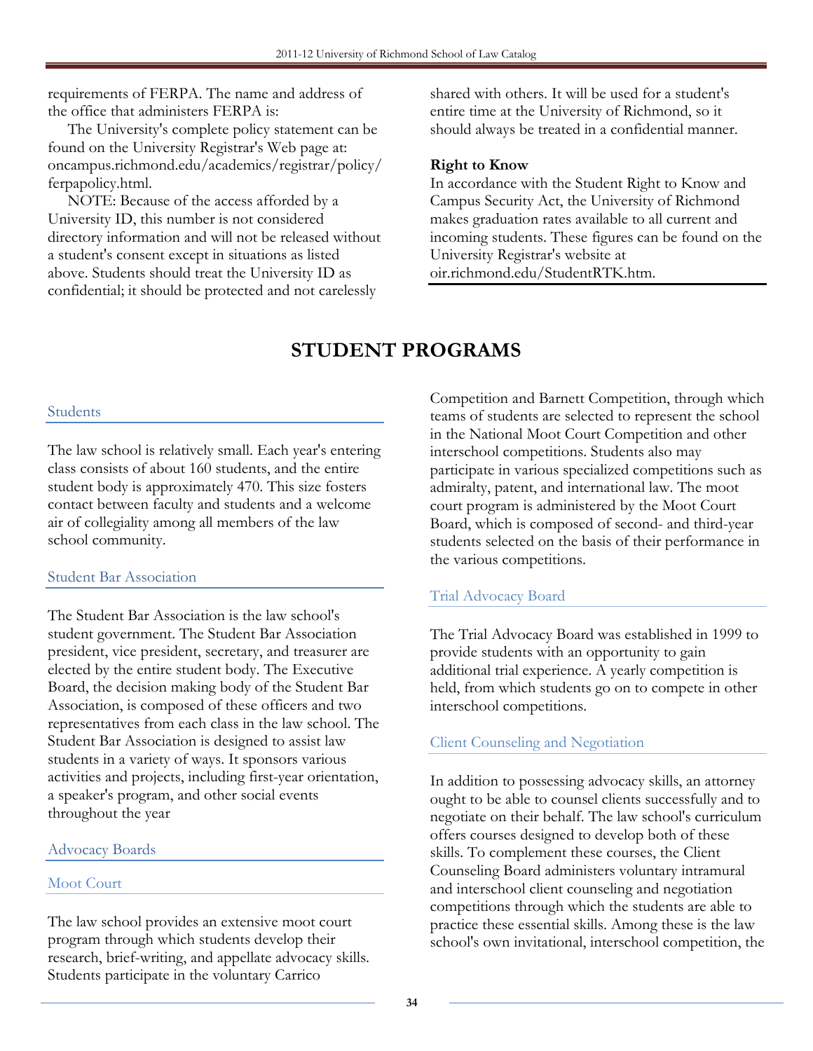requirements of FERPA. The name and address of the office that administers FERPA is:

The University's complete policy statement can be found on the University Registrar's Web page at: oncampus.richmond.edu/academics/registrar/policy/ferpapolicy.html.

NOTE: Because of the access afforded by a University ID, this number is not considered directory information and will not be released without a student's consent except in situations as listed above. Students should treat the University ID as confidential; it should be protected and not carelessly shared with others. It will be used for a student's entire time at the University of Richmond, so it should always be treated in a confidential manner.

**Right to Know**

In accordance with the Student Right to Know and Campus Security Act, the University of Richmond makes graduation rates available to all current and incoming students. These figures can be found on the University Registrar's website at oir.richmond.edu/StudentRTK.htm.

# STUDENT PROGRAMS

## Students

The law school is relatively small. Each year's entering class consists of about 160 students, and the entire student body is approximately 470. This size fosters contact between faculty and students and a welcome air of collegiality among all members of the law school community.

## Student Bar Association

The Student Bar Association is the law school's student government. The Student Bar Association president, vice president, secretary, and treasurer are elected by the entire student body. The Executive Board, the decision making body of the Student Bar Association, is composed of these officers and two representatives from each class in the law school. The Student Bar Association is designed to assist law students in a variety of ways. It sponsors various activities and projects, including first-year orientation, a speaker's program, and other social events throughout the year

## Advocacy Boards

### Moot Court

The law school provides an extensive moot court program through which students develop their research, brief-writing, and appellate advocacy skills. Students participate in the voluntary Carrico Competition and Barnett Competition, through which teams of students are selected to represent the school in the National Moot Court Competition and other interschool competitions. Students also may participate in various specialized competitions such as admiralty, patent, and international law. The moot court program is administered by the Moot Court Board, which is composed of second- and third-year students selected on the basis of their performance in the various competitions.

### Trial Advocacy Board

The Trial Advocacy Board was established in 1999 to provide students with an opportunity to gain additional trial experience. A yearly competition is held, from which students go on to compete in other interschool competitions.

### Client Counseling and Negotiation

In addition to possessing advocacy skills, an attorney ought to be able to counsel clients successfully and to negotiate on their behalf. The law school's curriculum offers courses designed to develop both of these skills. To complement these courses, the Client Counseling Board administers voluntary intramural and interschool client counseling and negotiation competitions through which the students are able to practice these essential skills. Among these is the law school's own invitational, interschool competition, the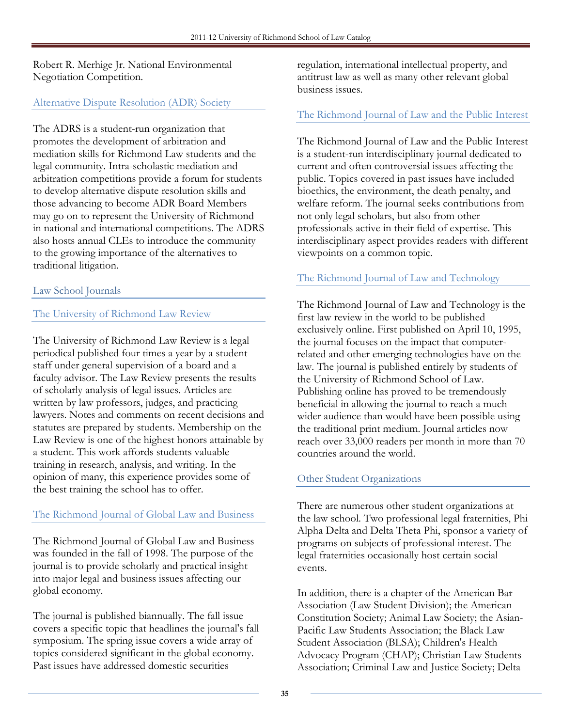Robert R. Merhige Jr. National Environmental Negotiation Competition.

### Alternative Dispute Resolution (ADR) Society

The ADRS is a student-run organization that promotes the development of arbitration and mediation skills for Richmond Law students and the legal community. Intra-scholastic mediation and arbitration competitions provide a forum for students to develop alternative dispute resolution skills and those advancing to become ADR Board Members may go on to represent the University of Richmond in national and international competitions. The ADRS also hosts annual CLEs to introduce the community to the growing importance of the alternatives to traditional litigation.

## Law School Journals

### The University of Richmond Law Review

The University of Richmond Law Review is a legal periodical published four times a year by a student staff under general supervision of a board and a faculty advisor. The Law Review presents the results of scholarly analysis of legal issues. Articles are written by law professors, judges, and practicing lawyers. Notes and comments on recent decisions and statutes are prepared by students. Membership on the Law Review is one of the highest honors attainable by a student. This work affords students valuable training in research, analysis, and writing. In the opinion of many, this experience provides some of the best training the school has to offer.

### The Richmond Journal of Global Law and Business

The Richmond Journal of Global Law and Business was founded in the fall of 1998. The purpose of the journal is to provide scholarly and practical insight into major legal and business issues affecting our global economy.

The journal is published biannually. The fall issue covers a specific topic that headlines the journal's fall symposium. The spring issue covers a wide array of topics considered significant in the global economy. Past issues have addressed domestic securities regulation, international intellectual property, and antitrust law as well as many other relevant global business issues.

### The Richmond Journal of Law and the Public Interest

The Richmond Journal of Law and the Public Interest is a student-run interdisciplinary journal dedicated to current and often controversial issues affecting the public. Topics covered in past issues have included bioethics, the environment, the death penalty, and welfare reform. The journal seeks contributions from not only legal scholars, but also from other professionals active in their field of expertise. This interdisciplinary aspect provides readers with different viewpoints on a common topic.

### The Richmond Journal of Law and Technology

The Richmond Journal of Law and Technology is the first law review in the world to be published exclusively online. First published on April 10, 1995, the journal focuses on the impact that computer-related and other emerging technologies have on the law. The journal is published entirely by students of the University of Richmond School of Law. Publishing online has proved to be tremendously beneficial in allowing the journal to reach a much wider audience than would have been possible using the traditional print medium. Journal articles now reach over 33,000 readers per month in more than 70 countries around the world.

## Other Student Organizations

There are numerous other student organizations at the law school. Two professional legal fraternities, Phi Alpha Delta and Delta Theta Phi, sponsor a variety of programs on subjects of professional interest. The legal fraternities occasionally host certain social events.

In addition, there is a chapter of the American Bar Association (Law Student Division); the American Constitution Society; Animal Law Society; the Asian-Pacific Law Students Association; the Black Law Student Association (BLSA); Children's Health Advocacy Program (CHAP); Christian Law Students Association; Criminal Law and Justice Society; Delta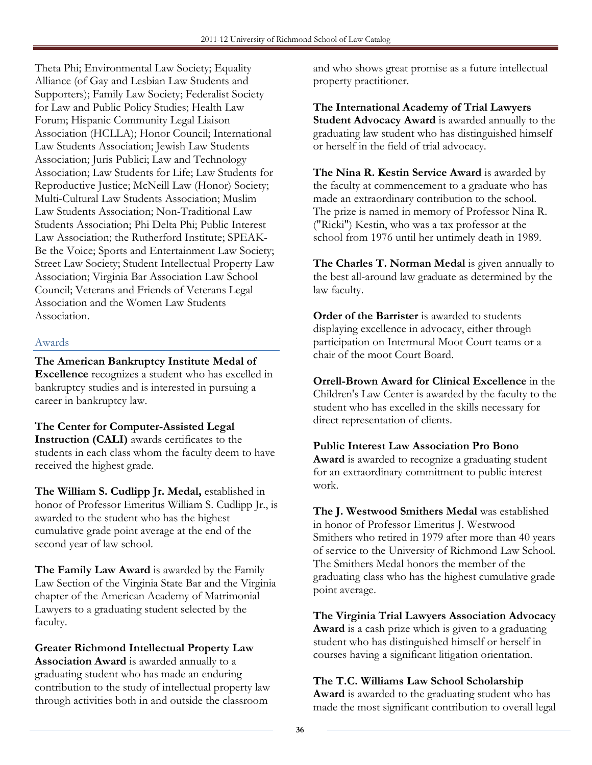Theta Phi; Environmental Law Society; Equality Alliance (of Gay and Lesbian Law Students and Supporters); Family Law Society; Federalist Society for Law and Public Policy Studies; Health Law Forum; Hispanic Community Legal Liaison Association (HCLLA); Honor Council; International Law Students Association; Jewish Law Students Association; Juris Publici; Law and Technology Association; Law Students for Life; Law Students for Reproductive Justice; McNeill Law (Honor) Society; Multi-Cultural Law Students Association; Muslim Law Students Association; Non-Traditional Law Students Association; Phi Delta Phi; Public Interest Law Association; the Rutherford Institute; SPEAK-Be the Voice; Sports and Entertainment Law Society; Street Law Society; Student Intellectual Property Law Association; Virginia Bar Association Law School Council; Veterans and Friends of Veterans Legal Association and the Women Law Students Association.

## Awards

**The American Bankruptcy Institute Medal of Excellence** recognizes a student who has excelled in bankruptcy studies and is interested in pursuing a career in bankruptcy law.

**The Center for Computer-Assisted Legal Instruction (CALI)** awards certificates to the students in each class whom the faculty deem to have received the highest grade.

**The William S. Cudlipp Jr. Medal,** established in honor of Professor Emeritus William S. Cudlipp Jr., is awarded to the student who has the highest cumulative grade point average at the end of the second year of law school.

**The Family Law Award** is awarded by the Family Law Section of the Virginia State Bar and the Virginia chapter of the American Academy of Matrimonial Lawyers to a graduating student selected by the faculty.

**Greater Richmond Intellectual Property Law Association Award** is awarded annually to a graduating student who has made an enduring contribution to the study of intellectual property law through activities both in and outside the classroom and who shows great promise as a future intellectual property practitioner.

**The International Academy of Trial Lawyers Student Advocacy Award** is awarded annually to the graduating law student who has distinguished himself or herself in the field of trial advocacy.

**The Nina R. Kestin Service Award** is awarded by the faculty at commencement to a graduate who has made an extraordinary contribution to the school. The prize is named in memory of Professor Nina R. ("Ricki") Kestin, who was a tax professor at the school from 1976 until her untimely death in 1989.

**The Charles T. Norman Medal** is given annually to the best all-around law graduate as determined by the law faculty.

**Order of the Barrister** is awarded to students displaying excellence in advocacy, either through participation on Intermural Moot Court teams or a chair of the moot Court Board.

**Orrell-Brown Award for Clinical Excellence** in the Children's Law Center is awarded by the faculty to the student who has excelled in the skills necessary for direct representation of clients.

**Public Interest Law Association Pro Bono Award** is awarded to recognize a graduating student for an extraordinary commitment to public interest work.

**The J. Westwood Smithers Medal** was established in honor of Professor Emeritus J. Westwood Smithers who retired in 1979 after more than 40 years of service to the University of Richmond Law School. The Smithers Medal honors the member of the graduating class who has the highest cumulative grade point average.

**The Virginia Trial Lawyers Association Advocacy Award** is a cash prize which is given to a graduating student who has distinguished himself or herself in courses having a significant litigation orientation.

**The T.C. Williams Law School Scholarship Award** is awarded to the graduating student who has made the most significant contribution to overall legal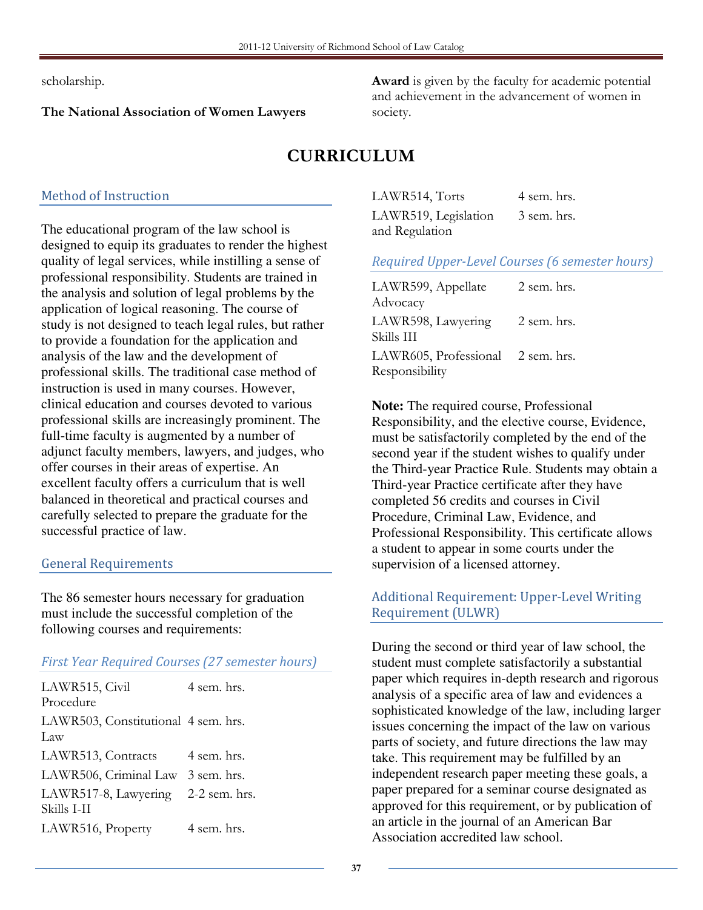scholarship.

**The National Association of Women Lawyers Award** is given by the faculty for academic potential and achievement in the advancement of women in society.

# CURRICULUM

## Method of Instruction

The educational program of the law school is designed to equip its graduates to render the highest quality of legal services, while instilling a sense of professional responsibility. Students are trained in the analysis and solution of legal problems by the application of logical reasoning. The course of study is not designed to teach legal rules, but rather to provide a foundation for the application and analysis of the law and the development of professional skills. The traditional case method of instruction is used in many courses. However, clinical education and courses devoted to various professional skills are increasingly prominent. The full-time faculty is augmented by a number of adjunct faculty members, lawyers, and judges, who offer courses in their areas of expertise. An excellent faculty offers a curriculum that is well balanced in theoretical and practical courses and carefully selected to prepare the graduate for the successful practice of law.

## General Requirements

The 86 semester hours necessary for graduation must include the successful completion of the following courses and requirements:

### *First Year Required Courses (27 semester hours)*

| | |
|---|---|
| LAWR515, Civil Procedure | 4 sem. hrs. |
| LAWR503, Constitutional Law | 4 sem. hrs. |
| LAWR513, Contracts | 4 sem. hrs. |
| LAWR506, Criminal Law | 3 sem. hrs. |
| LAWR517-8, Lawyering Skills I-II | 2-2 sem. hrs. |
| LAWR516, Property | 4 sem. hrs. |
| LAWR514, Torts | 4 sem. hrs. |
| LAWR519, Legislation and Regulation | 3 sem. hrs. |

### *Required Upper-Level Courses (6 semester hours)*

| | |
|---|---|
| LAWR599, Appellate Advocacy | 2 sem. hrs. |
| LAWR598, Lawyering Skills III | 2 sem. hrs. |
| LAWR605, Professional Responsibility | 2 sem. hrs. |

**Note:** The required course, Professional Responsibility, and the elective course, Evidence, must be satisfactorily completed by the end of the second year if the student wishes to qualify under the Third-year Practice Rule. Students may obtain a Third-year Practice certificate after they have completed 56 credits and courses in Civil Procedure, Criminal Law, Evidence, and Professional Responsibility. This certificate allows a student to appear in some courts under the supervision of a licensed attorney.

## Additional Requirement: Upper-Level Writing Requirement (ULWR)

During the second or third year of law school, the student must complete satisfactorily a substantial paper which requires in-depth research and rigorous analysis of a specific area of law and evidences a sophisticated knowledge of the law, including larger issues concerning the impact of the law on various parts of society, and future directions the law may take. This requirement may be fulfilled by an independent research paper meeting these goals, a paper prepared for a seminar course designated as approved for this requirement, or by publication of an article in the journal of an American Bar Association accredited law school.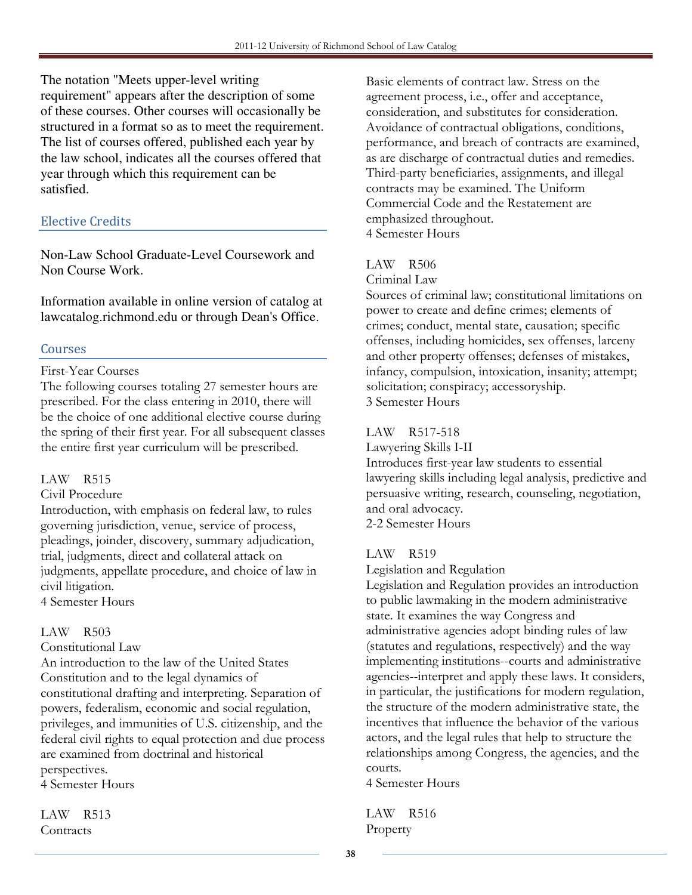The notation "Meets upper-level writing requirement" appears after the description of some of these courses. Other courses will occasionally be structured in a format so as to meet the requirement. The list of courses offered, published each year by the law school, indicates all the courses offered that year through which this requirement can be satisfied.

## Elective Credits

Non-Law School Graduate-Level Coursework and Non Course Work.

Information available in online version of catalog at lawcatalog.richmond.edu or through Dean's Office.

## Courses

First-Year Courses

The following courses totaling 27 semester hours are prescribed. For the class entering in 2010, there will be the choice of one additional elective course during the spring of their first year. For all subsequent classes the entire first year curriculum will be prescribed.

LAW R515

Civil Procedure

Introduction, with emphasis on federal law, to rules governing jurisdiction, venue, service of process, pleadings, joinder, discovery, summary adjudication, trial, judgments, direct and collateral attack on judgments, appellate procedure, and choice of law in civil litigation.

4 Semester Hours

LAW R503

Constitutional Law

An introduction to the law of the United States Constitution and to the legal dynamics of constitutional drafting and interpreting. Separation of powers, federalism, economic and social regulation, privileges, and immunities of U.S. citizenship, and the federal civil rights to equal protection and due process are examined from doctrinal and historical perspectives.

4 Semester Hours

LAW R513

Contracts

Basic elements of contract law. Stress on the agreement process, i.e., offer and acceptance, consideration, and substitutes for consideration. Avoidance of contractual obligations, conditions, performance, and breach of contracts are examined, as are discharge of contractual duties and remedies. Third-party beneficiaries, assignments, and illegal contracts may be examined. The Uniform Commercial Code and the Restatement are emphasized throughout.

4 Semester Hours

LAW R506

Criminal Law

Sources of criminal law; constitutional limitations on power to create and define crimes; elements of crimes; conduct, mental state, causation; specific offenses, including homicides, sex offenses, larceny and other property offenses; defenses of mistakes, infancy, compulsion, intoxication, insanity; attempt; solicitation; conspiracy; accessoryship.

3 Semester Hours

LAW R517-518

Lawyering Skills I-II

Introduces first-year law students to essential lawyering skills including legal analysis, predictive and persuasive writing, research, counseling, negotiation, and oral advocacy.

2-2 Semester Hours

LAW R519

Legislation and Regulation

Legislation and Regulation provides an introduction to public lawmaking in the modern administrative state. It examines the way Congress and administrative agencies adopt binding rules of law (statutes and regulations, respectively) and the way implementing institutions--courts and administrative agencies--interpret and apply these laws. It considers, in particular, the justifications for modern regulation, the structure of the modern administrative state, the incentives that influence the behavior of the various actors, and the legal rules that help to structure the relationships among Congress, the agencies, and the courts.

4 Semester Hours

LAW R516

Property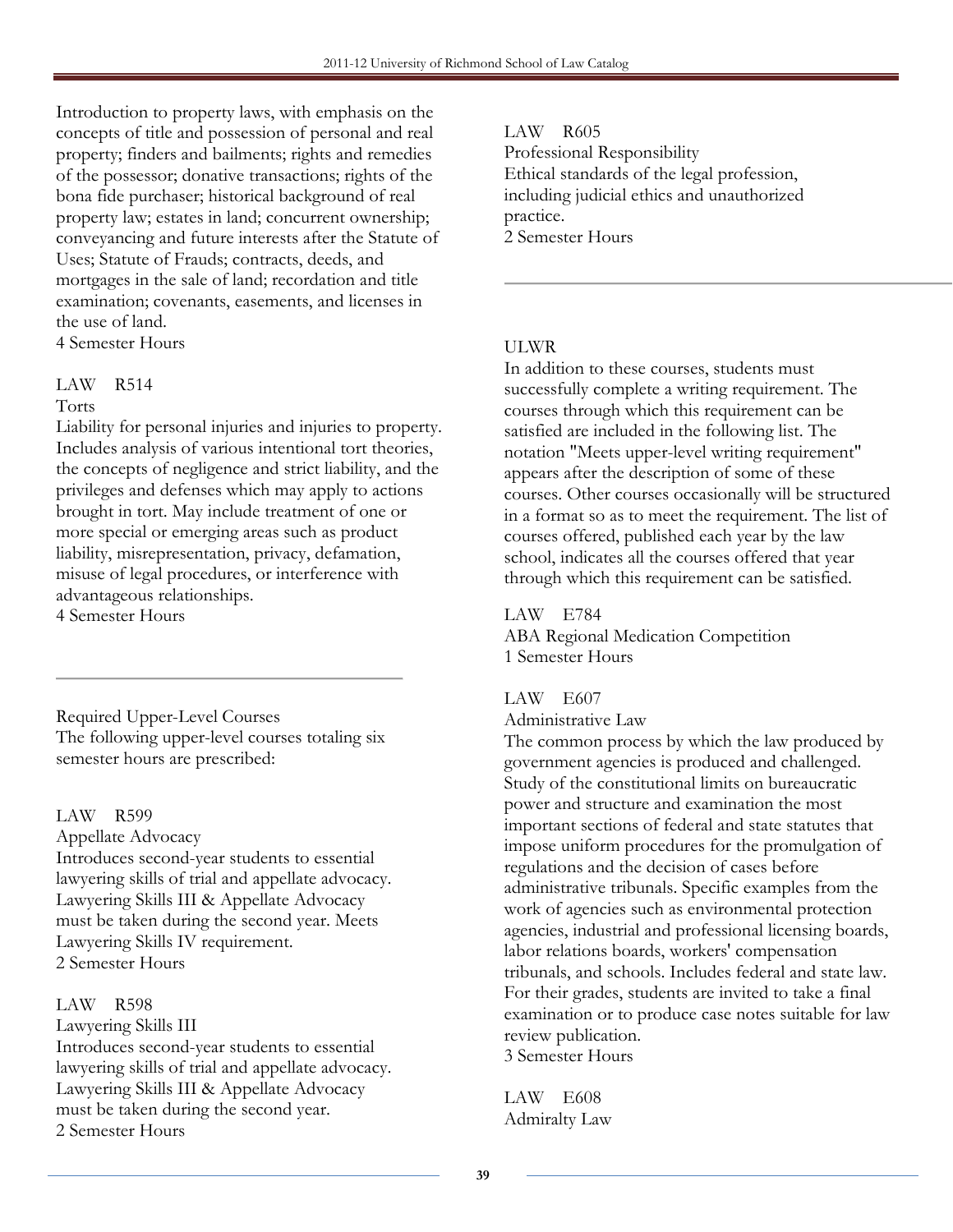Introduction to property laws, with emphasis on the concepts of title and possession of personal and real property; finders and bailments; rights and remedies of the possessor; donative transactions; rights of the bona fide purchaser; historical background of real property law; estates in land; concurrent ownership; conveyancing and future interests after the Statute of Uses; Statute of Frauds; contracts, deeds, and mortgages in the sale of land; recordation and title examination; covenants, easements, and licenses in the use of land.
4 Semester Hours

LAW R514
Torts
Liability for personal injuries and injuries to property. Includes analysis of various intentional tort theories, the concepts of negligence and strict liability, and the privileges and defenses which may apply to actions brought in tort. May include treatment of one or more special or emerging areas such as product liability, misrepresentation, privacy, defamation, misuse of legal procedures, or interference with advantageous relationships.
4 Semester Hours

---

Required Upper-Level Courses
The following upper-level courses totaling six semester hours are prescribed:

LAW R599
Appellate Advocacy
Introduces second-year students to essential lawyering skills of trial and appellate advocacy. Lawyering Skills III & Appellate Advocacy must be taken during the second year. Meets Lawyering Skills IV requirement.
2 Semester Hours

LAW R598
Lawyering Skills III
Introduces second-year students to essential lawyering skills of trial and appellate advocacy. Lawyering Skills III & Appellate Advocacy must be taken during the second year.
2 Semester Hours

LAW R605
Professional Responsibility
Ethical standards of the legal profession, including judicial ethics and unauthorized practice.
2 Semester Hours

---

ULWR
In addition to these courses, students must successfully complete a writing requirement. The courses through which this requirement can be satisfied are included in the following list. The notation "Meets upper-level writing requirement" appears after the description of some of these courses. Other courses occasionally will be structured in a format so as to meet the requirement. The list of courses offered, published each year by the law school, indicates all the courses offered that year through which this requirement can be satisfied.

LAW E784
ABA Regional Medication Competition
1 Semester Hours

LAW E607
Administrative Law
The common process by which the law produced by government agencies is produced and challenged. Study of the constitutional limits on bureaucratic power and structure and examination the most important sections of federal and state statutes that impose uniform procedures for the promulgation of regulations and the decision of cases before administrative tribunals. Specific examples from the work of agencies such as environmental protection agencies, industrial and professional licensing boards, labor relations boards, workers' compensation tribunals, and schools. Includes federal and state law. For their grades, students are invited to take a final examination or to produce case notes suitable for law review publication.
3 Semester Hours

LAW E608
Admiralty Law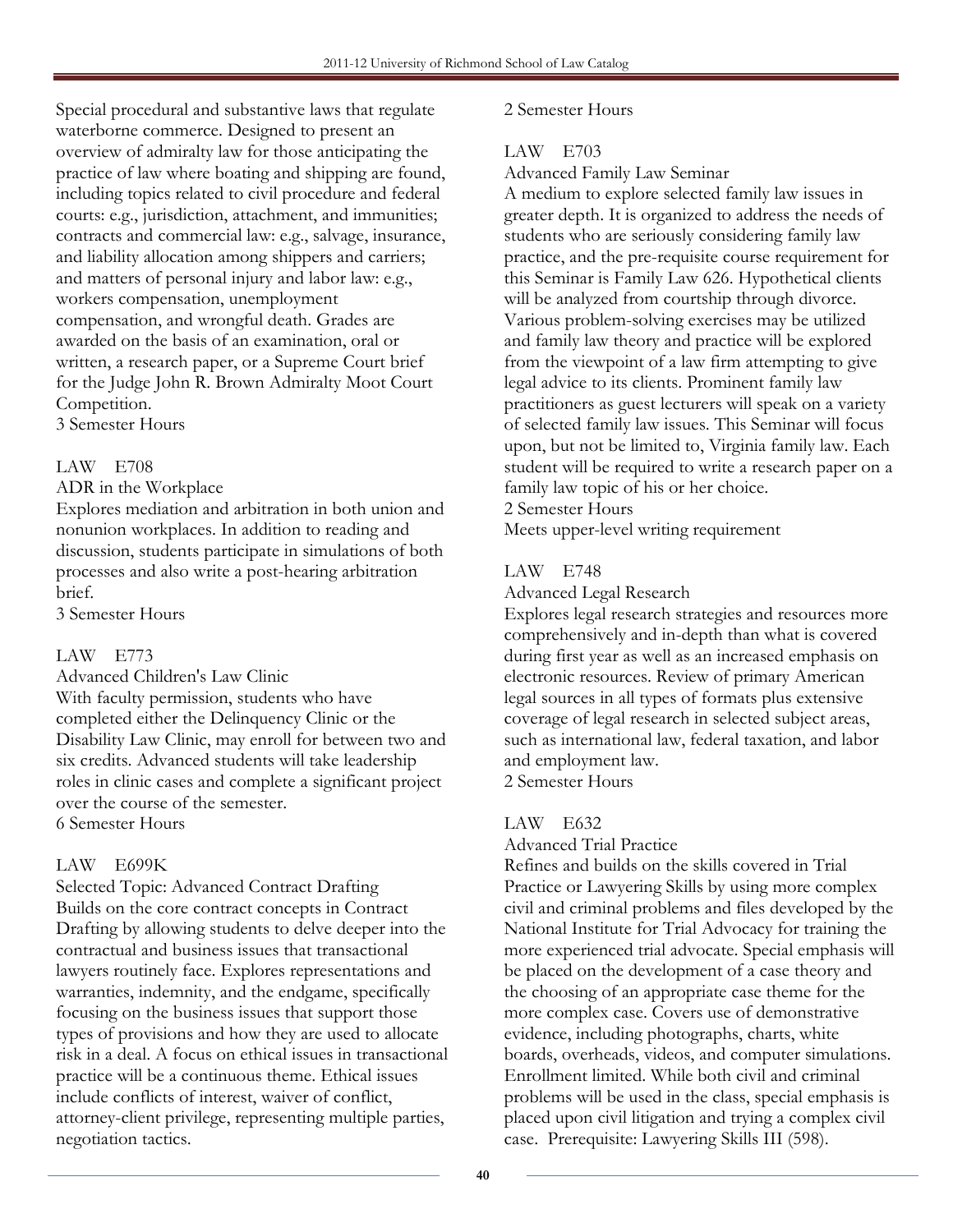Special procedural and substantive laws that regulate waterborne commerce. Designed to present an overview of admiralty law for those anticipating the practice of law where boating and shipping are found, including topics related to civil procedure and federal courts: e.g., jurisdiction, attachment, and immunities; contracts and commercial law: e.g., salvage, insurance, and liability allocation among shippers and carriers; and matters of personal injury and labor law: e.g., workers compensation, unemployment compensation, and wrongful death. Grades are awarded on the basis of an examination, oral or written, a research paper, or a Supreme Court brief for the Judge John R. Brown Admiralty Moot Court Competition.
3 Semester Hours

LAW E708
ADR in the Workplace
Explores mediation and arbitration in both union and nonunion workplaces. In addition to reading and discussion, students participate in simulations of both processes and also write a post-hearing arbitration brief.
3 Semester Hours

LAW E773
Advanced Children's Law Clinic
With faculty permission, students who have completed either the Delinquency Clinic or the Disability Law Clinic, may enroll for between two and six credits. Advanced students will take leadership roles in clinic cases and complete a significant project over the course of the semester.
6 Semester Hours

LAW E699K
Selected Topic: Advanced Contract Drafting
Builds on the core contract concepts in Contract Drafting by allowing students to delve deeper into the contractual and business issues that transactional lawyers routinely face. Explores representations and warranties, indemnity, and the endgame, specifically focusing on the business issues that support those types of provisions and how they are used to allocate risk in a deal. A focus on ethical issues in transactional practice will be a continuous theme. Ethical issues include conflicts of interest, waiver of conflict, attorney-client privilege, representing multiple parties, negotiation tactics.
2 Semester Hours

LAW E703
Advanced Family Law Seminar
A medium to explore selected family law issues in greater depth. It is organized to address the needs of students who are seriously considering family law practice, and the pre-requisite course requirement for this Seminar is Family Law 626. Hypothetical clients will be analyzed from courtship through divorce. Various problem-solving exercises may be utilized and family law theory and practice will be explored from the viewpoint of a law firm attempting to give legal advice to its clients. Prominent family law practitioners as guest lecturers will speak on a variety of selected family law issues. This Seminar will focus upon, but not be limited to, Virginia family law. Each student will be required to write a research paper on a family law topic of his or her choice.
2 Semester Hours
Meets upper-level writing requirement

LAW E748
Advanced Legal Research
Explores legal research strategies and resources more comprehensively and in-depth than what is covered during first year as well as an increased emphasis on electronic resources. Review of primary American legal sources in all types of formats plus extensive coverage of legal research in selected subject areas, such as international law, federal taxation, and labor and employment law.
2 Semester Hours

LAW E632
Advanced Trial Practice
Refines and builds on the skills covered in Trial Practice or Lawyering Skills by using more complex civil and criminal problems and files developed by the National Institute for Trial Advocacy for training the more experienced trial advocate. Special emphasis will be placed on the development of a case theory and the choosing of an appropriate case theme for the more complex case. Covers use of demonstrative evidence, including photographs, charts, white boards, overheads, videos, and computer simulations. Enrollment limited. While both civil and criminal problems will be used in the class, special emphasis is placed upon civil litigation and trying a complex civil case. Prerequisite: Lawyering Skills III (598).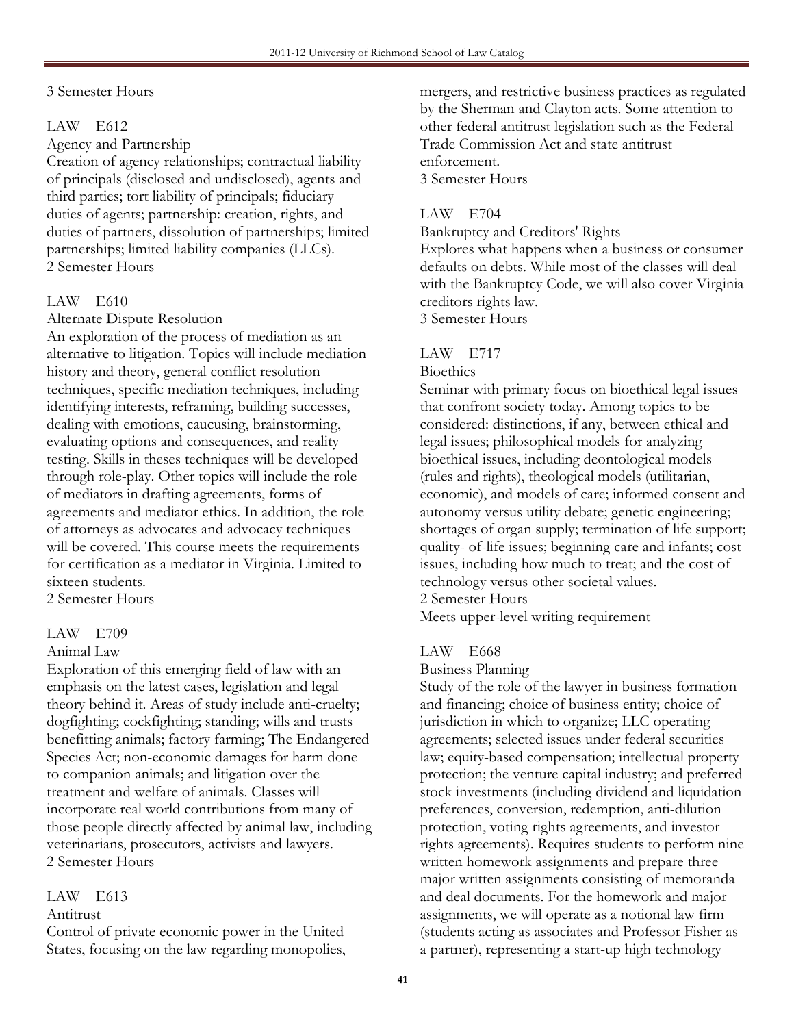3 Semester Hours

LAW E612

Agency and Partnership

Creation of agency relationships; contractual liability of principals (disclosed and undisclosed), agents and third parties; tort liability of principals; fiduciary duties of agents; partnership: creation, rights, and duties of partners, dissolution of partnerships; limited partnerships; limited liability companies (LLCs).

2 Semester Hours

LAW E610

Alternate Dispute Resolution

An exploration of the process of mediation as an alternative to litigation. Topics will include mediation history and theory, general conflict resolution techniques, specific mediation techniques, including identifying interests, reframing, building successes, dealing with emotions, caucusing, brainstorming, evaluating options and consequences, and reality testing. Skills in theses techniques will be developed through role-play. Other topics will include the role of mediators in drafting agreements, forms of agreements and mediator ethics. In addition, the role of attorneys as advocates and advocacy techniques will be covered. This course meets the requirements for certification as a mediator in Virginia. Limited to sixteen students.

2 Semester Hours

LAW E709

Animal Law

Exploration of this emerging field of law with an emphasis on the latest cases, legislation and legal theory behind it. Areas of study include anti-cruelty; dogfighting; cockfighting; standing; wills and trusts benefitting animals; factory farming; The Endangered Species Act; non-economic damages for harm done to companion animals; and litigation over the treatment and welfare of animals. Classes will incorporate real world contributions from many of those people directly affected by animal law, including veterinarians, prosecutors, activists and lawyers.

2 Semester Hours

LAW E613

Antitrust

Control of private economic power in the United States, focusing on the law regarding monopolies, mergers, and restrictive business practices as regulated by the Sherman and Clayton acts. Some attention to other federal antitrust legislation such as the Federal Trade Commission Act and state antitrust enforcement.

3 Semester Hours

LAW E704

Bankruptcy and Creditors' Rights

Explores what happens when a business or consumer defaults on debts. While most of the classes will deal with the Bankruptcy Code, we will also cover Virginia creditors rights law.

3 Semester Hours

LAW E717

Bioethics

Seminar with primary focus on bioethical legal issues that confront society today. Among topics to be considered: distinctions, if any, between ethical and legal issues; philosophical models for analyzing bioethical issues, including deontological models (rules and rights), theological models (utilitarian, economic), and models of care; informed consent and autonomy versus utility debate; genetic engineering; shortages of organ supply; termination of life support; quality- of-life issues; beginning care and infants; cost issues, including how much to treat; and the cost of technology versus other societal values.

2 Semester Hours

Meets upper-level writing requirement

LAW E668

Business Planning

Study of the role of the lawyer in business formation and financing; choice of business entity; choice of jurisdiction in which to organize; LLC operating agreements; selected issues under federal securities law; equity-based compensation; intellectual property protection; the venture capital industry; and preferred stock investments (including dividend and liquidation preferences, conversion, redemption, anti-dilution protection, voting rights agreements, and investor rights agreements). Requires students to perform nine written homework assignments and prepare three major written assignments consisting of memoranda and deal documents. For the homework and major assignments, we will operate as a notional law firm (students acting as associates and Professor Fisher as a partner), representing a start-up high technology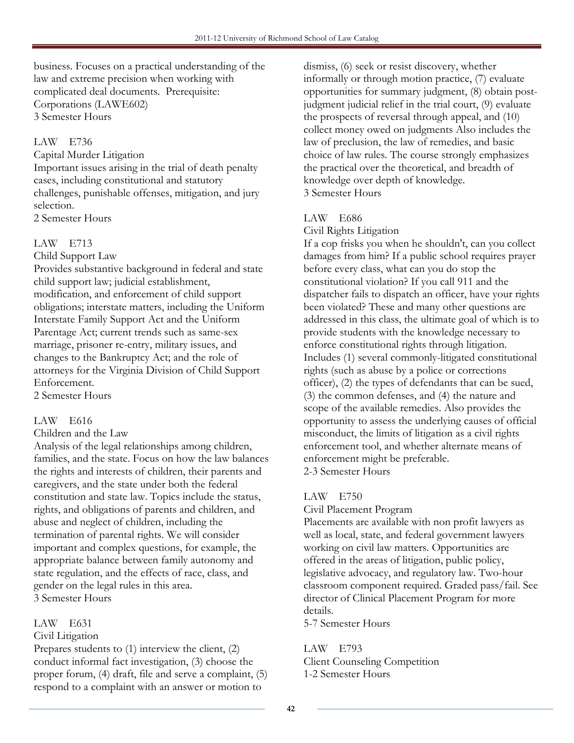business. Focuses on a practical understanding of the law and extreme precision when working with complicated deal documents. Prerequisite: Corporations (LAWE602)
3 Semester Hours

LAW E736
Capital Murder Litigation
Important issues arising in the trial of death penalty cases, including constitutional and statutory challenges, punishable offenses, mitigation, and jury selection.
2 Semester Hours

LAW E713
Child Support Law
Provides substantive background in federal and state child support law; judicial establishment, modification, and enforcement of child support obligations; interstate matters, including the Uniform Interstate Family Support Act and the Uniform Parentage Act; current trends such as same-sex marriage, prisoner re-entry, military issues, and changes to the Bankruptcy Act; and the role of attorneys for the Virginia Division of Child Support Enforcement.
2 Semester Hours

LAW E616
Children and the Law
Analysis of the legal relationships among children, families, and the state. Focus on how the law balances the rights and interests of children, their parents and caregivers, and the state under both the federal constitution and state law. Topics include the status, rights, and obligations of parents and children, and abuse and neglect of children, including the termination of parental rights. We will consider important and complex questions, for example, the appropriate balance between family autonomy and state regulation, and the effects of race, class, and gender on the legal rules in this area.
3 Semester Hours

LAW E631
Civil Litigation
Prepares students to (1) interview the client, (2) conduct informal fact investigation, (3) choose the proper forum, (4) draft, file and serve a complaint, (5) respond to a complaint with an answer or motion to dismiss, (6) seek or resist discovery, whether informally or through motion practice, (7) evaluate opportunities for summary judgment, (8) obtain post-judgment judicial relief in the trial court, (9) evaluate the prospects of reversal through appeal, and (10) collect money owed on judgments Also includes the law of preclusion, the law of remedies, and basic choice of law rules. The course strongly emphasizes the practical over the theoretical, and breadth of knowledge over depth of knowledge.
3 Semester Hours

LAW E686
Civil Rights Litigation
If a cop frisks you when he shouldn't, can you collect damages from him? If a public school requires prayer before every class, what can you do stop the constitutional violation? If you call 911 and the dispatcher fails to dispatch an officer, have your rights been violated? These and many other questions are addressed in this class, the ultimate goal of which is to provide students with the knowledge necessary to enforce constitutional rights through litigation. Includes (1) several commonly-litigated constitutional rights (such as abuse by a police or corrections officer), (2) the types of defendants that can be sued, (3) the common defenses, and (4) the nature and scope of the available remedies. Also provides the opportunity to assess the underlying causes of official misconduct, the limits of litigation as a civil rights enforcement tool, and whether alternate means of enforcement might be preferable.
2-3 Semester Hours

LAW E750
Civil Placement Program
Placements are available with non profit lawyers as well as local, state, and federal government lawyers working on civil law matters. Opportunities are offered in the areas of litigation, public policy, legislative advocacy, and regulatory law. Two-hour classroom component required. Graded pass/fail. See director of Clinical Placement Program for more details.
5-7 Semester Hours

LAW E793
Client Counseling Competition
1-2 Semester Hours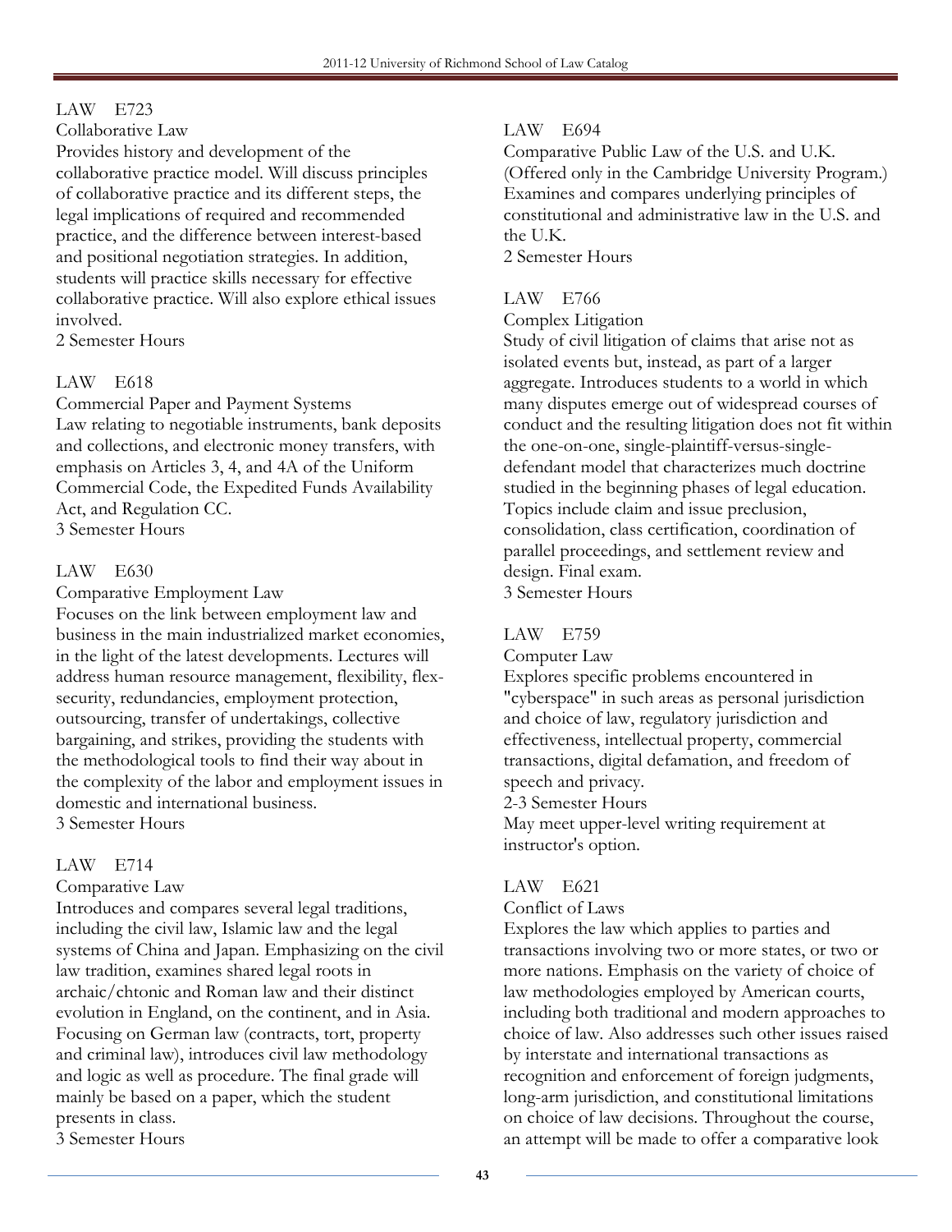LAW E723

Collaborative Law

Provides history and development of the collaborative practice model. Will discuss principles of collaborative practice and its different steps, the legal implications of required and recommended practice, and the difference between interest-based and positional negotiation strategies. In addition, students will practice skills necessary for effective collaborative practice. Will also explore ethical issues involved.

2 Semester Hours

LAW E618

Commercial Paper and Payment Systems

Law relating to negotiable instruments, bank deposits and collections, and electronic money transfers, with emphasis on Articles 3, 4, and 4A of the Uniform Commercial Code, the Expedited Funds Availability Act, and Regulation CC.

3 Semester Hours

LAW E630

Comparative Employment Law

Focuses on the link between employment law and business in the main industrialized market economies, in the light of the latest developments. Lectures will address human resource management, flexibility, flex-security, redundancies, employment protection, outsourcing, transfer of undertakings, collective bargaining, and strikes, providing the students with the methodological tools to find their way about in the complexity of the labor and employment issues in domestic and international business.

3 Semester Hours

LAW E714

Comparative Law

Introduces and compares several legal traditions, including the civil law, Islamic law and the legal systems of China and Japan. Emphasizing on the civil law tradition, examines shared legal roots in archaic/chtonic and Roman law and their distinct evolution in England, on the continent, and in Asia. Focusing on German law (contracts, tort, property and criminal law), introduces civil law methodology and logic as well as procedure. The final grade will mainly be based on a paper, which the student presents in class.

3 Semester Hours

LAW E694

Comparative Public Law of the U.S. and U.K. (Offered only in the Cambridge University Program.) Examines and compares underlying principles of constitutional and administrative law in the U.S. and the U.K.

2 Semester Hours

LAW E766

Complex Litigation

Study of civil litigation of claims that arise not as isolated events but, instead, as part of a larger aggregate. Introduces students to a world in which many disputes emerge out of widespread courses of conduct and the resulting litigation does not fit within the one-on-one, single-plaintiff-versus-single-defendant model that characterizes much doctrine studied in the beginning phases of legal education. Topics include claim and issue preclusion, consolidation, class certification, coordination of parallel proceedings, and settlement review and design. Final exam.

3 Semester Hours

LAW E759

Computer Law

Explores specific problems encountered in "cyberspace" in such areas as personal jurisdiction and choice of law, regulatory jurisdiction and effectiveness, intellectual property, commercial transactions, digital defamation, and freedom of speech and privacy.

2-3 Semester Hours

May meet upper-level writing requirement at instructor's option.

LAW E621

Conflict of Laws

Explores the law which applies to parties and transactions involving two or more states, or two or more nations. Emphasis on the variety of choice of law methodologies employed by American courts, including both traditional and modern approaches to choice of law. Also addresses such other issues raised by interstate and international transactions as recognition and enforcement of foreign judgments, long-arm jurisdiction, and constitutional limitations on choice of law decisions. Throughout the course, an attempt will be made to offer a comparative look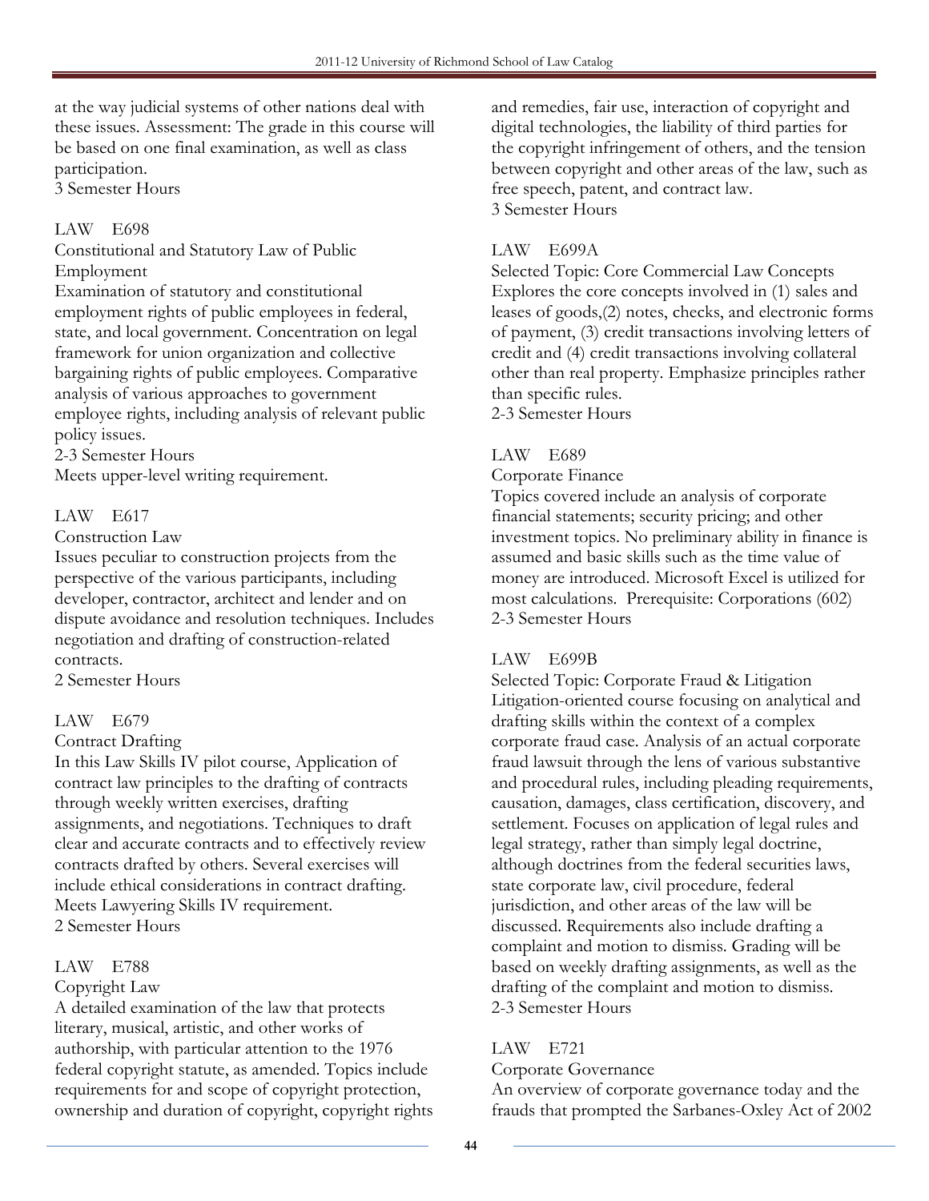at the way judicial systems of other nations deal with these issues. Assessment: The grade in this course will be based on one final examination, as well as class participation.
3 Semester Hours

LAW E698
Constitutional and Statutory Law of Public Employment
Examination of statutory and constitutional employment rights of public employees in federal, state, and local government. Concentration on legal framework for union organization and collective bargaining rights of public employees. Comparative analysis of various approaches to government employee rights, including analysis of relevant public policy issues.
2-3 Semester Hours
Meets upper-level writing requirement.

LAW E617
Construction Law
Issues peculiar to construction projects from the perspective of the various participants, including developer, contractor, architect and lender and on dispute avoidance and resolution techniques. Includes negotiation and drafting of construction-related contracts.
2 Semester Hours

LAW E679
Contract Drafting
In this Law Skills IV pilot course, Application of contract law principles to the drafting of contracts through weekly written exercises, drafting assignments, and negotiations. Techniques to draft clear and accurate contracts and to effectively review contracts drafted by others. Several exercises will include ethical considerations in contract drafting. Meets Lawyering Skills IV requirement.
2 Semester Hours

LAW E788
Copyright Law
A detailed examination of the law that protects literary, musical, artistic, and other works of authorship, with particular attention to the 1976 federal copyright statute, as amended. Topics include requirements for and scope of copyright protection, ownership and duration of copyright, copyright rights and remedies, fair use, interaction of copyright and digital technologies, the liability of third parties for the copyright infringement of others, and the tension between copyright and other areas of the law, such as free speech, patent, and contract law.
3 Semester Hours

LAW E699A
Selected Topic: Core Commercial Law Concepts
Explores the core concepts involved in (1) sales and leases of goods,(2) notes, checks, and electronic forms of payment, (3) credit transactions involving letters of credit and (4) credit transactions involving collateral other than real property. Emphasize principles rather than specific rules.
2-3 Semester Hours

LAW E689
Corporate Finance
Topics covered include an analysis of corporate financial statements; security pricing; and other investment topics. No preliminary ability in finance is assumed and basic skills such as the time value of money are introduced. Microsoft Excel is utilized for most calculations. Prerequisite: Corporations (602)
2-3 Semester Hours

LAW E699B
Selected Topic: Corporate Fraud & Litigation
Litigation-oriented course focusing on analytical and drafting skills within the context of a complex corporate fraud case. Analysis of an actual corporate fraud lawsuit through the lens of various substantive and procedural rules, including pleading requirements, causation, damages, class certification, discovery, and settlement. Focuses on application of legal rules and legal strategy, rather than simply legal doctrine, although doctrines from the federal securities laws, state corporate law, civil procedure, federal jurisdiction, and other areas of the law will be discussed. Requirements also include drafting a complaint and motion to dismiss. Grading will be based on weekly drafting assignments, as well as the drafting of the complaint and motion to dismiss.
2-3 Semester Hours

LAW E721
Corporate Governance
An overview of corporate governance today and the frauds that prompted the Sarbanes-Oxley Act of 2002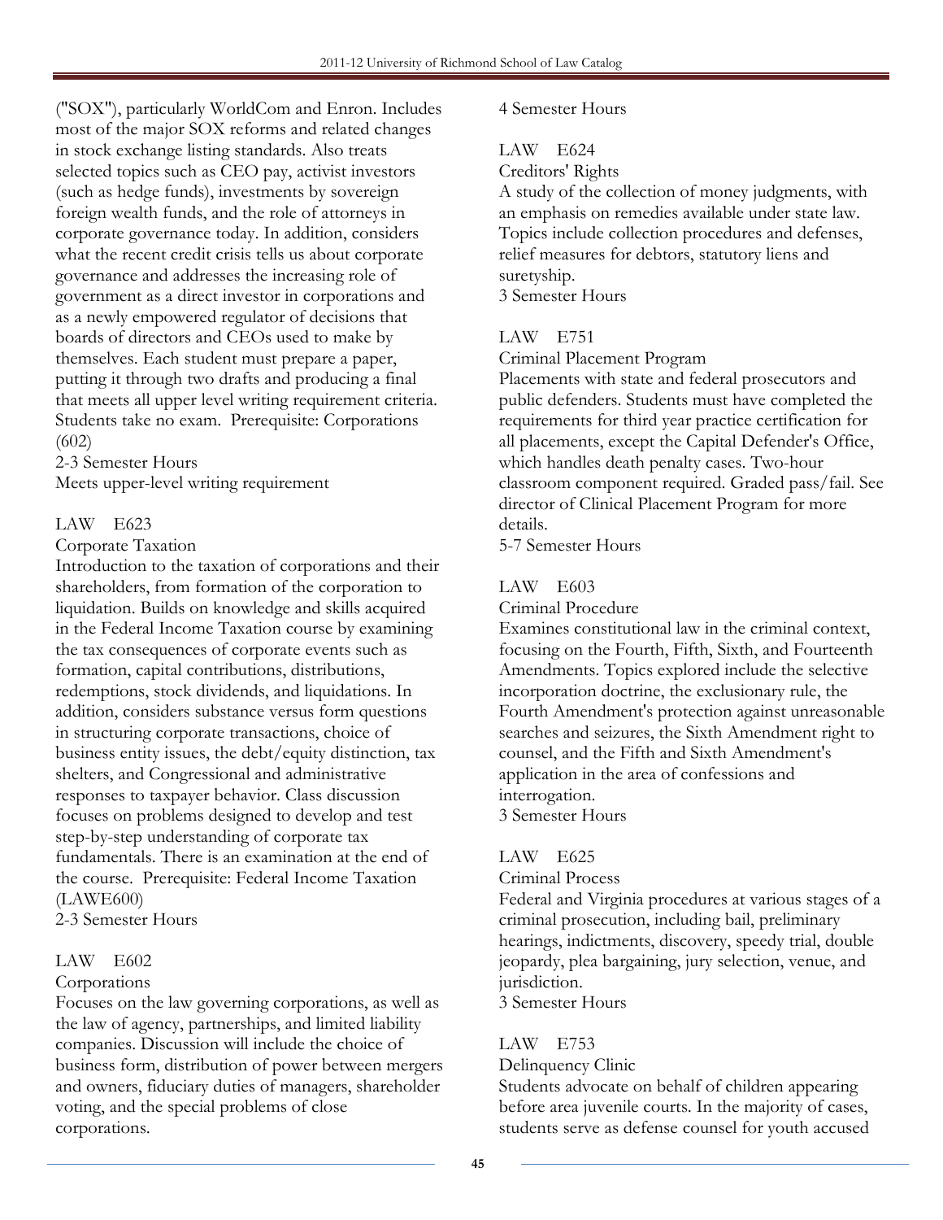("SOX"), particularly WorldCom and Enron. Includes most of the major SOX reforms and related changes in stock exchange listing standards. Also treats selected topics such as CEO pay, activist investors (such as hedge funds), investments by sovereign foreign wealth funds, and the role of attorneys in corporate governance today. In addition, considers what the recent credit crisis tells us about corporate governance and addresses the increasing role of government as a direct investor in corporations and as a newly empowered regulator of decisions that boards of directors and CEOs used to make by themselves. Each student must prepare a paper, putting it through two drafts and producing a final that meets all upper level writing requirement criteria. Students take no exam. Prerequisite: Corporations (602)

2-3 Semester Hours

Meets upper-level writing requirement

LAW E623

Corporate Taxation

Introduction to the taxation of corporations and their shareholders, from formation of the corporation to liquidation. Builds on knowledge and skills acquired in the Federal Income Taxation course by examining the tax consequences of corporate events such as formation, capital contributions, distributions, redemptions, stock dividends, and liquidations. In addition, considers substance versus form questions in structuring corporate transactions, choice of business entity issues, the debt/equity distinction, tax shelters, and Congressional and administrative responses to taxpayer behavior. Class discussion focuses on problems designed to develop and test step-by-step understanding of corporate tax fundamentals. There is an examination at the end of the course. Prerequisite: Federal Income Taxation (LAWE600)

2-3 Semester Hours

LAW E602

Corporations

Focuses on the law governing corporations, as well as the law of agency, partnerships, and limited liability companies. Discussion will include the choice of business form, distribution of power between mergers and owners, fiduciary duties of managers, shareholder voting, and the special problems of close corporations.

4 Semester Hours

LAW E624

Creditors' Rights

A study of the collection of money judgments, with an emphasis on remedies available under state law. Topics include collection procedures and defenses, relief measures for debtors, statutory liens and suretyship.

3 Semester Hours

LAW E751

Criminal Placement Program

Placements with state and federal prosecutors and public defenders. Students must have completed the requirements for third year practice certification for all placements, except the Capital Defender's Office, which handles death penalty cases. Two-hour classroom component required. Graded pass/fail. See director of Clinical Placement Program for more details.

5-7 Semester Hours

LAW E603

Criminal Procedure

Examines constitutional law in the criminal context, focusing on the Fourth, Fifth, Sixth, and Fourteenth Amendments. Topics explored include the selective incorporation doctrine, the exclusionary rule, the Fourth Amendment's protection against unreasonable searches and seizures, the Sixth Amendment right to counsel, and the Fifth and Sixth Amendment's application in the area of confessions and interrogation.

3 Semester Hours

LAW E625

Criminal Process

Federal and Virginia procedures at various stages of a criminal prosecution, including bail, preliminary hearings, indictments, discovery, speedy trial, double jeopardy, plea bargaining, jury selection, venue, and jurisdiction.

3 Semester Hours

LAW E753

Delinquency Clinic

Students advocate on behalf of children appearing before area juvenile courts. In the majority of cases, students serve as defense counsel for youth accused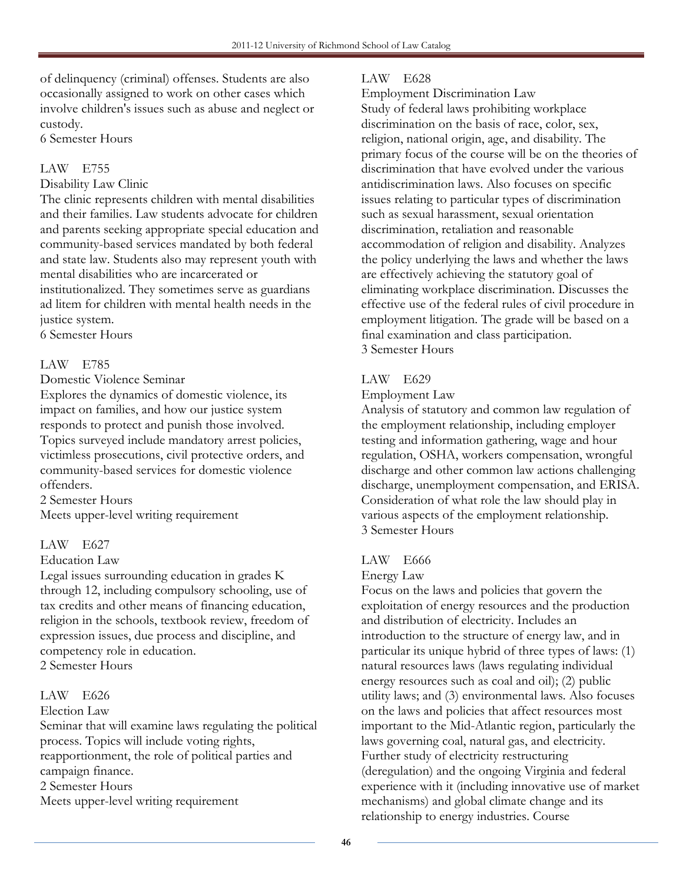of delinquency (criminal) offenses. Students are also occasionally assigned to work on other cases which involve children's issues such as abuse and neglect or custody.
6 Semester Hours

LAW E755
Disability Law Clinic
The clinic represents children with mental disabilities and their families. Law students advocate for children and parents seeking appropriate special education and community-based services mandated by both federal and state law. Students also may represent youth with mental disabilities who are incarcerated or institutionalized. They sometimes serve as guardians ad litem for children with mental health needs in the justice system.
6 Semester Hours

LAW E785
Domestic Violence Seminar
Explores the dynamics of domestic violence, its impact on families, and how our justice system responds to protect and punish those involved. Topics surveyed include mandatory arrest policies, victimless prosecutions, civil protective orders, and community-based services for domestic violence offenders.
2 Semester Hours
Meets upper-level writing requirement

LAW E627
Education Law
Legal issues surrounding education in grades K through 12, including compulsory schooling, use of tax credits and other means of financing education, religion in the schools, textbook review, freedom of expression issues, due process and discipline, and competency role in education.
2 Semester Hours

LAW E626
Election Law
Seminar that will examine laws regulating the political process. Topics will include voting rights, reapportionment, the role of political parties and campaign finance.
2 Semester Hours
Meets upper-level writing requirement

LAW E628
Employment Discrimination Law
Study of federal laws prohibiting workplace discrimination on the basis of race, color, sex, religion, national origin, age, and disability. The primary focus of the course will be on the theories of discrimination that have evolved under the various antidiscrimination laws. Also focuses on specific issues relating to particular types of discrimination such as sexual harassment, sexual orientation discrimination, retaliation and reasonable accommodation of religion and disability. Analyzes the policy underlying the laws and whether the laws are effectively achieving the statutory goal of eliminating workplace discrimination. Discusses the effective use of the federal rules of civil procedure in employment litigation. The grade will be based on a final examination and class participation.
3 Semester Hours

LAW E629
Employment Law
Analysis of statutory and common law regulation of the employment relationship, including employer testing and information gathering, wage and hour regulation, OSHA, workers compensation, wrongful discharge and other common law actions challenging discharge, unemployment compensation, and ERISA. Consideration of what role the law should play in various aspects of the employment relationship.
3 Semester Hours

LAW E666
Energy Law
Focus on the laws and policies that govern the exploitation of energy resources and the production and distribution of electricity. Includes an introduction to the structure of energy law, and in particular its unique hybrid of three types of laws: (1) natural resources laws (laws regulating individual energy resources such as coal and oil); (2) public utility laws; and (3) environmental laws. Also focuses on the laws and policies that affect resources most important to the Mid-Atlantic region, particularly the laws governing coal, natural gas, and electricity. Further study of electricity restructuring (deregulation) and the ongoing Virginia and federal experience with it (including innovative use of market mechanisms) and global climate change and its relationship to energy industries. Course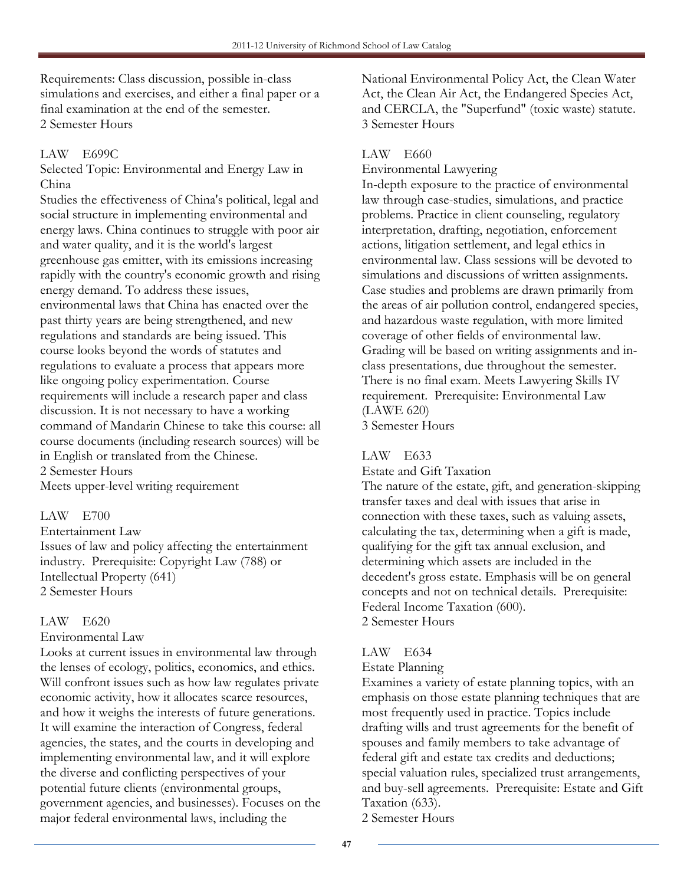Requirements: Class discussion, possible in-class simulations and exercises, and either a final paper or a final examination at the end of the semester.
2 Semester Hours

LAW E699C

Selected Topic: Environmental and Energy Law in China

Studies the effectiveness of China's political, legal and social structure in implementing environmental and energy laws. China continues to struggle with poor air and water quality, and it is the world's largest greenhouse gas emitter, with its emissions increasing rapidly with the country's economic growth and rising energy demand. To address these issues, environmental laws that China has enacted over the past thirty years are being strengthened, and new regulations and standards are being issued. This course looks beyond the words of statutes and regulations to evaluate a process that appears more like ongoing policy experimentation. Course requirements will include a research paper and class discussion. It is not necessary to have a working command of Mandarin Chinese to take this course: all course documents (including research sources) will be in English or translated from the Chinese.
2 Semester Hours
Meets upper-level writing requirement

LAW E700

Entertainment Law

Issues of law and policy affecting the entertainment industry. Prerequisite: Copyright Law (788) or Intellectual Property (641)
2 Semester Hours

LAW E620

Environmental Law

Looks at current issues in environmental law through the lenses of ecology, politics, economics, and ethics. Will confront issues such as how law regulates private economic activity, how it allocates scarce resources, and how it weighs the interests of future generations. It will examine the interaction of Congress, federal agencies, the states, and the courts in developing and implementing environmental law, and it will explore the diverse and conflicting perspectives of your potential future clients (environmental groups, government agencies, and businesses). Focuses on the major federal environmental laws, including the National Environmental Policy Act, the Clean Water Act, the Clean Air Act, the Endangered Species Act, and CERCLA, the "Superfund" (toxic waste) statute.
3 Semester Hours

LAW E660

Environmental Lawyering

In-depth exposure to the practice of environmental law through case-studies, simulations, and practice problems. Practice in client counseling, regulatory interpretation, drafting, negotiation, enforcement actions, litigation settlement, and legal ethics in environmental law. Class sessions will be devoted to simulations and discussions of written assignments. Case studies and problems are drawn primarily from the areas of air pollution control, endangered species, and hazardous waste regulation, with more limited coverage of other fields of environmental law. Grading will be based on writing assignments and in-class presentations, due throughout the semester. There is no final exam. Meets Lawyering Skills IV requirement. Prerequisite: Environmental Law (LAWE 620)
3 Semester Hours

LAW E633

Estate and Gift Taxation

The nature of the estate, gift, and generation-skipping transfer taxes and deal with issues that arise in connection with these taxes, such as valuing assets, calculating the tax, determining when a gift is made, qualifying for the gift tax annual exclusion, and determining which assets are included in the decedent's gross estate. Emphasis will be on general concepts and not on technical details. Prerequisite: Federal Income Taxation (600).
2 Semester Hours

LAW E634

Estate Planning

Examines a variety of estate planning topics, with an emphasis on those estate planning techniques that are most frequently used in practice. Topics include drafting wills and trust agreements for the benefit of spouses and family members to take advantage of federal gift and estate tax credits and deductions; special valuation rules, specialized trust arrangements, and buy-sell agreements. Prerequisite: Estate and Gift Taxation (633).
2 Semester Hours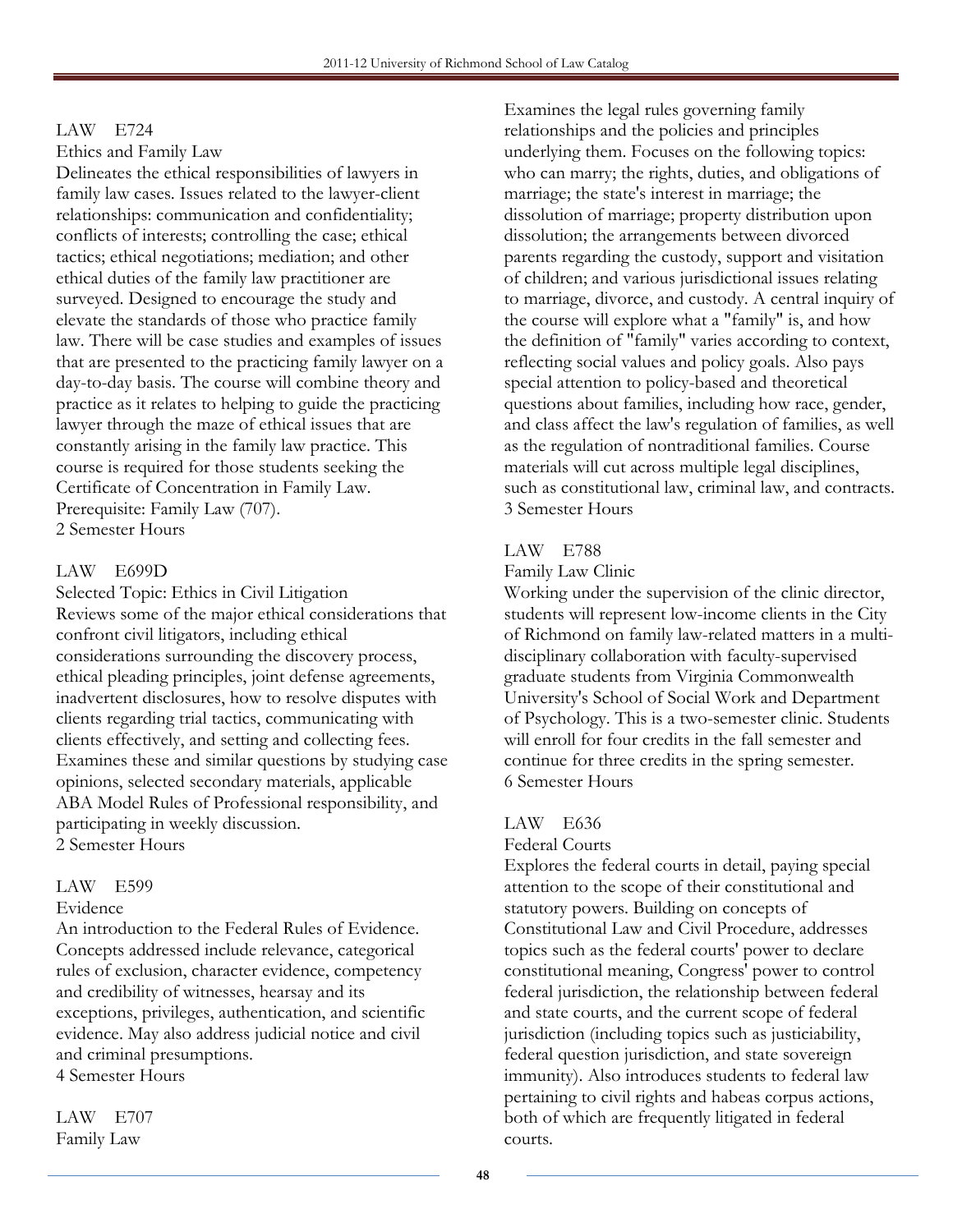LAW E724

Ethics and Family Law

Delineates the ethical responsibilities of lawyers in family law cases. Issues related to the lawyer-client relationships: communication and confidentiality; conflicts of interests; controlling the case; ethical tactics; ethical negotiations; mediation; and other ethical duties of the family law practitioner are surveyed. Designed to encourage the study and elevate the standards of those who practice family law. There will be case studies and examples of issues that are presented to the practicing family lawyer on a day-to-day basis. The course will combine theory and practice as it relates to helping to guide the practicing lawyer through the maze of ethical issues that are constantly arising in the family law practice. This course is required for those students seeking the Certificate of Concentration in Family Law. Prerequisite: Family Law (707).

2 Semester Hours

LAW E699D

Selected Topic: Ethics in Civil Litigation

Reviews some of the major ethical considerations that confront civil litigators, including ethical considerations surrounding the discovery process, ethical pleading principles, joint defense agreements, inadvertent disclosures, how to resolve disputes with clients regarding trial tactics, communicating with clients effectively, and setting and collecting fees. Examines these and similar questions by studying case opinions, selected secondary materials, applicable ABA Model Rules of Professional responsibility, and participating in weekly discussion.

2 Semester Hours

LAW E599

Evidence

An introduction to the Federal Rules of Evidence. Concepts addressed include relevance, categorical rules of exclusion, character evidence, competency and credibility of witnesses, hearsay and its exceptions, privileges, authentication, and scientific evidence. May also address judicial notice and civil and criminal presumptions.

4 Semester Hours

LAW E707

Family Law

Examines the legal rules governing family relationships and the policies and principles underlying them. Focuses on the following topics: who can marry; the rights, duties, and obligations of marriage; the state's interest in marriage; the dissolution of marriage; property distribution upon dissolution; the arrangements between divorced parents regarding the custody, support and visitation of children; and various jurisdictional issues relating to marriage, divorce, and custody. A central inquiry of the course will explore what a "family" is, and how the definition of "family" varies according to context, reflecting social values and policy goals. Also pays special attention to policy-based and theoretical questions about families, including how race, gender, and class affect the law's regulation of families, as well as the regulation of nontraditional families. Course materials will cut across multiple legal disciplines, such as constitutional law, criminal law, and contracts.

3 Semester Hours

LAW E788

Family Law Clinic

Working under the supervision of the clinic director, students will represent low-income clients in the City of Richmond on family law-related matters in a multi-disciplinary collaboration with faculty-supervised graduate students from Virginia Commonwealth University's School of Social Work and Department of Psychology. This is a two-semester clinic. Students will enroll for four credits in the fall semester and continue for three credits in the spring semester.

6 Semester Hours

LAW E636

Federal Courts

Explores the federal courts in detail, paying special attention to the scope of their constitutional and statutory powers. Building on concepts of Constitutional Law and Civil Procedure, addresses topics such as the federal courts' power to declare constitutional meaning, Congress' power to control federal jurisdiction, the relationship between federal and state courts, and the current scope of federal jurisdiction (including topics such as justiciability, federal question jurisdiction, and state sovereign immunity). Also introduces students to federal law pertaining to civil rights and habeas corpus actions, both of which are frequently litigated in federal courts.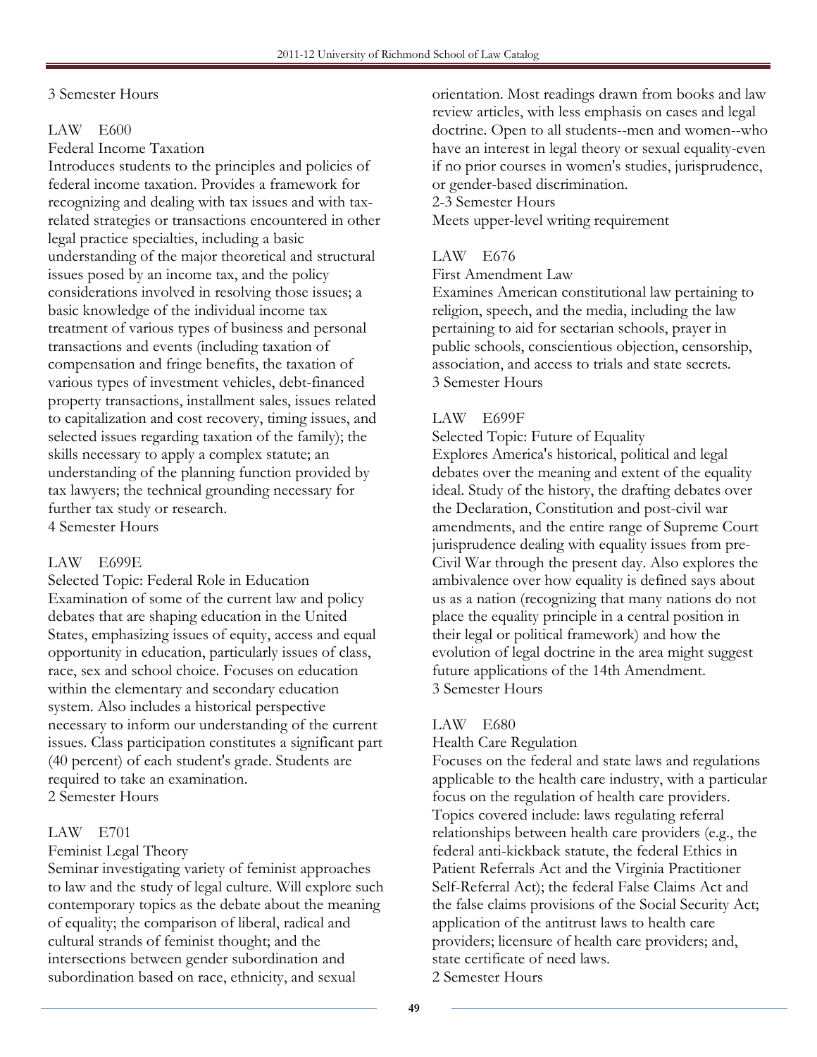3 Semester Hours

LAW E600

Federal Income Taxation

Introduces students to the principles and policies of federal income taxation. Provides a framework for recognizing and dealing with tax issues and with tax-related strategies or transactions encountered in other legal practice specialties, including a basic understanding of the major theoretical and structural issues posed by an income tax, and the policy considerations involved in resolving those issues; a basic knowledge of the individual income tax treatment of various types of business and personal transactions and events (including taxation of compensation and fringe benefits, the taxation of various types of investment vehicles, debt-financed property transactions, installment sales, issues related to capitalization and cost recovery, timing issues, and selected issues regarding taxation of the family); the skills necessary to apply a complex statute; an understanding of the planning function provided by tax lawyers; the technical grounding necessary for further tax study or research.

4 Semester Hours

LAW E699E

Selected Topic: Federal Role in Education

Examination of some of the current law and policy debates that are shaping education in the United States, emphasizing issues of equity, access and equal opportunity in education, particularly issues of class, race, sex and school choice. Focuses on education within the elementary and secondary education system. Also includes a historical perspective necessary to inform our understanding of the current issues. Class participation constitutes a significant part (40 percent) of each student's grade. Students are required to take an examination.

2 Semester Hours

LAW E701

Feminist Legal Theory

Seminar investigating variety of feminist approaches to law and the study of legal culture. Will explore such contemporary topics as the debate about the meaning of equality; the comparison of liberal, radical and cultural strands of feminist thought; and the intersections between gender subordination and subordination based on race, ethnicity, and sexual orientation. Most readings drawn from books and law review articles, with less emphasis on cases and legal doctrine. Open to all students--men and women--who have an interest in legal theory or sexual equality-even if no prior courses in women's studies, jurisprudence, or gender-based discrimination.

2-3 Semester Hours

Meets upper-level writing requirement

LAW E676

First Amendment Law

Examines American constitutional law pertaining to religion, speech, and the media, including the law pertaining to aid for sectarian schools, prayer in public schools, conscientious objection, censorship, association, and access to trials and state secrets.

3 Semester Hours

LAW E699F

Selected Topic: Future of Equality

Explores America's historical, political and legal debates over the meaning and extent of the equality ideal. Study of the history, the drafting debates over the Declaration, Constitution and post-civil war amendments, and the entire range of Supreme Court jurisprudence dealing with equality issues from pre-Civil War through the present day. Also explores the ambivalence over how equality is defined says about us as a nation (recognizing that many nations do not place the equality principle in a central position in their legal or political framework) and how the evolution of legal doctrine in the area might suggest future applications of the 14th Amendment.

3 Semester Hours

LAW E680

Health Care Regulation

Focuses on the federal and state laws and regulations applicable to the health care industry, with a particular focus on the regulation of health care providers. Topics covered include: laws regulating referral relationships between health care providers (e.g., the federal anti-kickback statute, the federal Ethics in Patient Referrals Act and the Virginia Practitioner Self-Referral Act); the federal False Claims Act and the false claims provisions of the Social Security Act; application of the antitrust laws to health care providers; licensure of health care providers; and, state certificate of need laws.

2 Semester Hours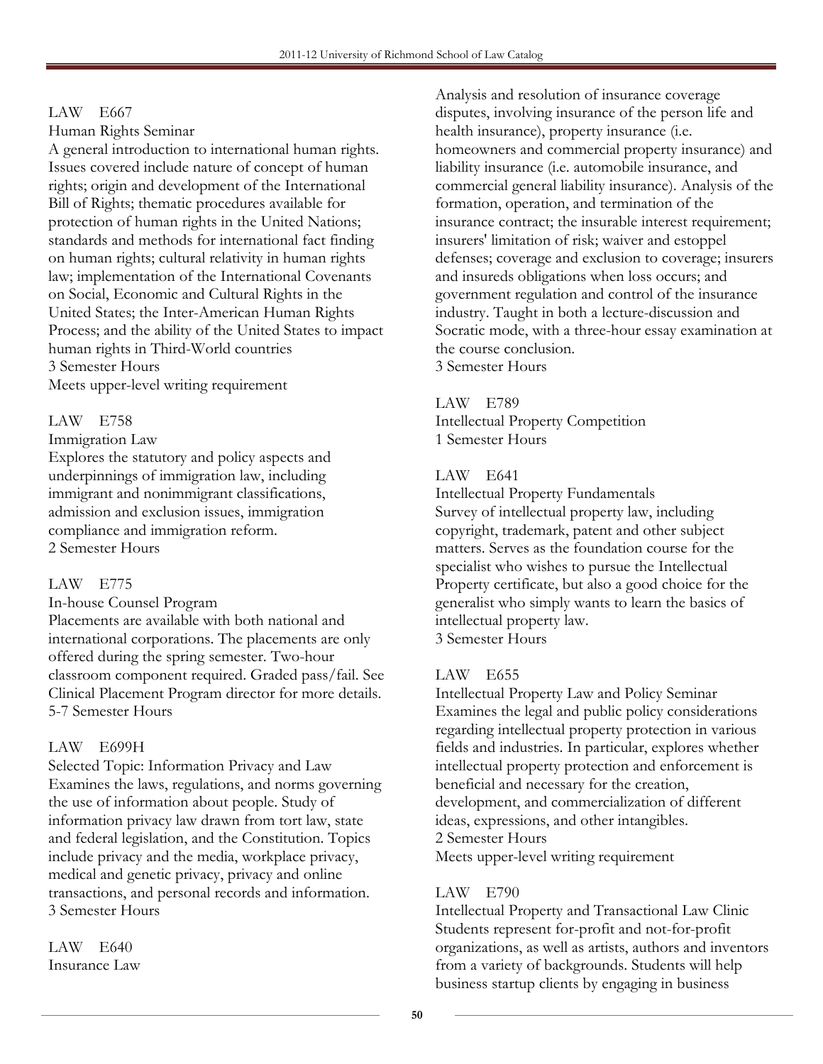LAW E667

Human Rights Seminar

A general introduction to international human rights. Issues covered include nature of concept of human rights; origin and development of the International Bill of Rights; thematic procedures available for protection of human rights in the United Nations; standards and methods for international fact finding on human rights; cultural relativity in human rights law; implementation of the International Covenants on Social, Economic and Cultural Rights in the United States; the Inter-American Human Rights Process; and the ability of the United States to impact human rights in Third-World countries

3 Semester Hours

Meets upper-level writing requirement

LAW E758

Immigration Law

Explores the statutory and policy aspects and underpinnings of immigration law, including immigrant and nonimmigrant classifications, admission and exclusion issues, immigration compliance and immigration reform.

2 Semester Hours

LAW E775

In-house Counsel Program

Placements are available with both national and international corporations. The placements are only offered during the spring semester. Two-hour classroom component required. Graded pass/fail. See Clinical Placement Program director for more details.

5-7 Semester Hours

LAW E699H

Selected Topic: Information Privacy and Law

Examines the laws, regulations, and norms governing the use of information about people. Study of information privacy law drawn from tort law, state and federal legislation, and the Constitution. Topics include privacy and the media, workplace privacy, medical and genetic privacy, privacy and online transactions, and personal records and information.

3 Semester Hours

LAW E640

Insurance Law

Analysis and resolution of insurance coverage disputes, involving insurance of the person life and health insurance), property insurance (i.e. homeowners and commercial property insurance) and liability insurance (i.e. automobile insurance, and commercial general liability insurance). Analysis of the formation, operation, and termination of the insurance contract; the insurable interest requirement; insurers' limitation of risk; waiver and estoppel defenses; coverage and exclusion to coverage; insurers and insureds obligations when loss occurs; and government regulation and control of the insurance industry. Taught in both a lecture-discussion and Socratic mode, with a three-hour essay examination at the course conclusion.

3 Semester Hours

LAW E789

Intellectual Property Competition

1 Semester Hours

LAW E641

Intellectual Property Fundamentals

Survey of intellectual property law, including copyright, trademark, patent and other subject matters. Serves as the foundation course for the specialist who wishes to pursue the Intellectual Property certificate, but also a good choice for the generalist who simply wants to learn the basics of intellectual property law.

3 Semester Hours

LAW E655

Intellectual Property Law and Policy Seminar

Examines the legal and public policy considerations regarding intellectual property protection in various fields and industries. In particular, explores whether intellectual property protection and enforcement is beneficial and necessary for the creation, development, and commercialization of different ideas, expressions, and other intangibles.

2 Semester Hours

Meets upper-level writing requirement

LAW E790

Intellectual Property and Transactional Law Clinic

Students represent for-profit and not-for-profit organizations, as well as artists, authors and inventors from a variety of backgrounds. Students will help business startup clients by engaging in business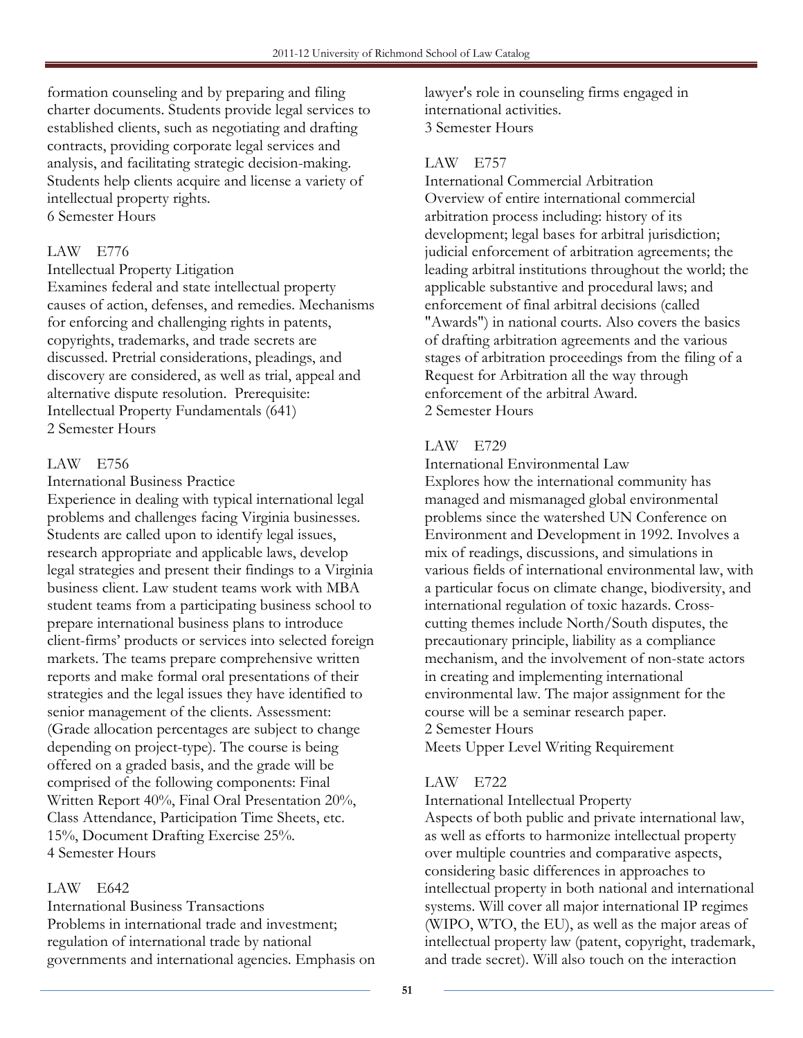formation counseling and by preparing and filing charter documents. Students provide legal services to established clients, such as negotiating and drafting contracts, providing corporate legal services and analysis, and facilitating strategic decision-making. Students help clients acquire and license a variety of intellectual property rights.
6 Semester Hours

LAW E776

Intellectual Property Litigation
Examines federal and state intellectual property causes of action, defenses, and remedies. Mechanisms for enforcing and challenging rights in patents, copyrights, trademarks, and trade secrets are discussed. Pretrial considerations, pleadings, and discovery are considered, as well as trial, appeal and alternative dispute resolution. Prerequisite: Intellectual Property Fundamentals (641)
2 Semester Hours

LAW E756

International Business Practice
Experience in dealing with typical international legal problems and challenges facing Virginia businesses. Students are called upon to identify legal issues, research appropriate and applicable laws, develop legal strategies and present their findings to a Virginia business client. Law student teams work with MBA student teams from a participating business school to prepare international business plans to introduce client-firms' products or services into selected foreign markets. The teams prepare comprehensive written reports and make formal oral presentations of their strategies and the legal issues they have identified to senior management of the clients. Assessment: (Grade allocation percentages are subject to change depending on project-type). The course is being offered on a graded basis, and the grade will be comprised of the following components: Final Written Report 40%, Final Oral Presentation 20%, Class Attendance, Participation Time Sheets, etc. 15%, Document Drafting Exercise 25%.
4 Semester Hours

LAW E642

International Business Transactions
Problems in international trade and investment; regulation of international trade by national governments and international agencies. Emphasis on lawyer's role in counseling firms engaged in international activities.
3 Semester Hours

LAW E757

International Commercial Arbitration
Overview of entire international commercial arbitration process including: history of its development; legal bases for arbitral jurisdiction; judicial enforcement of arbitration agreements; the leading arbitral institutions throughout the world; the applicable substantive and procedural laws; and enforcement of final arbitral decisions (called "Awards") in national courts. Also covers the basics of drafting arbitration agreements and the various stages of arbitration proceedings from the filing of a Request for Arbitration all the way through enforcement of the arbitral Award.
2 Semester Hours

LAW E729

International Environmental Law
Explores how the international community has managed and mismanaged global environmental problems since the watershed UN Conference on Environment and Development in 1992. Involves a mix of readings, discussions, and simulations in various fields of international environmental law, with a particular focus on climate change, biodiversity, and international regulation of toxic hazards. Cross-cutting themes include North/South disputes, the precautionary principle, liability as a compliance mechanism, and the involvement of non-state actors in creating and implementing international environmental law. The major assignment for the course will be a seminar research paper.
2 Semester Hours
Meets Upper Level Writing Requirement

LAW E722

International Intellectual Property
Aspects of both public and private international law, as well as efforts to harmonize intellectual property over multiple countries and comparative aspects, considering basic differences in approaches to intellectual property in both national and international systems. Will cover all major international IP regimes (WIPO, WTO, the EU), as well as the major areas of intellectual property law (patent, copyright, trademark, and trade secret). Will also touch on the interaction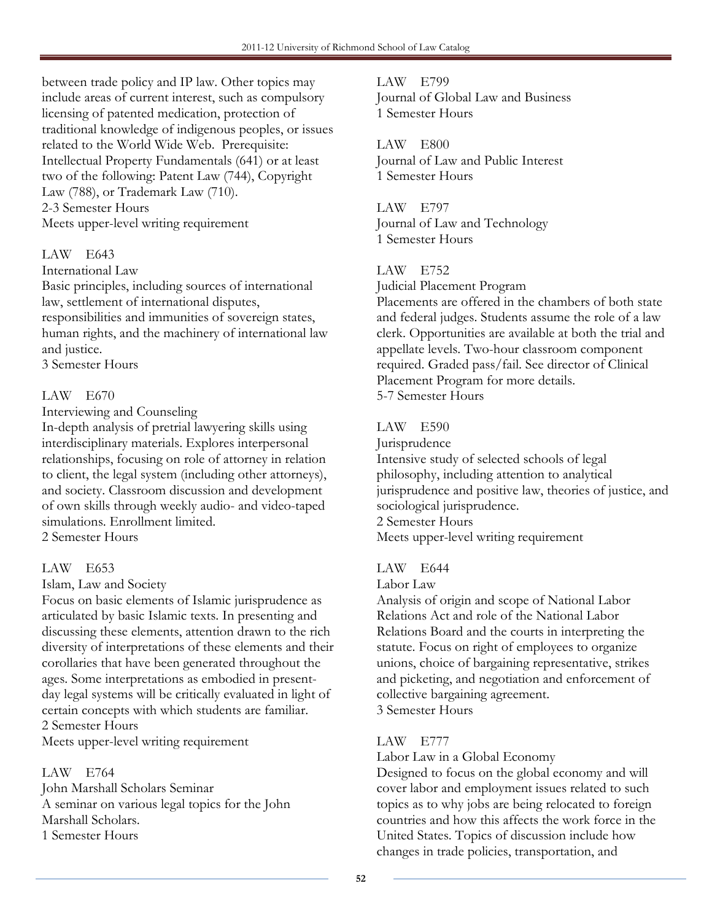between trade policy and IP law. Other topics may include areas of current interest, such as compulsory licensing of patented medication, protection of traditional knowledge of indigenous peoples, or issues related to the World Wide Web. Prerequisite: Intellectual Property Fundamentals (641) or at least two of the following: Patent Law (744), Copyright Law (788), or Trademark Law (710).
2-3 Semester Hours
Meets upper-level writing requirement

LAW E643
International Law
Basic principles, including sources of international law, settlement of international disputes, responsibilities and immunities of sovereign states, human rights, and the machinery of international law and justice.
3 Semester Hours

LAW E670
Interviewing and Counseling
In-depth analysis of pretrial lawyering skills using interdisciplinary materials. Explores interpersonal relationships, focusing on role of attorney in relation to client, the legal system (including other attorneys), and society. Classroom discussion and development of own skills through weekly audio- and video-taped simulations. Enrollment limited.
2 Semester Hours

LAW E653
Islam, Law and Society
Focus on basic elements of Islamic jurisprudence as articulated by basic Islamic texts. In presenting and discussing these elements, attention drawn to the rich diversity of interpretations of these elements and their corollaries that have been generated throughout the ages. Some interpretations as embodied in present-day legal systems will be critically evaluated in light of certain concepts with which students are familiar.
2 Semester Hours
Meets upper-level writing requirement

LAW E764
John Marshall Scholars Seminar
A seminar on various legal topics for the John Marshall Scholars.
1 Semester Hours

LAW E799
Journal of Global Law and Business
1 Semester Hours

LAW E800
Journal of Law and Public Interest
1 Semester Hours

LAW E797
Journal of Law and Technology
1 Semester Hours

LAW E752
Judicial Placement Program
Placements are offered in the chambers of both state and federal judges. Students assume the role of a law clerk. Opportunities are available at both the trial and appellate levels. Two-hour classroom component required. Graded pass/fail. See director of Clinical Placement Program for more details.
5-7 Semester Hours

LAW E590
Jurisprudence
Intensive study of selected schools of legal philosophy, including attention to analytical jurisprudence and positive law, theories of justice, and sociological jurisprudence.
2 Semester Hours
Meets upper-level writing requirement

LAW E644
Labor Law
Analysis of origin and scope of National Labor Relations Act and role of the National Labor Relations Board and the courts in interpreting the statute. Focus on right of employees to organize unions, choice of bargaining representative, strikes and picketing, and negotiation and enforcement of collective bargaining agreement.
3 Semester Hours

LAW E777
Labor Law in a Global Economy
Designed to focus on the global economy and will cover labor and employment issues related to such topics as to why jobs are being relocated to foreign countries and how this affects the work force in the United States. Topics of discussion include how changes in trade policies, transportation, and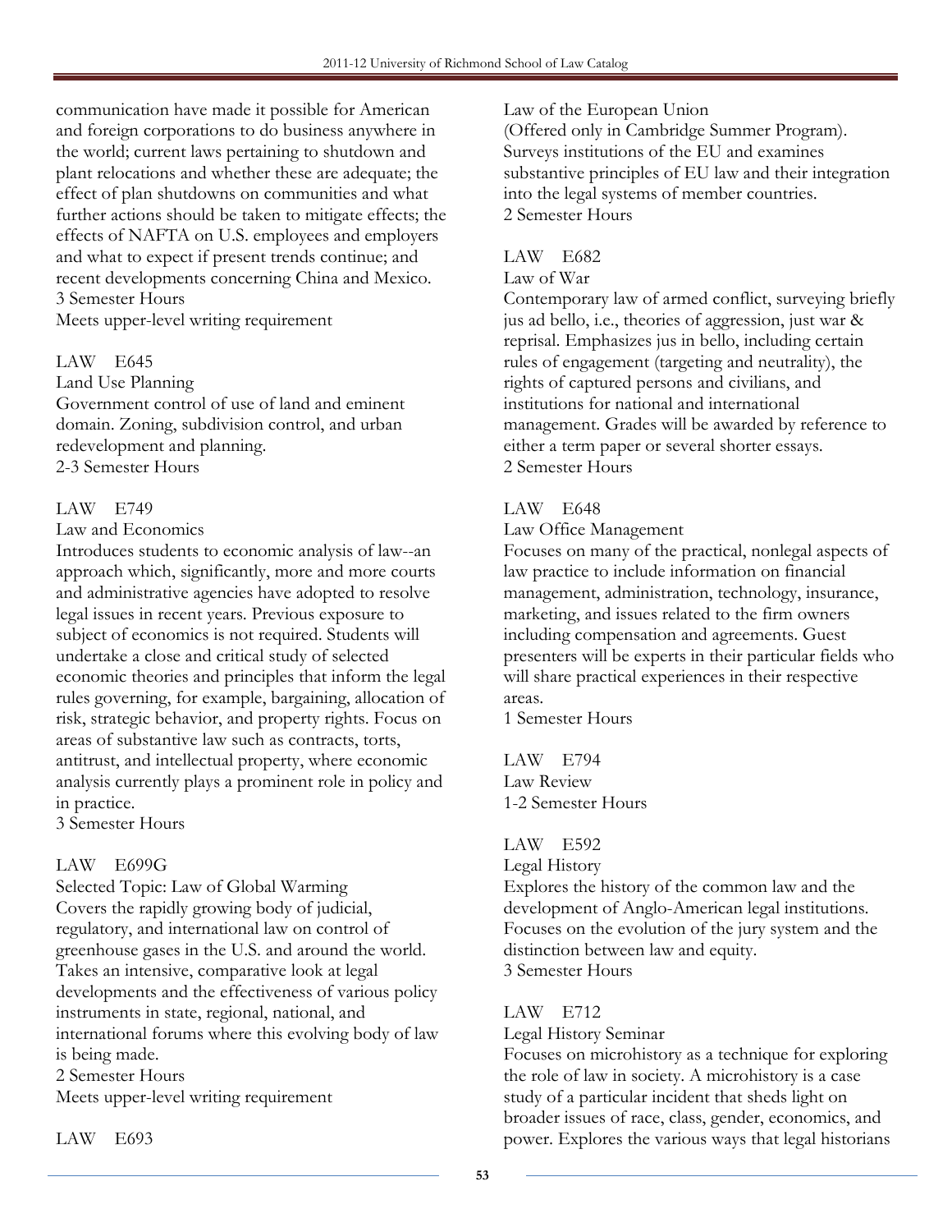communication have made it possible for American and foreign corporations to do business anywhere in the world; current laws pertaining to shutdown and plant relocations and whether these are adequate; the effect of plan shutdowns on communities and what further actions should be taken to mitigate effects; the effects of NAFTA on U.S. employees and employers and what to expect if present trends continue; and recent developments concerning China and Mexico.
3 Semester Hours
Meets upper-level writing requirement

LAW E645
Land Use Planning
Government control of use of land and eminent domain. Zoning, subdivision control, and urban redevelopment and planning.
2-3 Semester Hours

LAW E749
Law and Economics
Introduces students to economic analysis of law--an approach which, significantly, more and more courts and administrative agencies have adopted to resolve legal issues in recent years. Previous exposure to subject of economics is not required. Students will undertake a close and critical study of selected economic theories and principles that inform the legal rules governing, for example, bargaining, allocation of risk, strategic behavior, and property rights. Focus on areas of substantive law such as contracts, torts, antitrust, and intellectual property, where economic analysis currently plays a prominent role in policy and in practice.
3 Semester Hours

LAW E699G
Selected Topic: Law of Global Warming
Covers the rapidly growing body of judicial, regulatory, and international law on control of greenhouse gases in the U.S. and around the world. Takes an intensive, comparative look at legal developments and the effectiveness of various policy instruments in state, regional, national, and international forums where this evolving body of law is being made.
2 Semester Hours
Meets upper-level writing requirement

LAW E693
Law of the European Union
(Offered only in Cambridge Summer Program). Surveys institutions of the EU and examines substantive principles of EU law and their integration into the legal systems of member countries.
2 Semester Hours

LAW E682
Law of War
Contemporary law of armed conflict, surveying briefly jus ad bello, i.e., theories of aggression, just war & reprisal. Emphasizes jus in bello, including certain rules of engagement (targeting and neutrality), the rights of captured persons and civilians, and institutions for national and international management. Grades will be awarded by reference to either a term paper or several shorter essays.
2 Semester Hours

LAW E648
Law Office Management
Focuses on many of the practical, nonlegal aspects of law practice to include information on financial management, administration, technology, insurance, marketing, and issues related to the firm owners including compensation and agreements. Guest presenters will be experts in their particular fields who will share practical experiences in their respective areas.
1 Semester Hours

LAW E794
Law Review
1-2 Semester Hours

LAW E592
Legal History
Explores the history of the common law and the development of Anglo-American legal institutions. Focuses on the evolution of the jury system and the distinction between law and equity.
3 Semester Hours

LAW E712
Legal History Seminar
Focuses on microhistory as a technique for exploring the role of law in society. A microhistory is a case study of a particular incident that sheds light on broader issues of race, class, gender, economics, and power. Explores the various ways that legal historians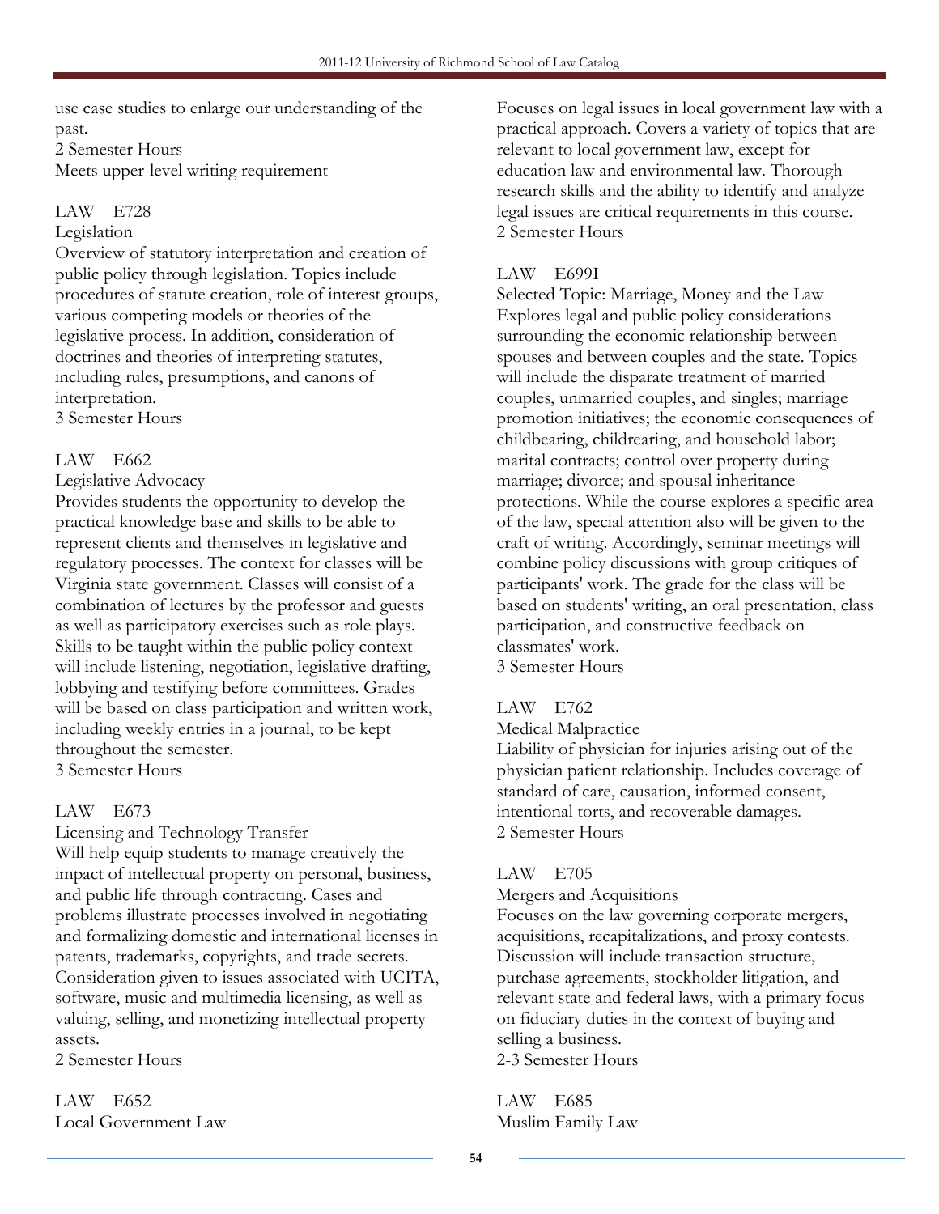use case studies to enlarge our understanding of the past.
2 Semester Hours
Meets upper-level writing requirement

LAW E728
Legislation
Overview of statutory interpretation and creation of public policy through legislation. Topics include procedures of statute creation, role of interest groups, various competing models or theories of the legislative process. In addition, consideration of doctrines and theories of interpreting statutes, including rules, presumptions, and canons of interpretation.
3 Semester Hours

LAW E662
Legislative Advocacy
Provides students the opportunity to develop the practical knowledge base and skills to be able to represent clients and themselves in legislative and regulatory processes. The context for classes will be Virginia state government. Classes will consist of a combination of lectures by the professor and guests as well as participatory exercises such as role plays. Skills to be taught within the public policy context will include listening, negotiation, legislative drafting, lobbying and testifying before committees. Grades will be based on class participation and written work, including weekly entries in a journal, to be kept throughout the semester.
3 Semester Hours

LAW E673
Licensing and Technology Transfer
Will help equip students to manage creatively the impact of intellectual property on personal, business, and public life through contracting. Cases and problems illustrate processes involved in negotiating and formalizing domestic and international licenses in patents, trademarks, copyrights, and trade secrets. Consideration given to issues associated with UCITA, software, music and multimedia licensing, as well as valuing, selling, and monetizing intellectual property assets.
2 Semester Hours

LAW E652
Local Government Law
Focuses on legal issues in local government law with a practical approach. Covers a variety of topics that are relevant to local government law, except for education law and environmental law. Thorough research skills and the ability to identify and analyze legal issues are critical requirements in this course.
2 Semester Hours

LAW E699I
Selected Topic: Marriage, Money and the Law
Explores legal and public policy considerations surrounding the economic relationship between spouses and between couples and the state. Topics will include the disparate treatment of married couples, unmarried couples, and singles; marriage promotion initiatives; the economic consequences of childbearing, childrearing, and household labor; marital contracts; control over property during marriage; divorce; and spousal inheritance protections. While the course explores a specific area of the law, special attention also will be given to the craft of writing. Accordingly, seminar meetings will combine policy discussions with group critiques of participants' work. The grade for the class will be based on students' writing, an oral presentation, class participation, and constructive feedback on classmates' work.
3 Semester Hours

LAW E762
Medical Malpractice
Liability of physician for injuries arising out of the physician patient relationship. Includes coverage of standard of care, causation, informed consent, intentional torts, and recoverable damages.
2 Semester Hours

LAW E705
Mergers and Acquisitions
Focuses on the law governing corporate mergers, acquisitions, recapitalizations, and proxy contests. Discussion will include transaction structure, purchase agreements, stockholder litigation, and relevant state and federal laws, with a primary focus on fiduciary duties in the context of buying and selling a business.
2-3 Semester Hours

LAW E685
Muslim Family Law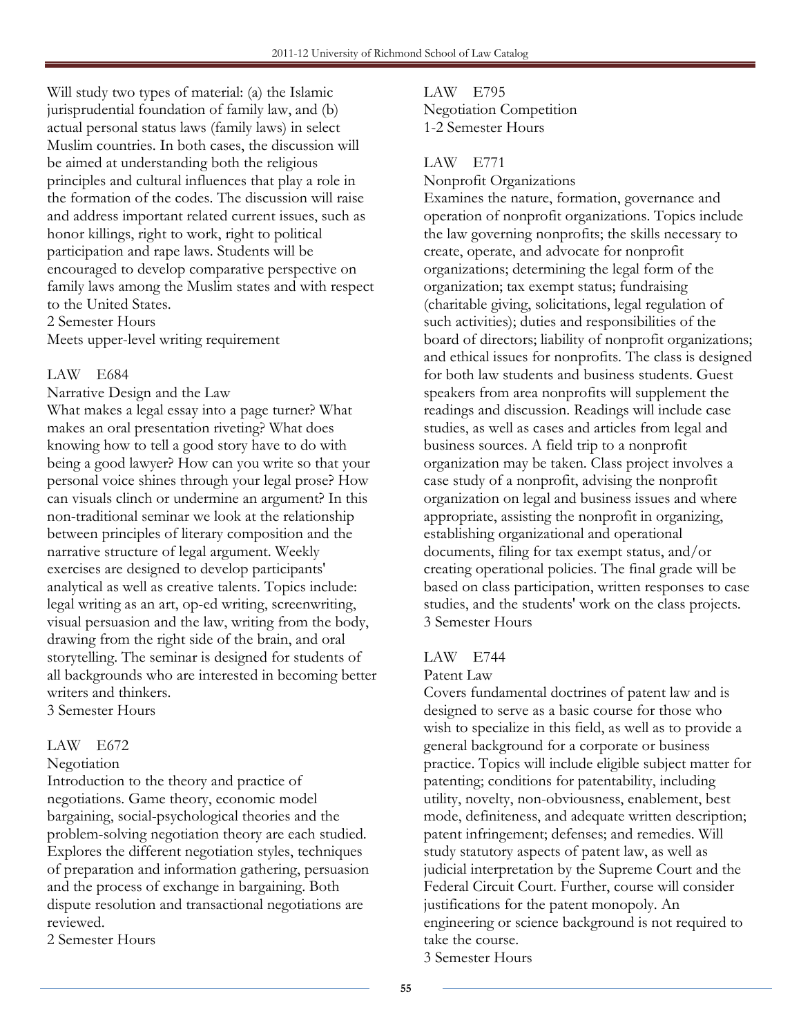Will study two types of material: (a) the Islamic jurisprudential foundation of family law, and (b) actual personal status laws (family laws) in select Muslim countries. In both cases, the discussion will be aimed at understanding both the religious principles and cultural influences that play a role in the formation of the codes. The discussion will raise and address important related current issues, such as honor killings, right to work, right to political participation and rape laws. Students will be encouraged to develop comparative perspective on family laws among the Muslim states and with respect to the United States.
2 Semester Hours
Meets upper-level writing requirement

LAW E684
Narrative Design and the Law
What makes a legal essay into a page turner? What makes an oral presentation riveting? What does knowing how to tell a good story have to do with being a good lawyer? How can you write so that your personal voice shines through your legal prose? How can visuals clinch or undermine an argument? In this non-traditional seminar we look at the relationship between principles of literary composition and the narrative structure of legal argument. Weekly exercises are designed to develop participants' analytical as well as creative talents. Topics include: legal writing as an art, op-ed writing, screenwriting, visual persuasion and the law, writing from the body, drawing from the right side of the brain, and oral storytelling. The seminar is designed for students of all backgrounds who are interested in becoming better writers and thinkers.
3 Semester Hours

LAW E672
Negotiation
Introduction to the theory and practice of negotiations. Game theory, economic model bargaining, social-psychological theories and the problem-solving negotiation theory are each studied. Explores the different negotiation styles, techniques of preparation and information gathering, persuasion and the process of exchange in bargaining. Both dispute resolution and transactional negotiations are reviewed.
2 Semester Hours

LAW E795
Negotiation Competition
1-2 Semester Hours

LAW E771
Nonprofit Organizations
Examines the nature, formation, governance and operation of nonprofit organizations. Topics include the law governing nonprofits; the skills necessary to create, operate, and advocate for nonprofit organizations; determining the legal form of the organization; tax exempt status; fundraising (charitable giving, solicitations, legal regulation of such activities); duties and responsibilities of the board of directors; liability of nonprofit organizations; and ethical issues for nonprofits. The class is designed for both law students and business students. Guest speakers from area nonprofits will supplement the readings and discussion. Readings will include case studies, as well as cases and articles from legal and business sources. A field trip to a nonprofit organization may be taken. Class project involves a case study of a nonprofit, advising the nonprofit organization on legal and business issues and where appropriate, assisting the nonprofit in organizing, establishing organizational and operational documents, filing for tax exempt status, and/or creating operational policies. The final grade will be based on class participation, written responses to case studies, and the students' work on the class projects.
3 Semester Hours

LAW E744
Patent Law
Covers fundamental doctrines of patent law and is designed to serve as a basic course for those who wish to specialize in this field, as well as to provide a general background for a corporate or business practice. Topics will include eligible subject matter for patenting; conditions for patentability, including utility, novelty, non-obviousness, enablement, best mode, definiteness, and adequate written description; patent infringement; defenses; and remedies. Will study statutory aspects of patent law, as well as judicial interpretation by the Supreme Court and the Federal Circuit Court. Further, course will consider justifications for the patent monopoly. An engineering or science background is not required to take the course.
3 Semester Hours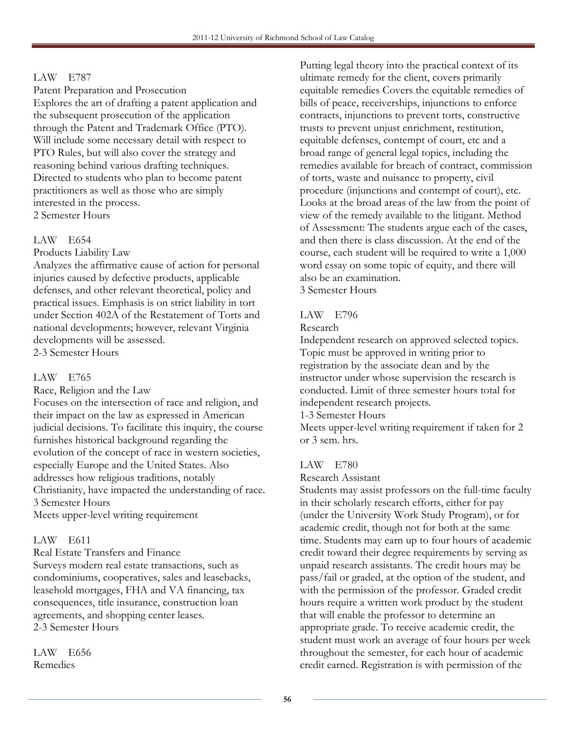LAW E787

Patent Preparation and Prosecution

Explores the art of drafting a patent application and the subsequent prosecution of the application through the Patent and Trademark Office (PTO). Will include some necessary detail with respect to PTO Rules, but will also cover the strategy and reasoning behind various drafting techniques. Directed to students who plan to become patent practitioners as well as those who are simply interested in the process.

2 Semester Hours

LAW E654

Products Liability Law

Analyzes the affirmative cause of action for personal injuries caused by defective products, applicable defenses, and other relevant theoretical, policy and practical issues. Emphasis is on strict liability in tort under Section 402A of the Restatement of Torts and national developments; however, relevant Virginia developments will be assessed.

2-3 Semester Hours

LAW E765

Race, Religion and the Law

Focuses on the intersection of race and religion, and their impact on the law as expressed in American judicial decisions. To facilitate this inquiry, the course furnishes historical background regarding the evolution of the concept of race in western societies, especially Europe and the United States. Also addresses how religious traditions, notably Christianity, have impacted the understanding of race.

3 Semester Hours

Meets upper-level writing requirement

LAW E611

Real Estate Transfers and Finance

Surveys modern real estate transactions, such as condominiums, cooperatives, sales and leasebacks, leasehold mortgages, FHA and VA financing, tax consequences, title insurance, construction loan agreements, and shopping center leases.

2-3 Semester Hours

LAW E656

Remedies

Putting legal theory into the practical context of its ultimate remedy for the client, covers primarily equitable remedies Covers the equitable remedies of bills of peace, receiverships, injunctions to enforce contracts, injunctions to prevent torts, constructive trusts to prevent unjust enrichment, restitution, equitable defenses, contempt of court, etc and a broad range of general legal topics, including the remedies available for breach of contract, commission of torts, waste and nuisance to property, civil procedure (injunctions and contempt of court), etc. Looks at the broad areas of the law from the point of view of the remedy available to the litigant. Method of Assessment: The students argue each of the cases, and then there is class discussion. At the end of the course, each student will be required to write a 1,000 word essay on some topic of equity, and there will also be an examination.

3 Semester Hours

LAW E796

Research

Independent research on approved selected topics. Topic must be approved in writing prior to registration by the associate dean and by the instructor under whose supervision the research is conducted. Limit of three semester hours total for independent research projects.

1-3 Semester Hours

Meets upper-level writing requirement if taken for 2 or 3 sem. hrs.

LAW E780

Research Assistant

Students may assist professors on the full-time faculty in their scholarly research efforts, either for pay (under the University Work Study Program), or for academic credit, though not for both at the same time. Students may earn up to four hours of academic credit toward their degree requirements by serving as unpaid research assistants. The credit hours may be pass/fail or graded, at the option of the student, and with the permission of the professor. Graded credit hours require a written work product by the student that will enable the professor to determine an appropriate grade. To receive academic credit, the student must work an average of four hours per week throughout the semester, for each hour of academic credit earned. Registration is with permission of the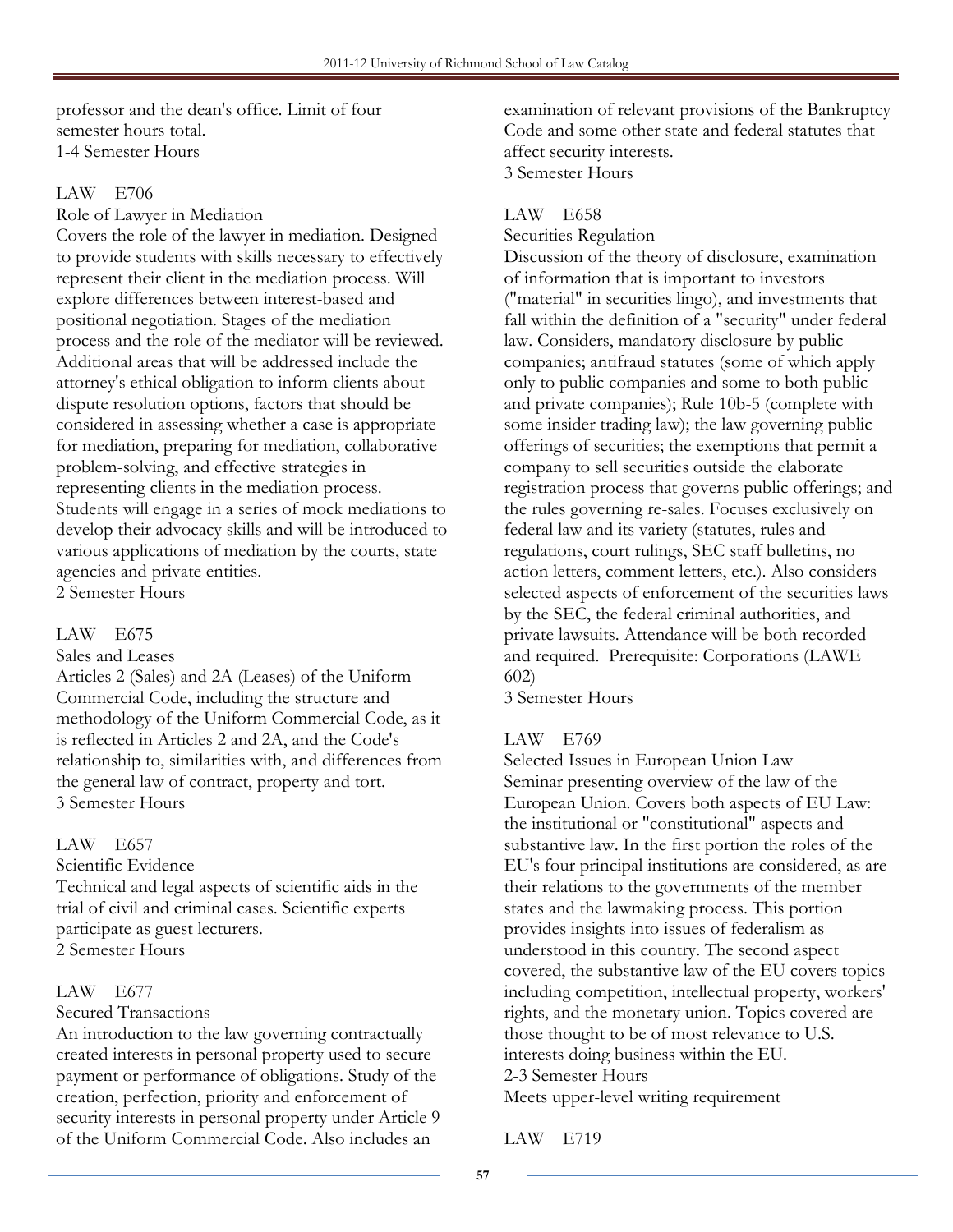professor and the dean's office. Limit of four semester hours total.
1-4 Semester Hours

LAW E706

Role of Lawyer in Mediation

Covers the role of the lawyer in mediation. Designed to provide students with skills necessary to effectively represent their client in the mediation process. Will explore differences between interest-based and positional negotiation. Stages of the mediation process and the role of the mediator will be reviewed. Additional areas that will be addressed include the attorney's ethical obligation to inform clients about dispute resolution options, factors that should be considered in assessing whether a case is appropriate for mediation, preparing for mediation, collaborative problem-solving, and effective strategies in representing clients in the mediation process. Students will engage in a series of mock mediations to develop their advocacy skills and will be introduced to various applications of mediation by the courts, state agencies and private entities.
2 Semester Hours

LAW E675

Sales and Leases

Articles 2 (Sales) and 2A (Leases) of the Uniform Commercial Code, including the structure and methodology of the Uniform Commercial Code, as it is reflected in Articles 2 and 2A, and the Code's relationship to, similarities with, and differences from the general law of contract, property and tort.
3 Semester Hours

LAW E657

Scientific Evidence

Technical and legal aspects of scientific aids in the trial of civil and criminal cases. Scientific experts participate as guest lecturers.
2 Semester Hours

LAW E677

Secured Transactions

An introduction to the law governing contractually created interests in personal property used to secure payment or performance of obligations. Study of the creation, perfection, priority and enforcement of security interests in personal property under Article 9 of the Uniform Commercial Code. Also includes an examination of relevant provisions of the Bankruptcy Code and some other state and federal statutes that affect security interests.
3 Semester Hours

LAW E658

Securities Regulation

Discussion of the theory of disclosure, examination of information that is important to investors ("material" in securities lingo), and investments that fall within the definition of a "security" under federal law. Considers, mandatory disclosure by public companies; antifraud statutes (some of which apply only to public companies and some to both public and private companies); Rule 10b-5 (complete with some insider trading law); the law governing public offerings of securities; the exemptions that permit a company to sell securities outside the elaborate registration process that governs public offerings; and the rules governing re-sales. Focuses exclusively on federal law and its variety (statutes, rules and regulations, court rulings, SEC staff bulletins, no action letters, comment letters, etc.). Also considers selected aspects of enforcement of the securities laws by the SEC, the federal criminal authorities, and private lawsuits. Attendance will be both recorded and required. Prerequisite: Corporations (LAWE 602)
3 Semester Hours

LAW E769

Selected Issues in European Union Law

Seminar presenting overview of the law of the European Union. Covers both aspects of EU Law: the institutional or "constitutional" aspects and substantive law. In the first portion the roles of the EU's four principal institutions are considered, as are their relations to the governments of the member states and the lawmaking process. This portion provides insights into issues of federalism as understood in this country. The second aspect covered, the substantive law of the EU covers topics including competition, intellectual property, workers' rights, and the monetary union. Topics covered are those thought to be of most relevance to U.S. interests doing business within the EU.
2-3 Semester Hours
Meets upper-level writing requirement

LAW E719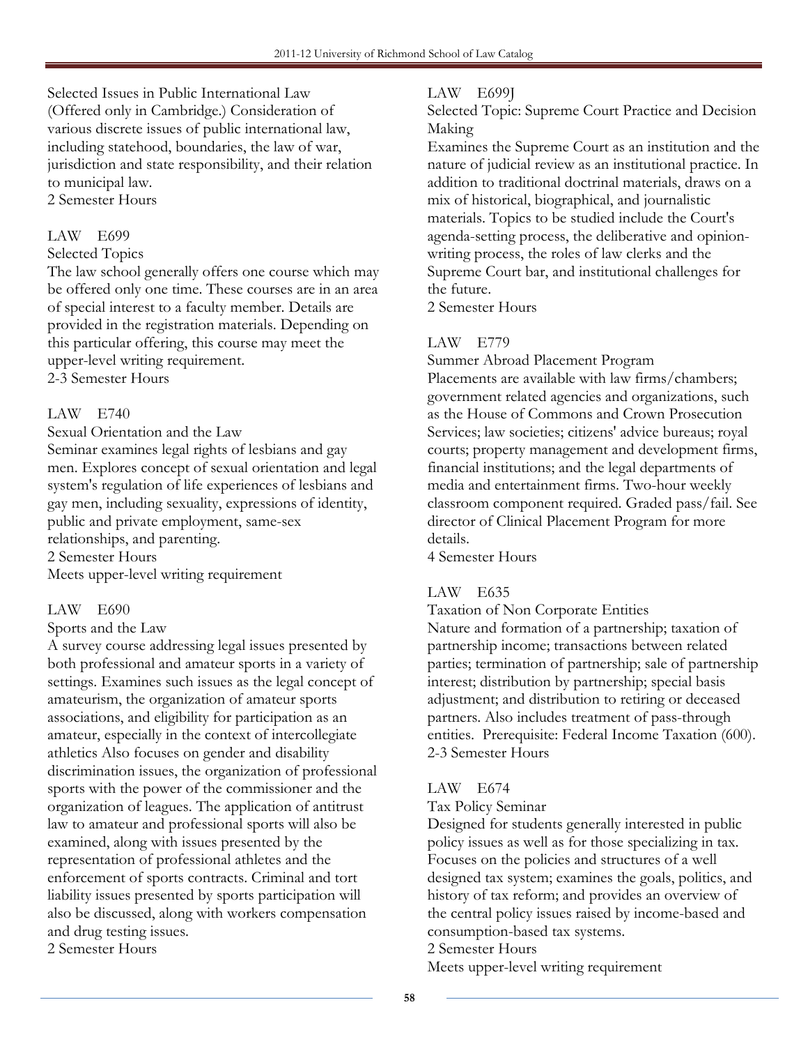Selected Issues in Public International Law
(Offered only in Cambridge.) Consideration of various discrete issues of public international law, including statehood, boundaries, the law of war, jurisdiction and state responsibility, and their relation to municipal law.
2 Semester Hours

LAW E699

Selected Topics
The law school generally offers one course which may be offered only one time. These courses are in an area of special interest to a faculty member. Details are provided in the registration materials. Depending on this particular offering, this course may meet the upper-level writing requirement.
2-3 Semester Hours

LAW E740

Sexual Orientation and the Law
Seminar examines legal rights of lesbians and gay men. Explores concept of sexual orientation and legal system's regulation of life experiences of lesbians and gay men, including sexuality, expressions of identity, public and private employment, same-sex relationships, and parenting.
2 Semester Hours
Meets upper-level writing requirement

LAW E690

Sports and the Law
A survey course addressing legal issues presented by both professional and amateur sports in a variety of settings. Examines such issues as the legal concept of amateurism, the organization of amateur sports associations, and eligibility for participation as an amateur, especially in the context of intercollegiate athletics Also focuses on gender and disability discrimination issues, the organization of professional sports with the power of the commissioner and the organization of leagues. The application of antitrust law to amateur and professional sports will also be examined, along with issues presented by the representation of professional athletes and the enforcement of sports contracts. Criminal and tort liability issues presented by sports participation will also be discussed, along with workers compensation and drug testing issues.
2 Semester Hours

LAW E699J

Selected Topic: Supreme Court Practice and Decision Making
Examines the Supreme Court as an institution and the nature of judicial review as an institutional practice. In addition to traditional doctrinal materials, draws on a mix of historical, biographical, and journalistic materials. Topics to be studied include the Court's agenda-setting process, the deliberative and opinion-writing process, the roles of law clerks and the Supreme Court bar, and institutional challenges for the future.
2 Semester Hours

LAW E779

Summer Abroad Placement Program
Placements are available with law firms/chambers; government related agencies and organizations, such as the House of Commons and Crown Prosecution Services; law societies; citizens' advice bureaus; royal courts; property management and development firms, financial institutions; and the legal departments of media and entertainment firms. Two-hour weekly classroom component required. Graded pass/fail. See director of Clinical Placement Program for more details.
4 Semester Hours

LAW E635

Taxation of Non Corporate Entities
Nature and formation of a partnership; taxation of partnership income; transactions between related parties; termination of partnership; sale of partnership interest; distribution by partnership; special basis adjustment; and distribution to retiring or deceased partners. Also includes treatment of pass-through entities. Prerequisite: Federal Income Taxation (600).
2-3 Semester Hours

LAW E674

Tax Policy Seminar
Designed for students generally interested in public policy issues as well as for those specializing in tax. Focuses on the policies and structures of a well designed tax system; examines the goals, politics, and history of tax reform; and provides an overview of the central policy issues raised by income-based and consumption-based tax systems.
2 Semester Hours
Meets upper-level writing requirement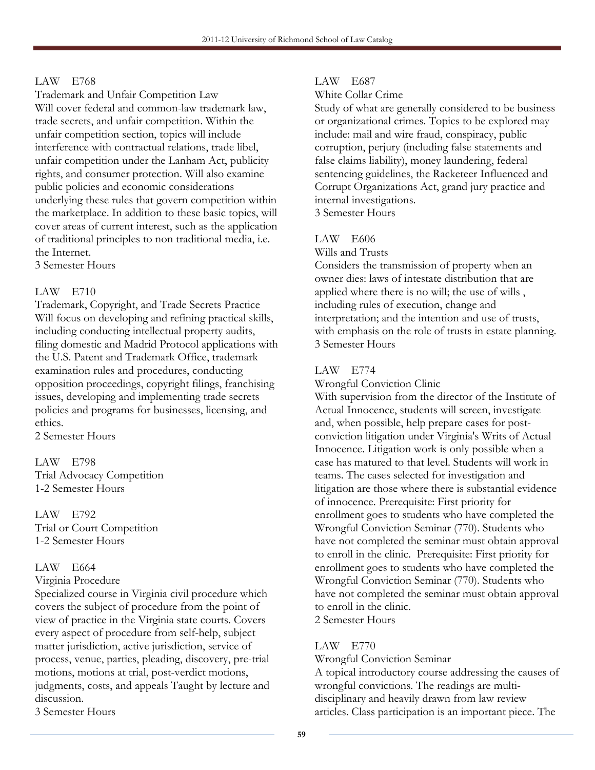LAW E768

Trademark and Unfair Competition Law

Will cover federal and common-law trademark law, trade secrets, and unfair competition. Within the unfair competition section, topics will include interference with contractual relations, trade libel, unfair competition under the Lanham Act, publicity rights, and consumer protection. Will also examine public policies and economic considerations underlying these rules that govern competition within the marketplace. In addition to these basic topics, will cover areas of current interest, such as the application of traditional principles to non traditional media, i.e. the Internet.

3 Semester Hours

LAW E710

Trademark, Copyright, and Trade Secrets Practice

Will focus on developing and refining practical skills, including conducting intellectual property audits, filing domestic and Madrid Protocol applications with the U.S. Patent and Trademark Office, trademark examination rules and procedures, conducting opposition proceedings, copyright filings, franchising issues, developing and implementing trade secrets policies and programs for businesses, licensing, and ethics.

2 Semester Hours

LAW E798

Trial Advocacy Competition

1-2 Semester Hours

LAW E792

Trial or Court Competition

1-2 Semester Hours

LAW E664

Virginia Procedure

Specialized course in Virginia civil procedure which covers the subject of procedure from the point of view of practice in the Virginia state courts. Covers every aspect of procedure from self-help, subject matter jurisdiction, active jurisdiction, service of process, venue, parties, pleading, discovery, pre-trial motions, motions at trial, post-verdict motions, judgments, costs, and appeals Taught by lecture and discussion.

3 Semester Hours

LAW E687

White Collar Crime

Study of what are generally considered to be business or organizational crimes. Topics to be explored may include: mail and wire fraud, conspiracy, public corruption, perjury (including false statements and false claims liability), money laundering, federal sentencing guidelines, the Racketeer Influenced and Corrupt Organizations Act, grand jury practice and internal investigations.

3 Semester Hours

LAW E606

Wills and Trusts

Considers the transmission of property when an owner dies: laws of intestate distribution that are applied where there is no will; the use of wills , including rules of execution, change and interpretation; and the intention and use of trusts, with emphasis on the role of trusts in estate planning.

3 Semester Hours

LAW E774

Wrongful Conviction Clinic

With supervision from the director of the Institute of Actual Innocence, students will screen, investigate and, when possible, help prepare cases for post-conviction litigation under Virginia's Writs of Actual Innocence. Litigation work is only possible when a case has matured to that level. Students will work in teams. The cases selected for investigation and litigation are those where there is substantial evidence of innocence. Prerequisite: First priority for enrollment goes to students who have completed the Wrongful Conviction Seminar (770). Students who have not completed the seminar must obtain approval to enroll in the clinic. Prerequisite: First priority for enrollment goes to students who have completed the Wrongful Conviction Seminar (770). Students who have not completed the seminar must obtain approval to enroll in the clinic.

2 Semester Hours

LAW E770

Wrongful Conviction Seminar

A topical introductory course addressing the causes of wrongful convictions. The readings are multi-disciplinary and heavily drawn from law review articles. Class participation is an important piece. The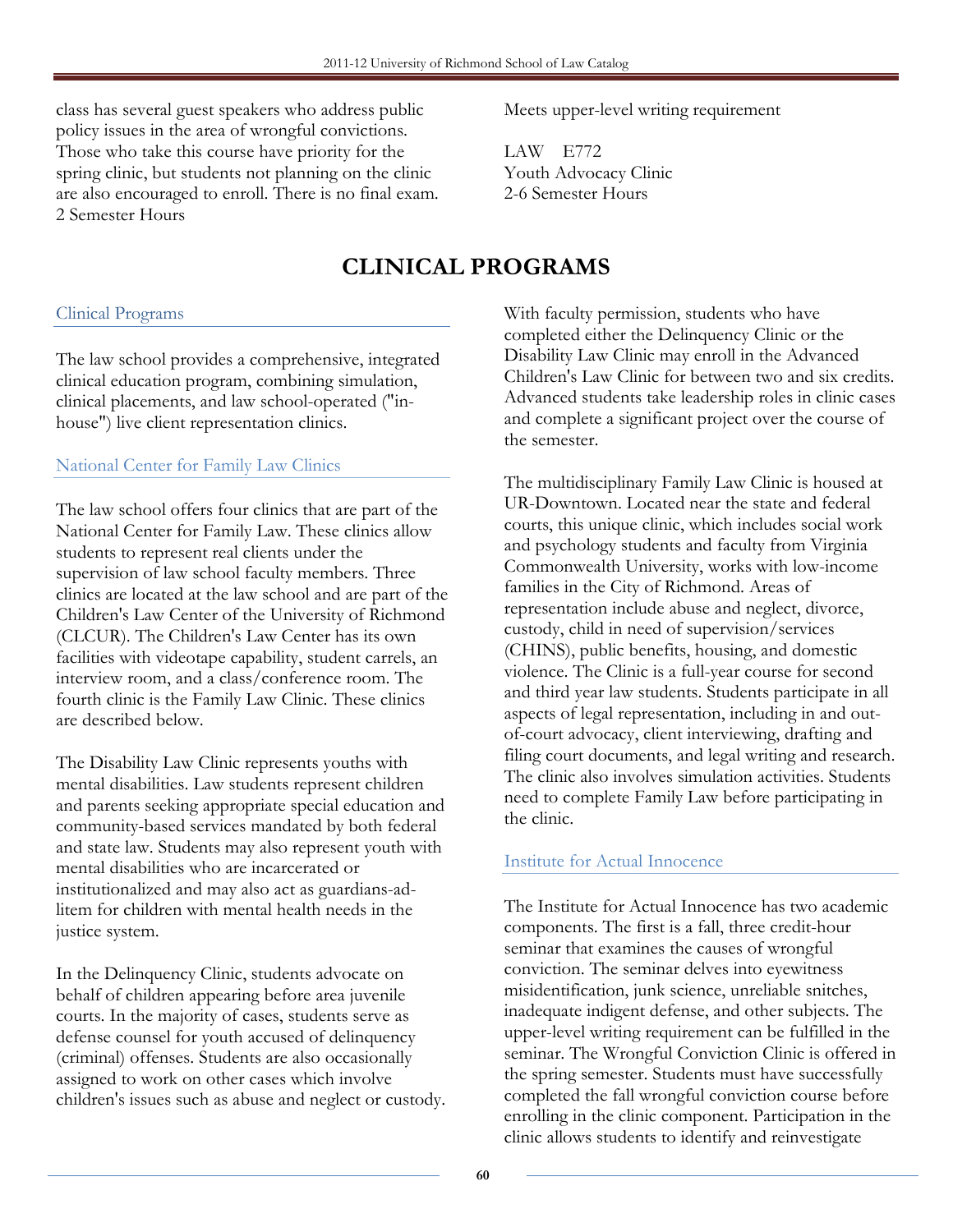class has several guest speakers who address public policy issues in the area of wrongful convictions. Those who take this course have priority for the spring clinic, but students not planning on the clinic are also encouraged to enroll. There is no final exam.
2 Semester Hours

Meets upper-level writing requirement

LAW E772
Youth Advocacy Clinic
2-6 Semester Hours

# CLINICAL PROGRAMS

## Clinical Programs

The law school provides a comprehensive, integrated clinical education program, combining simulation, clinical placements, and law school-operated ("in-house") live client representation clinics.

## National Center for Family Law Clinics

The law school offers four clinics that are part of the National Center for Family Law. These clinics allow students to represent real clients under the supervision of law school faculty members. Three clinics are located at the law school and are part of the Children's Law Center of the University of Richmond (CLCUR). The Children's Law Center has its own facilities with videotape capability, student carrels, an interview room, and a class/conference room. The fourth clinic is the Family Law Clinic. These clinics are described below.

The Disability Law Clinic represents youths with mental disabilities. Law students represent children and parents seeking appropriate special education and community-based services mandated by both federal and state law. Students may also represent youth with mental disabilities who are incarcerated or institutionalized and may also act as guardians-ad-litem for children with mental health needs in the justice system.

In the Delinquency Clinic, students advocate on behalf of children appearing before area juvenile courts. In the majority of cases, students serve as defense counsel for youth accused of delinquency (criminal) offenses. Students are also occasionally assigned to work on other cases which involve children's issues such as abuse and neglect or custody.

With faculty permission, students who have completed either the Delinquency Clinic or the Disability Law Clinic may enroll in the Advanced Children's Law Clinic for between two and six credits. Advanced students take leadership roles in clinic cases and complete a significant project over the course of the semester.

The multidisciplinary Family Law Clinic is housed at UR-Downtown. Located near the state and federal courts, this unique clinic, which includes social work and psychology students and faculty from Virginia Commonwealth University, works with low-income families in the City of Richmond. Areas of representation include abuse and neglect, divorce, custody, child in need of supervision/services (CHINS), public benefits, housing, and domestic violence. The Clinic is a full-year course for second and third year law students. Students participate in all aspects of legal representation, including in and out-of-court advocacy, client interviewing, drafting and filing court documents, and legal writing and research. The clinic also involves simulation activities. Students need to complete Family Law before participating in the clinic.

## Institute for Actual Innocence

The Institute for Actual Innocence has two academic components. The first is a fall, three credit-hour seminar that examines the causes of wrongful conviction. The seminar delves into eyewitness misidentification, junk science, unreliable snitches, inadequate indigent defense, and other subjects. The upper-level writing requirement can be fulfilled in the seminar. The Wrongful Conviction Clinic is offered in the spring semester. Students must have successfully completed the fall wrongful conviction course before enrolling in the clinic component. Participation in the clinic allows students to identify and reinvestigate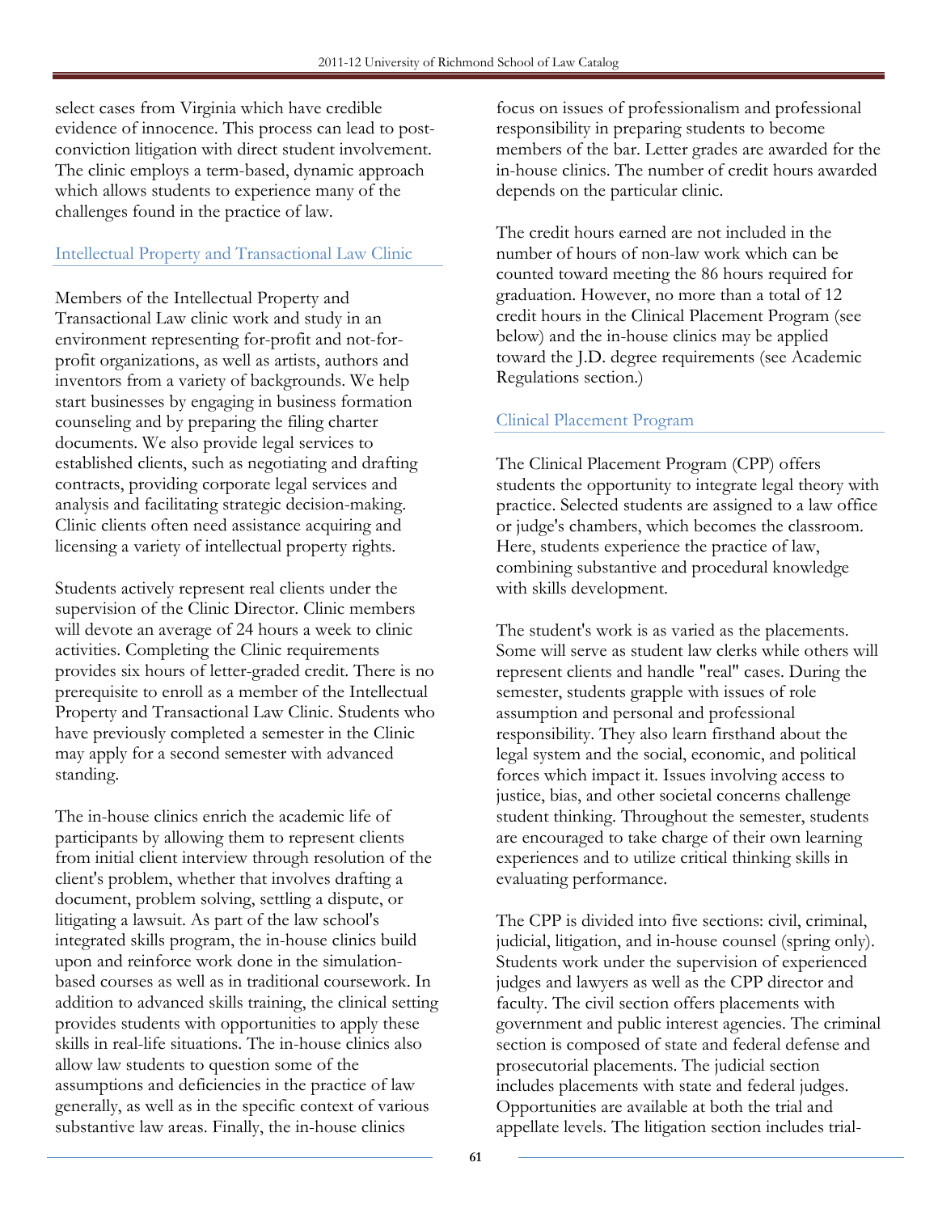select cases from Virginia which have credible evidence of innocence. This process can lead to post-conviction litigation with direct student involvement. The clinic employs a term-based, dynamic approach which allows students to experience many of the challenges found in the practice of law.

### Intellectual Property and Transactional Law Clinic

Members of the Intellectual Property and Transactional Law clinic work and study in an environment representing for-profit and not-for-profit organizations, as well as artists, authors and inventors from a variety of backgrounds. We help start businesses by engaging in business formation counseling and by preparing the filing charter documents. We also provide legal services to established clients, such as negotiating and drafting contracts, providing corporate legal services and analysis and facilitating strategic decision-making. Clinic clients often need assistance acquiring and licensing a variety of intellectual property rights.

Students actively represent real clients under the supervision of the Clinic Director. Clinic members will devote an average of 24 hours a week to clinic activities. Completing the Clinic requirements provides six hours of letter-graded credit. There is no prerequisite to enroll as a member of the Intellectual Property and Transactional Law Clinic. Students who have previously completed a semester in the Clinic may apply for a second semester with advanced standing.

The in-house clinics enrich the academic life of participants by allowing them to represent clients from initial client interview through resolution of the client's problem, whether that involves drafting a document, problem solving, settling a dispute, or litigating a lawsuit. As part of the law school's integrated skills program, the in-house clinics build upon and reinforce work done in the simulation-based courses as well as in traditional coursework. In addition to advanced skills training, the clinical setting provides students with opportunities to apply these skills in real-life situations. The in-house clinics also allow law students to question some of the assumptions and deficiencies in the practice of law generally, as well as in the specific context of various substantive law areas. Finally, the in-house clinics focus on issues of professionalism and professional responsibility in preparing students to become members of the bar. Letter grades are awarded for the in-house clinics. The number of credit hours awarded depends on the particular clinic.

The credit hours earned are not included in the number of hours of non-law work which can be counted toward meeting the 86 hours required for graduation. However, no more than a total of 12 credit hours in the Clinical Placement Program (see below) and the in-house clinics may be applied toward the J.D. degree requirements (see Academic Regulations section.)

### Clinical Placement Program

The Clinical Placement Program (CPP) offers students the opportunity to integrate legal theory with practice. Selected students are assigned to a law office or judge's chambers, which becomes the classroom. Here, students experience the practice of law, combining substantive and procedural knowledge with skills development.

The student's work is as varied as the placements. Some will serve as student law clerks while others will represent clients and handle "real" cases. During the semester, students grapple with issues of role assumption and personal and professional responsibility. They also learn firsthand about the legal system and the social, economic, and political forces which impact it. Issues involving access to justice, bias, and other societal concerns challenge student thinking. Throughout the semester, students are encouraged to take charge of their own learning experiences and to utilize critical thinking skills in evaluating performance.

The CPP is divided into five sections: civil, criminal, judicial, litigation, and in-house counsel (spring only). Students work under the supervision of experienced judges and lawyers as well as the CPP director and faculty. The civil section offers placements with government and public interest agencies. The criminal section is composed of state and federal defense and prosecutorial placements. The judicial section includes placements with state and federal judges. Opportunities are available at both the trial and appellate levels. The litigation section includes trial-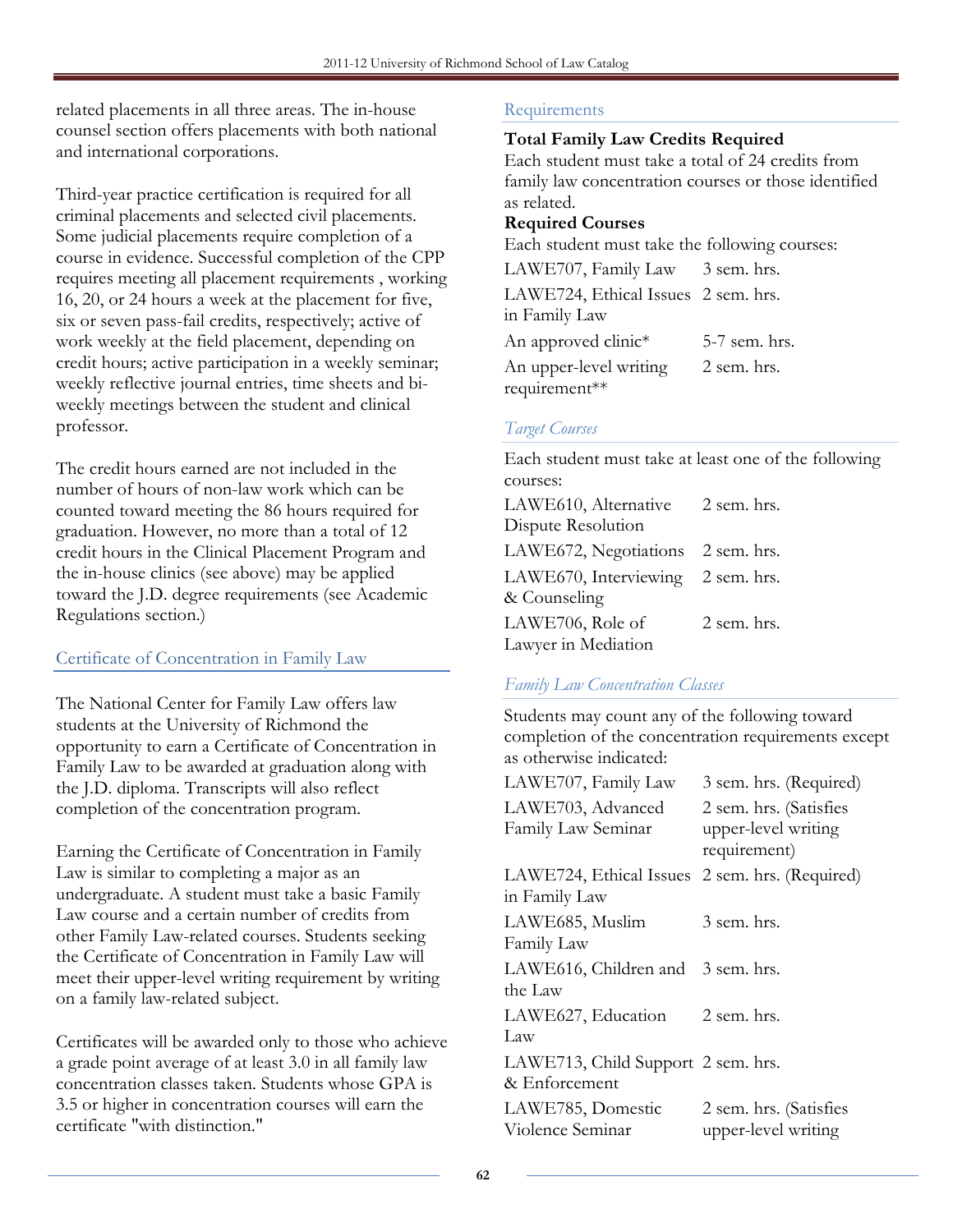related placements in all three areas. The in-house counsel section offers placements with both national and international corporations.

Third-year practice certification is required for all criminal placements and selected civil placements. Some judicial placements require completion of a course in evidence. Successful completion of the CPP requires meeting all placement requirements , working 16, 20, or 24 hours a week at the placement for five, six or seven pass-fail credits, respectively; active of work weekly at the field placement, depending on credit hours; active participation in a weekly seminar; weekly reflective journal entries, time sheets and bi-weekly meetings between the student and clinical professor.

The credit hours earned are not included in the number of hours of non-law work which can be counted toward meeting the 86 hours required for graduation. However, no more than a total of 12 credit hours in the Clinical Placement Program and the in-house clinics (see above) may be applied toward the J.D. degree requirements (see Academic Regulations section.)

## Certificate of Concentration in Family Law

The National Center for Family Law offers law students at the University of Richmond the opportunity to earn a Certificate of Concentration in Family Law to be awarded at graduation along with the J.D. diploma. Transcripts will also reflect completion of the concentration program.

Earning the Certificate of Concentration in Family Law is similar to completing a major as an undergraduate. A student must take a basic Family Law course and a certain number of credits from other Family Law-related courses. Students seeking the Certificate of Concentration in Family Law will meet their upper-level writing requirement by writing on a family law-related subject.

Certificates will be awarded only to those who achieve a grade point average of at least 3.0 in all family law concentration classes taken. Students whose GPA is 3.5 or higher in concentration courses will earn the certificate "with distinction."

### Requirements

**Total Family Law Credits Required**
Each student must take a total of 24 credits from family law concentration courses or those identified as related.

**Required Courses**
Each student must take the following courses:

| | |
|---|---|
| LAWE707, Family Law | 3 sem. hrs. |
| LAWE724, Ethical Issues in Family Law | 2 sem. hrs. |
| An approved clinic* | 5-7 sem. hrs. |
| An upper-level writing requirement** | 2 sem. hrs. |

### *Target Courses*

Each student must take at least one of the following courses:

| | |
|---|---|
| LAWE610, Alternative Dispute Resolution | 2 sem. hrs. |
| LAWE672, Negotiations | 2 sem. hrs. |
| LAWE670, Interviewing & Counseling | 2 sem. hrs. |
| LAWE706, Role of Lawyer in Mediation | 2 sem. hrs. |

### *Family Law Concentration Classes*

Students may count any of the following toward completion of the concentration requirements except as otherwise indicated:

| | |
|---|---|
| LAWE707, Family Law | 3 sem. hrs. (Required) |
| LAWE703, Advanced Family Law Seminar | 2 sem. hrs. (Satisfies upper-level writing requirement) |
| LAWE724, Ethical Issues in Family Law | 2 sem. hrs. (Required) |
| LAWE685, Muslim Family Law | 3 sem. hrs. |
| LAWE616, Children and the Law | 3 sem. hrs. |
| LAWE627, Education Law | 2 sem. hrs. |
| LAWE713, Child Support & Enforcement | 2 sem. hrs. |
| LAWE785, Domestic Violence Seminar | 2 sem. hrs. (Satisfies upper-level writing |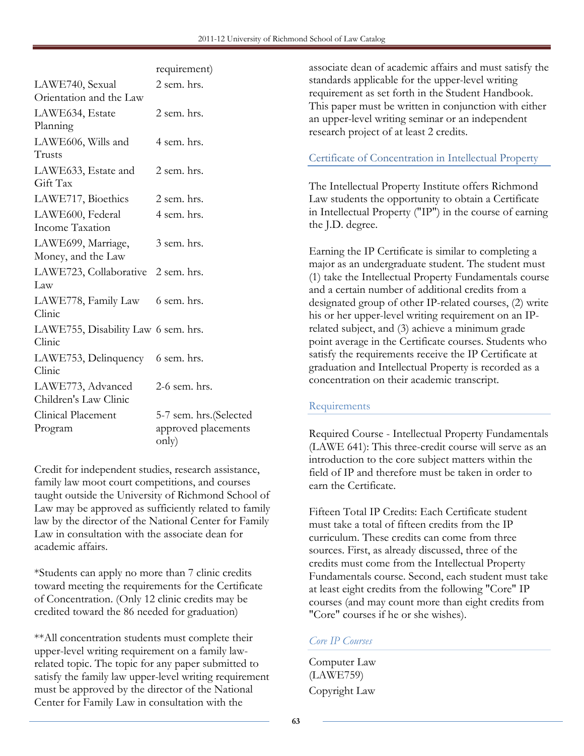| | |
|---|---|
| | requirement) |
| LAWE740, Sexual Orientation and the Law | 2 sem. hrs. |
| LAWE634, Estate Planning | 2 sem. hrs. |
| LAWE606, Wills and Trusts | 4 sem. hrs. |
| LAWE633, Estate and Gift Tax | 2 sem. hrs. |
| LAWE717, Bioethics | 2 sem. hrs. |
| LAWE600, Federal Income Taxation | 4 sem. hrs. |
| LAWE699, Marriage, Money, and the Law | 3 sem. hrs. |
| LAWE723, Collaborative Law | 2 sem. hrs. |
| LAWE778, Family Law Clinic | 6 sem. hrs. |
| LAWE755, Disability Law Clinic | 6 sem. hrs. |
| LAWE753, Delinquency Clinic | 6 sem. hrs. |
| LAWE773, Advanced Children's Law Clinic | 2-6 sem. hrs. |
| Clinical Placement Program | 5-7 sem. hrs.(Selected approved placements only) |

Credit for independent studies, research assistance, family law moot court competitions, and courses taught outside the University of Richmond School of Law may be approved as sufficiently related to family law by the director of the National Center for Family Law in consultation with the associate dean for academic affairs.

*Students can apply no more than 7 clinic credits toward meeting the requirements for the Certificate of Concentration. (Only 12 clinic credits may be credited toward the 86 needed for graduation)

**All concentration students must complete their upper-level writing requirement on a family law-related topic. The topic for any paper submitted to satisfy the family law upper-level writing requirement must be approved by the director of the National Center for Family Law in consultation with the associate dean of academic affairs and must satisfy the standards applicable for the upper-level writing requirement as set forth in the Student Handbook. This paper must be written in conjunction with either an upper-level writing seminar or an independent research project of at least 2 credits.

## Certificate of Concentration in Intellectual Property

The Intellectual Property Institute offers Richmond Law students the opportunity to obtain a Certificate in Intellectual Property ("IP") in the course of earning the J.D. degree.

Earning the IP Certificate is similar to completing a major as an undergraduate student. The student must (1) take the Intellectual Property Fundamentals course and a certain number of additional credits from a designated group of other IP-related courses, (2) write his or her upper-level writing requirement on an IP-related subject, and (3) achieve a minimum grade point average in the Certificate courses. Students who satisfy the requirements receive the IP Certificate at graduation and Intellectual Property is recorded as a concentration on their academic transcript.

### Requirements

Required Course - Intellectual Property Fundamentals (LAWE 641): This three-credit course will serve as an introduction to the core subject matters within the field of IP and therefore must be taken in order to earn the Certificate.

Fifteen Total IP Credits: Each Certificate student must take a total of fifteen credits from the IP curriculum. These credits can come from three sources. First, as already discussed, three of the credits must come from the Intellectual Property Fundamentals course. Second, each student must take at least eight credits from the following "Core" IP courses (and may count more than eight credits from "Core" courses if he or she wishes).

#### *Core IP Courses*

Computer Law (LAWE759)

Copyright Law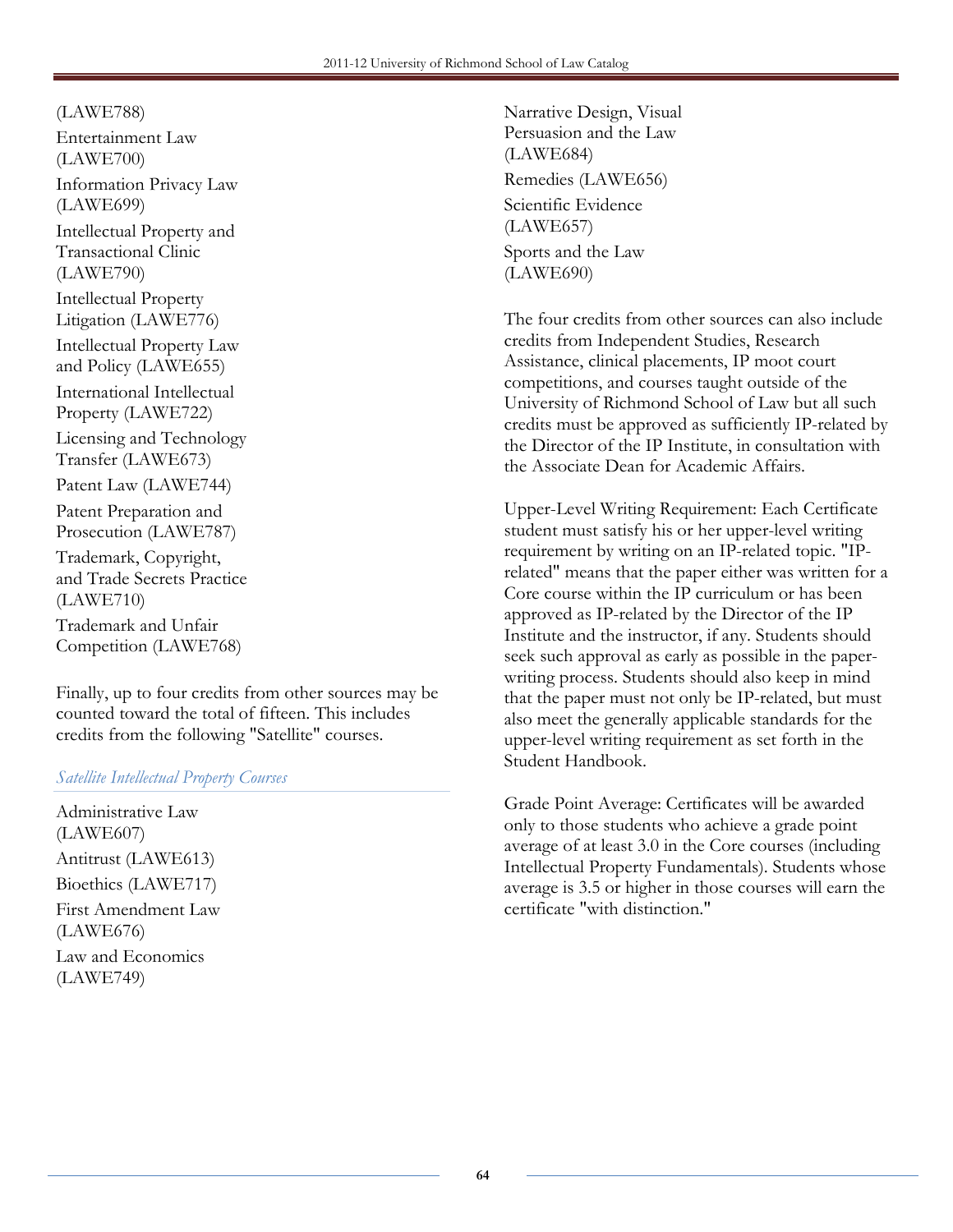(LAWE788)

Entertainment Law (LAWE700)

Information Privacy Law (LAWE699)

Intellectual Property and Transactional Clinic (LAWE790)

Intellectual Property Litigation (LAWE776)

Intellectual Property Law and Policy (LAWE655)

International Intellectual Property (LAWE722)

Licensing and Technology Transfer (LAWE673)

Patent Law (LAWE744)

Patent Preparation and Prosecution (LAWE787)

Trademark, Copyright, and Trade Secrets Practice (LAWE710)

Trademark and Unfair Competition (LAWE768)

Finally, up to four credits from other sources may be counted toward the total of fifteen. This includes credits from the following "Satellite" courses.

### *Satellite Intellectual Property Courses*

Administrative Law (LAWE607)

Antitrust (LAWE613)

Bioethics (LAWE717)

First Amendment Law (LAWE676)

Law and Economics (LAWE749)

Narrative Design, Visual Persuasion and the Law (LAWE684)

Remedies (LAWE656)

Scientific Evidence (LAWE657)

Sports and the Law (LAWE690)

The four credits from other sources can also include credits from Independent Studies, Research Assistance, clinical placements, IP moot court competitions, and courses taught outside of the University of Richmond School of Law but all such credits must be approved as sufficiently IP-related by the Director of the IP Institute, in consultation with the Associate Dean for Academic Affairs.

Upper-Level Writing Requirement: Each Certificate student must satisfy his or her upper-level writing requirement by writing on an IP-related topic. "IP-related" means that the paper either was written for a Core course within the IP curriculum or has been approved as IP-related by the Director of the IP Institute and the instructor, if any. Students should seek such approval as early as possible in the paper-writing process. Students should also keep in mind that the paper must not only be IP-related, but must also meet the generally applicable standards for the upper-level writing requirement as set forth in the Student Handbook.

Grade Point Average: Certificates will be awarded only to those students who achieve a grade point average of at least 3.0 in the Core courses (including Intellectual Property Fundamentals). Students whose average is 3.5 or higher in those courses will earn the certificate "with distinction."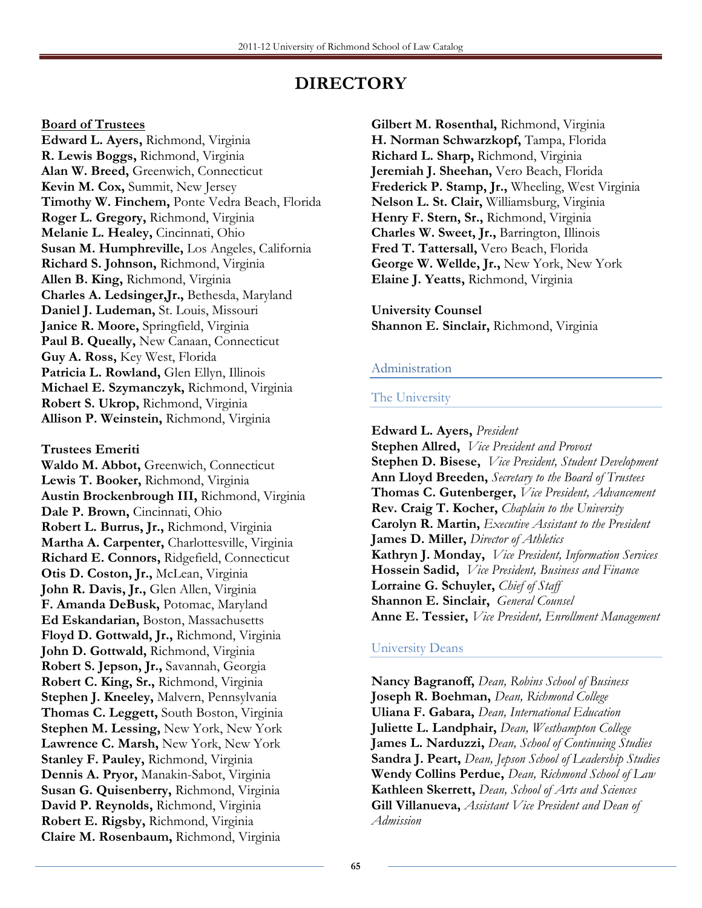# DIRECTORY

**Board of Trustees**

**Edward L. Ayers,** Richmond, Virginia
**R. Lewis Boggs,** Richmond, Virginia
**Alan W. Breed,** Greenwich, Connecticut
**Kevin M. Cox,** Summit, New Jersey
**Timothy W. Finchem,** Ponte Vedra Beach, Florida
**Roger L. Gregory,** Richmond, Virginia
**Melanie L. Healey,** Cincinnati, Ohio
**Susan M. Humphreville,** Los Angeles, California
**Richard S. Johnson,** Richmond, Virginia
**Allen B. King,** Richmond, Virginia
**Charles A. Ledsinger,Jr.,** Bethesda, Maryland
**Daniel J. Ludeman,** St. Louis, Missouri
**Janice R. Moore,** Springfield, Virginia
**Paul B. Queally,** New Canaan, Connecticut
**Guy A. Ross,** Key West, Florida
**Patricia L. Rowland,** Glen Ellyn, Illinois
**Michael E. Szymanczyk,** Richmond, Virginia
**Robert S. Ukrop,** Richmond, Virginia
**Allison P. Weinstein,** Richmond, Virginia

**Trustees Emeriti**

**Waldo M. Abbot,** Greenwich, Connecticut
**Lewis T. Booker,** Richmond, Virginia
**Austin Brockenbrough III,** Richmond, Virginia
**Dale P. Brown,** Cincinnati, Ohio
**Robert L. Burrus, Jr.,** Richmond, Virginia
**Martha A. Carpenter,** Charlottesville, Virginia
**Richard E. Connors,** Ridgefield, Connecticut
**Otis D. Coston, Jr.,** McLean, Virginia
**John R. Davis, Jr.,** Glen Allen, Virginia
**F. Amanda DeBusk,** Potomac, Maryland
**Ed Eskandarian,** Boston, Massachusetts
**Floyd D. Gottwald, Jr.,** Richmond, Virginia
**John D. Gottwald,** Richmond, Virginia
**Robert S. Jepson, Jr.,** Savannah, Georgia
**Robert C. King, Sr.,** Richmond, Virginia
**Stephen J. Kneeley,** Malvern, Pennsylvania
**Thomas C. Leggett,** South Boston, Virginia
**Stephen M. Lessing,** New York, New York
**Lawrence C. Marsh,** New York, New York
**Stanley F. Pauley,** Richmond, Virginia
**Dennis A. Pryor,** Manakin-Sabot, Virginia
**Susan G. Quisenberry,** Richmond, Virginia
**David P. Reynolds,** Richmond, Virginia
**Robert E. Rigsby,** Richmond, Virginia
**Claire M. Rosenbaum,** Richmond, Virginia
**Gilbert M. Rosenthal,** Richmond, Virginia
**H. Norman Schwarzkopf,** Tampa, Florida
**Richard L. Sharp,** Richmond, Virginia
**Jeremiah J. Sheehan,** Vero Beach, Florida
**Frederick P. Stamp, Jr.,** Wheeling, West Virginia
**Nelson L. St. Clair,** Williamsburg, Virginia
**Henry F. Stern, Sr.,** Richmond, Virginia
**Charles W. Sweet, Jr.,** Barrington, Illinois
**Fred T. Tattersall,** Vero Beach, Florida
**George W. Wellde, Jr.,** New York, New York
**Elaine J. Yeatts,** Richmond, Virginia

**University Counsel**

**Shannon E. Sinclair,** Richmond, Virginia

## Administration

### The University

**Edward L. Ayers,** *President*
**Stephen Allred,** *Vice President and Provost*
**Stephen D. Bisese,** *Vice President, Student Development*
**Ann Lloyd Breeden,** *Secretary to the Board of Trustees*
**Thomas C. Gutenberger,** *Vice President, Advancement*
**Rev. Craig T. Kocher,** *Chaplain to the University*
**Carolyn R. Martin,** *Executive Assistant to the President*
**James D. Miller,** *Director of Athletics*
**Kathryn J. Monday,** *Vice President, Information Services*
**Hossein Sadid,** *Vice President, Business and Finance*
**Lorraine G. Schuyler,** *Chief of Staff*
**Shannon E. Sinclair,** *General Counsel*
**Anne E. Tessier,** *Vice President, Enrollment Management*

### University Deans

**Nancy Bagranoff,** *Dean, Robins School of Business*
**Joseph R. Boehman,** *Dean, Richmond College*
**Uliana F. Gabara,** *Dean, International Education*
**Juliette L. Landphair,** *Dean, Westhampton College*
**James L. Narduzzi,** *Dean, School of Continuing Studies*
**Sandra J. Peart,** *Dean, Jepson School of Leadership Studies*
**Wendy Collins Perdue,** *Dean, Richmond School of Law*
**Kathleen Skerrett,** *Dean, School of Arts and Sciences*
**Gill Villanueva,** *Assistant Vice President and Dean of Admission*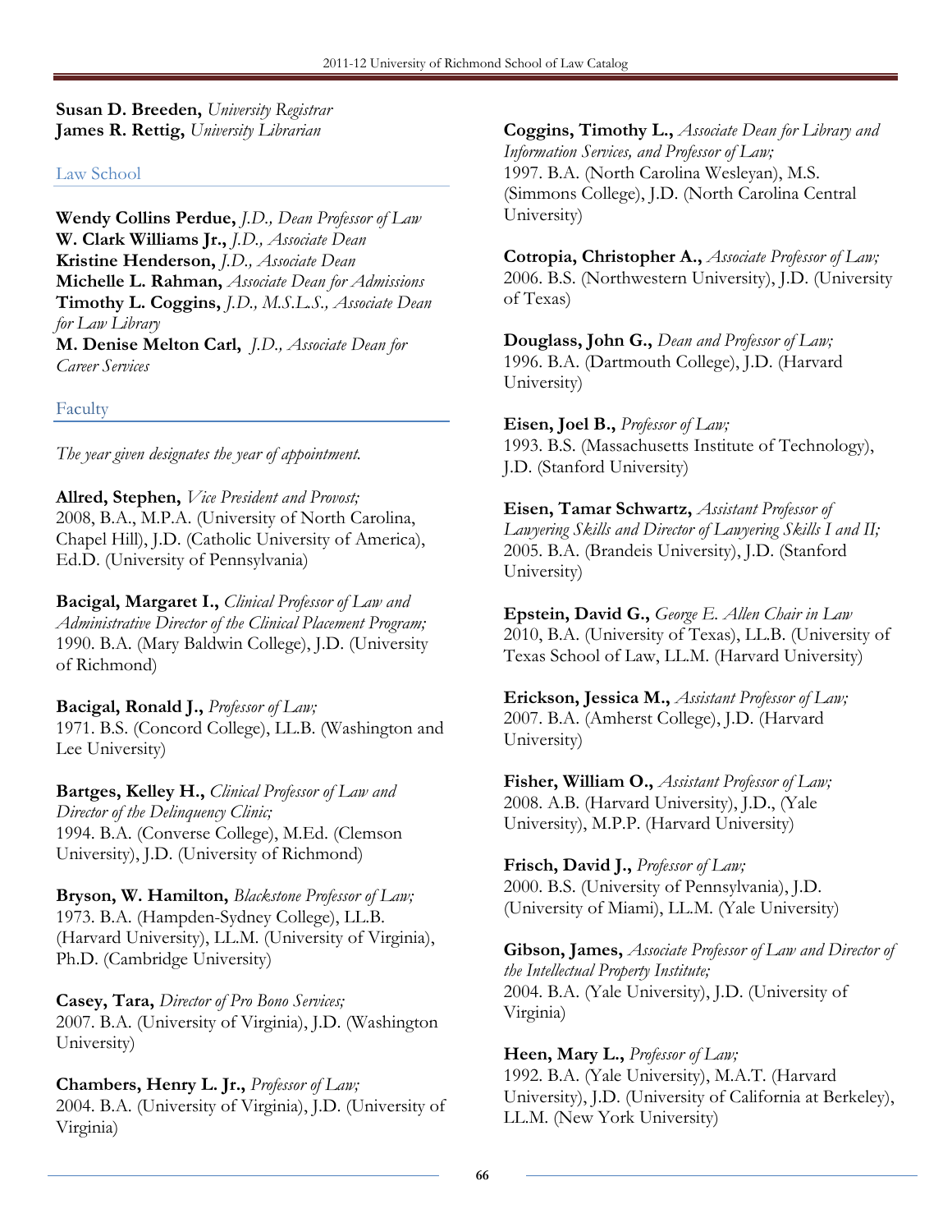**Susan D. Breeden,** *University Registrar*
**James R. Rettig,** *University Librarian*

## Law School

**Wendy Collins Perdue,** *J.D., Dean Professor of Law*
**W. Clark Williams Jr.,** *J.D., Associate Dean*
**Kristine Henderson,** *J.D., Associate Dean*
**Michelle L. Rahman,** *Associate Dean for Admissions*
**Timothy L. Coggins,** *J.D., M.S.L.S., Associate Dean for Law Library*
**M. Denise Melton Carl,** *J.D., Associate Dean for Career Services*

## Faculty

*The year given designates the year of appointment.*

**Allred, Stephen,** *Vice President and Provost;*
2008, B.A., M.P.A. (University of North Carolina, Chapel Hill), J.D. (Catholic University of America), Ed.D. (University of Pennsylvania)

**Bacigal, Margaret I.,** *Clinical Professor of Law and Administrative Director of the Clinical Placement Program;*
1990. B.A. (Mary Baldwin College), J.D. (University of Richmond)

**Bacigal, Ronald J.,** *Professor of Law;*
1971. B.S. (Concord College), LL.B. (Washington and Lee University)

**Bartges, Kelley H.,** *Clinical Professor of Law and Director of the Delinquency Clinic;*
1994. B.A. (Converse College), M.Ed. (Clemson University), J.D. (University of Richmond)

**Bryson, W. Hamilton,** *Blackstone Professor of Law;*
1973. B.A. (Hampden-Sydney College), LL.B. (Harvard University), LL.M. (University of Virginia), Ph.D. (Cambridge University)

**Casey, Tara,** *Director of Pro Bono Services;*
2007. B.A. (University of Virginia), J.D. (Washington University)

**Chambers, Henry L. Jr.,** *Professor of Law;*
2004. B.A. (University of Virginia), J.D. (University of Virginia)

**Coggins, Timothy L.,** *Associate Dean for Library and Information Services, and Professor of Law;*
1997. B.A. (North Carolina Wesleyan), M.S. (Simmons College), J.D. (North Carolina Central University)

**Cotropia, Christopher A.,** *Associate Professor of Law;*
2006. B.S. (Northwestern University), J.D. (University of Texas)

**Douglass, John G.,** *Dean and Professor of Law;*
1996. B.A. (Dartmouth College), J.D. (Harvard University)

**Eisen, Joel B.,** *Professor of Law;*
1993. B.S. (Massachusetts Institute of Technology), J.D. (Stanford University)

**Eisen, Tamar Schwartz,** *Assistant Professor of Lawyering Skills and Director of Lawyering Skills I and II;*
2005. B.A. (Brandeis University), J.D. (Stanford University)

**Epstein, David G.,** *George E. Allen Chair in Law*
2010, B.A. (University of Texas), LL.B. (University of Texas School of Law, LL.M. (Harvard University)

**Erickson, Jessica M.,** *Assistant Professor of Law;*
2007. B.A. (Amherst College), J.D. (Harvard University)

**Fisher, William O.,** *Assistant Professor of Law;*
2008. A.B. (Harvard University), J.D., (Yale University), M.P.P. (Harvard University)

**Frisch, David J.,** *Professor of Law;*
2000. B.S. (University of Pennsylvania), J.D. (University of Miami), LL.M. (Yale University)

**Gibson, James,** *Associate Professor of Law and Director of the Intellectual Property Institute;*
2004. B.A. (Yale University), J.D. (University of Virginia)

**Heen, Mary L.,** *Professor of Law;*
1992. B.A. (Yale University), M.A.T. (Harvard University), J.D. (University of California at Berkeley), LL.M. (New York University)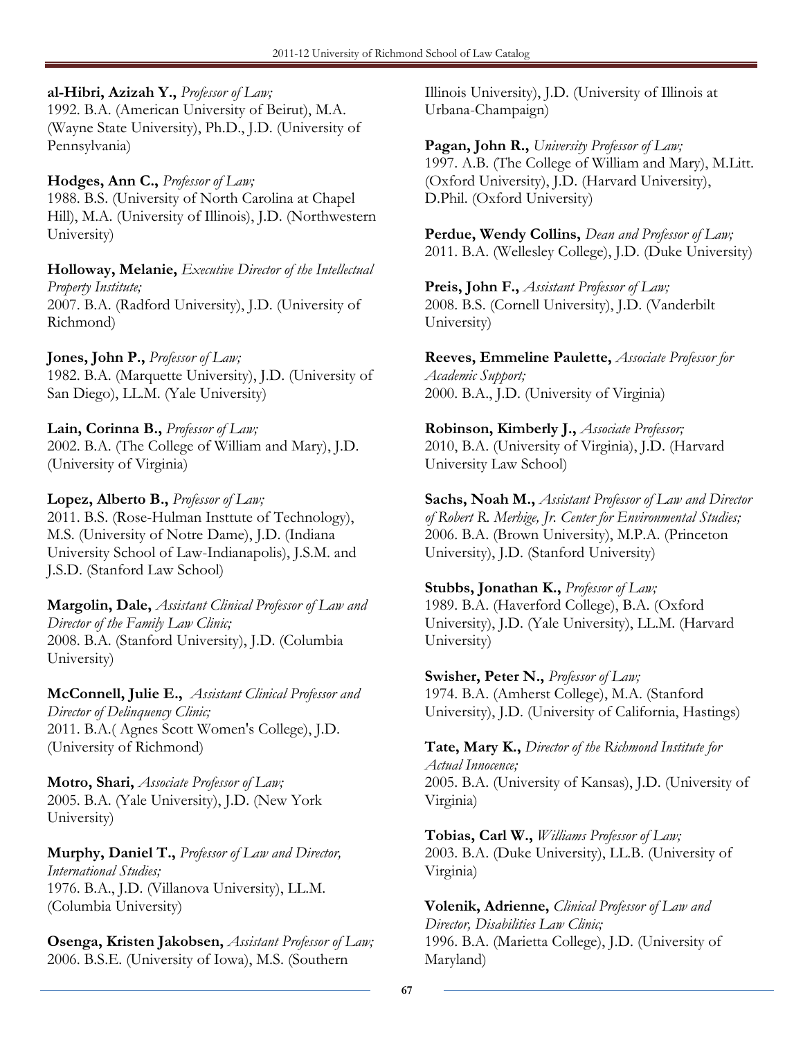**al-Hibri, Azizah Y.,** *Professor of Law;*
1992. B.A. (American University of Beirut), M.A. (Wayne State University), Ph.D., J.D. (University of Pennsylvania)

**Hodges, Ann C.,** *Professor of Law;*
1988. B.S. (University of North Carolina at Chapel Hill), M.A. (University of Illinois), J.D. (Northwestern University)

**Holloway, Melanie,** *Executive Director of the Intellectual Property Institute;*
2007. B.A. (Radford University), J.D. (University of Richmond)

**Jones, John P.,** *Professor of Law;*
1982. B.A. (Marquette University), J.D. (University of San Diego), LL.M. (Yale University)

**Lain, Corinna B.,** *Professor of Law;*
2002. B.A. (The College of William and Mary), J.D. (University of Virginia)

**Lopez, Alberto B.,** *Professor of Law;*
2011. B.S. (Rose-Hulman Insttute of Technology), M.S. (University of Notre Dame), J.D. (Indiana University School of Law-Indianapolis), J.S.M. and J.S.D. (Stanford Law School)

**Margolin, Dale,** *Assistant Clinical Professor of Law and Director of the Family Law Clinic;*
2008. B.A. (Stanford University), J.D. (Columbia University)

**McConnell, Julie E.,** *Assistant Clinical Professor and Director of Delinquency Clinic;*
2011. B.A.( Agnes Scott Women's College), J.D. (University of Richmond)

**Motro, Shari,** *Associate Professor of Law;*
2005. B.A. (Yale University), J.D. (New York University)

**Murphy, Daniel T.,** *Professor of Law and Director, International Studies;*
1976. B.A., J.D. (Villanova University), LL.M. (Columbia University)

**Osenga, Kristen Jakobsen,** *Assistant Professor of Law;*
2006. B.S.E. (University of Iowa), M.S. (Southern Illinois University), J.D. (University of Illinois at Urbana-Champaign)

**Pagan, John R.,** *University Professor of Law;*
1997. A.B. (The College of William and Mary), M.Litt. (Oxford University), J.D. (Harvard University), D.Phil. (Oxford University)

**Perdue, Wendy Collins,** *Dean and Professor of Law;*
2011. B.A. (Wellesley College), J.D. (Duke University)

**Preis, John F.,** *Assistant Professor of Law;*
2008. B.S. (Cornell University), J.D. (Vanderbilt University)

**Reeves, Emmeline Paulette,** *Associate Professor for Academic Support;*
2000. B.A., J.D. (University of Virginia)

**Robinson, Kimberly J.,** *Associate Professor;*
2010, B.A. (University of Virginia), J.D. (Harvard University Law School)

**Sachs, Noah M.,** *Assistant Professor of Law and Director of Robert R. Merhige, Jr. Center for Environmental Studies;*
2006. B.A. (Brown University), M.P.A. (Princeton University), J.D. (Stanford University)

**Stubbs, Jonathan K.,** *Professor of Law;*
1989. B.A. (Haverford College), B.A. (Oxford University), J.D. (Yale University), LL.M. (Harvard University)

**Swisher, Peter N.,** *Professor of Law;*
1974. B.A. (Amherst College), M.A. (Stanford University), J.D. (University of California, Hastings)

**Tate, Mary K.,** *Director of the Richmond Institute for Actual Innocence;*
2005. B.A. (University of Kansas), J.D. (University of Virginia)

**Tobias, Carl W.,** *Williams Professor of Law;*
2003. B.A. (Duke University), LL.B. (University of Virginia)

**Volenik, Adrienne,** *Clinical Professor of Law and Director, Disabilities Law Clinic;*
1996. B.A. (Marietta College), J.D. (University of Maryland)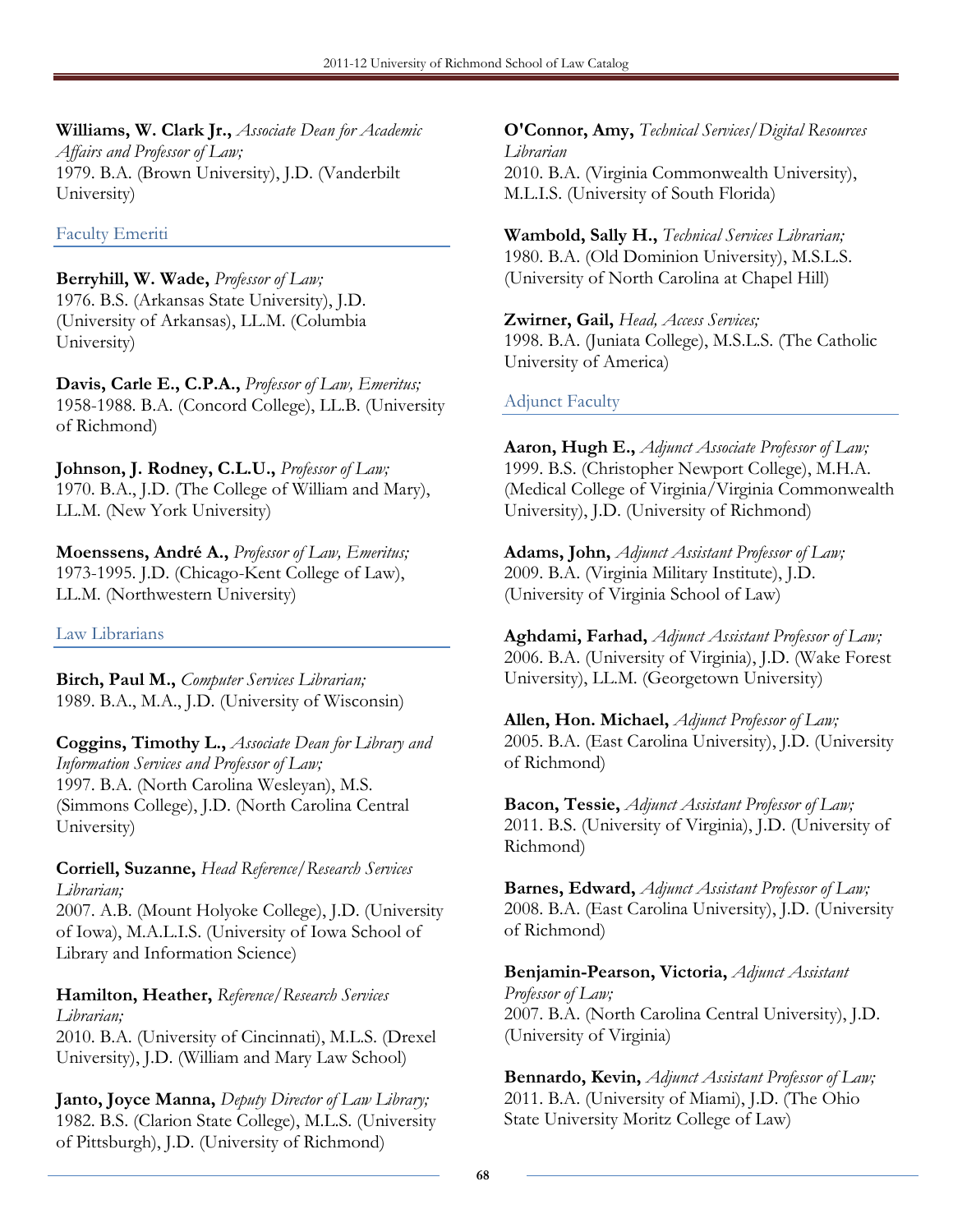**Williams, W. Clark Jr.,** *Associate Dean for Academic Affairs and Professor of Law;*
1979. B.A. (Brown University), J.D. (Vanderbilt University)

## Faculty Emeriti

**Berryhill, W. Wade,** *Professor of Law;*
1976. B.S. (Arkansas State University), J.D. (University of Arkansas), LL.M. (Columbia University)

**Davis, Carle E., C.P.A.,** *Professor of Law, Emeritus;*
1958-1988. B.A. (Concord College), LL.B. (University of Richmond)

**Johnson, J. Rodney, C.L.U.,** *Professor of Law;*
1970. B.A., J.D. (The College of William and Mary), LL.M. (New York University)

**Moenssens, André A.,** *Professor of Law, Emeritus;*
1973-1995. J.D. (Chicago-Kent College of Law), LL.M. (Northwestern University)

## Law Librarians

**Birch, Paul M.,** *Computer Services Librarian;*
1989. B.A., M.A., J.D. (University of Wisconsin)

**Coggins, Timothy L.,** *Associate Dean for Library and Information Services and Professor of Law;*
1997. B.A. (North Carolina Wesleyan), M.S. (Simmons College), J.D. (North Carolina Central University)

**Corriell, Suzanne,** *Head Reference/Research Services Librarian;*
2007. A.B. (Mount Holyoke College), J.D. (University of Iowa), M.A.L.I.S. (University of Iowa School of Library and Information Science)

**Hamilton, Heather,** *Reference/Research Services Librarian;*
2010. B.A. (University of Cincinnati), M.L.S. (Drexel University), J.D. (William and Mary Law School)

**Janto, Joyce Manna,** *Deputy Director of Law Library;*
1982. B.S. (Clarion State College), M.L.S. (University of Pittsburgh), J.D. (University of Richmond)

**O'Connor, Amy,** *Technical Services/Digital Resources Librarian*
2010. B.A. (Virginia Commonwealth University), M.L.I.S. (University of South Florida)

**Wambold, Sally H.,** *Technical Services Librarian;*
1980. B.A. (Old Dominion University), M.S.L.S. (University of North Carolina at Chapel Hill)

**Zwirner, Gail,** *Head, Access Services;*
1998. B.A. (Juniata College), M.S.L.S. (The Catholic University of America)

## Adjunct Faculty

**Aaron, Hugh E.,** *Adjunct Associate Professor of Law;*
1999. B.S. (Christopher Newport College), M.H.A. (Medical College of Virginia/Virginia Commonwealth University), J.D. (University of Richmond)

**Adams, John,** *Adjunct Assistant Professor of Law;*
2009. B.A. (Virginia Military Institute), J.D. (University of Virginia School of Law)

**Aghdami, Farhad,** *Adjunct Assistant Professor of Law;*
2006. B.A. (University of Virginia), J.D. (Wake Forest University), LL.M. (Georgetown University)

**Allen, Hon. Michael,** *Adjunct Professor of Law;*
2005. B.A. (East Carolina University), J.D. (University of Richmond)

**Bacon, Tessie,** *Adjunct Assistant Professor of Law;*
2011. B.S. (University of Virginia), J.D. (University of Richmond)

**Barnes, Edward,** *Adjunct Assistant Professor of Law;*
2008. B.A. (East Carolina University), J.D. (University of Richmond)

**Benjamin-Pearson, Victoria,** *Adjunct Assistant Professor of Law;*
2007. B.A. (North Carolina Central University), J.D. (University of Virginia)

**Bennardo, Kevin,** *Adjunct Assistant Professor of Law;*
2011. B.A. (University of Miami), J.D. (The Ohio State University Moritz College of Law)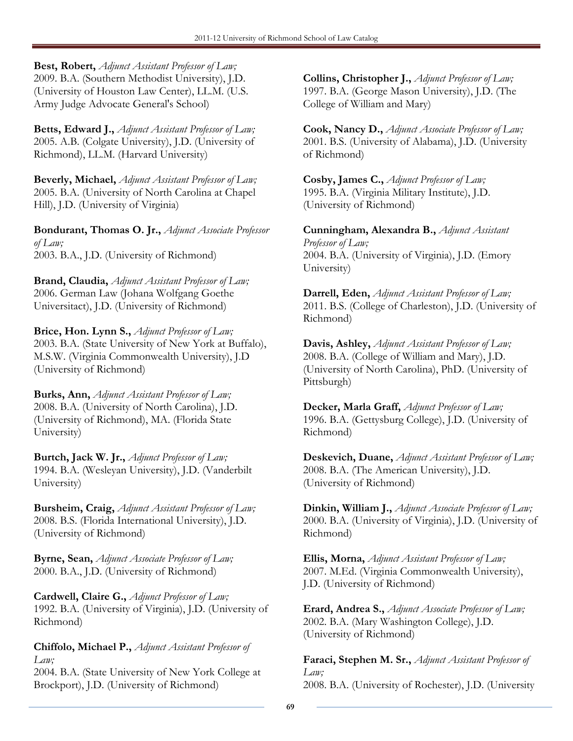**Best, Robert,** *Adjunct Assistant Professor of Law;*
2009. B.A. (Southern Methodist University), J.D. (University of Houston Law Center), LL.M. (U.S. Army Judge Advocate General's School)

**Betts, Edward J.,** *Adjunct Assistant Professor of Law;*
2005. A.B. (Colgate University), J.D. (University of Richmond), LL.M. (Harvard University)

**Beverly, Michael,** *Adjunct Assistant Professor of Law;*
2005. B.A. (University of North Carolina at Chapel Hill), J.D. (University of Virginia)

**Bondurant, Thomas O. Jr.,** *Adjunct Associate Professor of Law;*
2003. B.A., J.D. (University of Richmond)

**Brand, Claudia,** *Adjunct Assistant Professor of Law;*
2006. German Law (Johana Wolfgang Goethe Universitact), J.D. (University of Richmond)

**Brice, Hon. Lynn S.,** *Adjunct Professor of Law;*
2003. B.A. (State University of New York at Buffalo), M.S.W. (Virginia Commonwealth University), J.D (University of Richmond)

**Burks, Ann,** *Adjunct Assistant Professor of Law;*
2008. B.A. (University of North Carolina), J.D. (University of Richmond), MA. (Florida State University)

**Burtch, Jack W. Jr.,** *Adjunct Professor of Law;*
1994. B.A. (Wesleyan University), J.D. (Vanderbilt University)

**Bursheim, Craig,** *Adjunct Assistant Professor of Law;*
2008. B.S. (Florida International University), J.D. (University of Richmond)

**Byrne, Sean,** *Adjunct Associate Professor of Law;*
2000. B.A., J.D. (University of Richmond)

**Cardwell, Claire G.,** *Adjunct Professor of Law;*
1992. B.A. (University of Virginia), J.D. (University of Richmond)

**Chiffolo, Michael P.,** *Adjunct Assistant Professor of Law;*
2004. B.A. (State University of New York College at Brockport), J.D. (University of Richmond)

**Collins, Christopher J.,** *Adjunct Professor of Law;*
1997. B.A. (George Mason University), J.D. (The College of William and Mary)

**Cook, Nancy D.,** *Adjunct Associate Professor of Law;*
2001. B.S. (University of Alabama), J.D. (University of Richmond)

**Cosby, James C.,** *Adjunct Professor of Law;*
1995. B.A. (Virginia Military Institute), J.D. (University of Richmond)

**Cunningham, Alexandra B.,** *Adjunct Assistant Professor of Law;*
2004. B.A. (University of Virginia), J.D. (Emory University)

**Darrell, Eden,** *Adjunct Assistant Professor of Law;*
2011. B.S. (College of Charleston), J.D. (University of Richmond)

**Davis, Ashley,** *Adjunct Assistant Professor of Law;*
2008. B.A. (College of William and Mary), J.D. (University of North Carolina), PhD. (University of Pittsburgh)

**Decker, Marla Graff,** *Adjunct Professor of Law;*
1996. B.A. (Gettysburg College), J.D. (University of Richmond)

**Deskevich, Duane,** *Adjunct Assistant Professor of Law;*
2008. B.A. (The American University), J.D. (University of Richmond)

**Dinkin, William J.,** *Adjunct Associate Professor of Law;*
2000. B.A. (University of Virginia), J.D. (University of Richmond)

**Ellis, Morna,** *Adjunct Assistant Professor of Law;*
2007. M.Ed. (Virginia Commonwealth University), J.D. (University of Richmond)

**Erard, Andrea S.,** *Adjunct Associate Professor of Law;*
2002. B.A. (Mary Washington College), J.D. (University of Richmond)

**Faraci, Stephen M. Sr.,** *Adjunct Assistant Professor of Law;*
2008. B.A. (University of Rochester), J.D. (University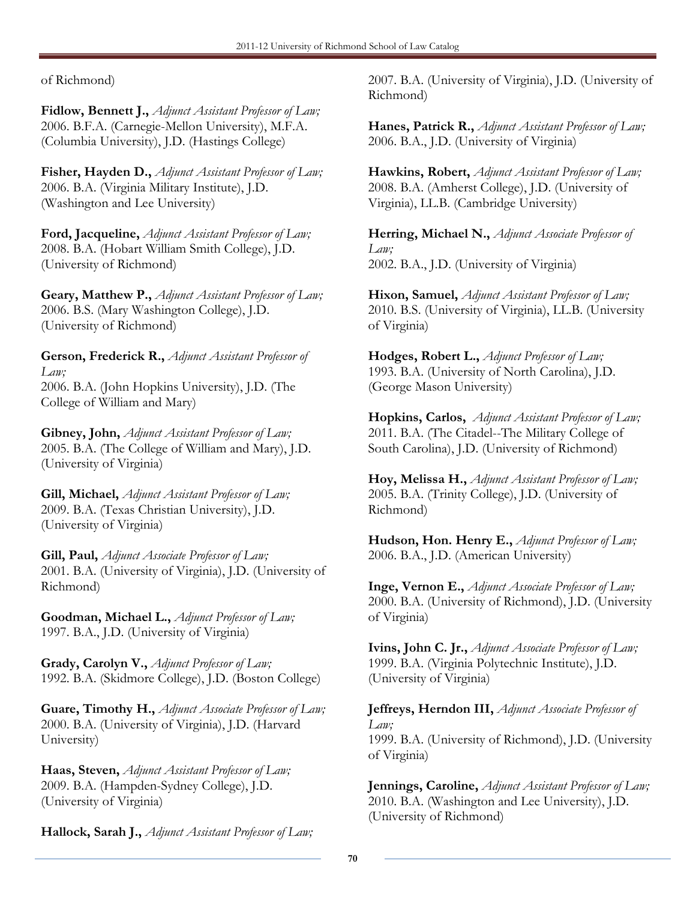of Richmond)

**Fidlow, Bennett J.,** *Adjunct Assistant Professor of Law;* 2006. B.F.A. (Carnegie-Mellon University), M.F.A. (Columbia University), J.D. (Hastings College)

**Fisher, Hayden D.,** *Adjunct Assistant Professor of Law;* 2006. B.A. (Virginia Military Institute), J.D. (Washington and Lee University)

**Ford, Jacqueline,** *Adjunct Assistant Professor of Law;* 2008. B.A. (Hobart William Smith College), J.D. (University of Richmond)

**Geary, Matthew P.,** *Adjunct Assistant Professor of Law;* 2006. B.S. (Mary Washington College), J.D. (University of Richmond)

**Gerson, Frederick R.,** *Adjunct Assistant Professor of Law;* 2006. B.A. (John Hopkins University), J.D. (The College of William and Mary)

**Gibney, John,** *Adjunct Assistant Professor of Law;* 2005. B.A. (The College of William and Mary), J.D. (University of Virginia)

**Gill, Michael,** *Adjunct Assistant Professor of Law;* 2009. B.A. (Texas Christian University), J.D. (University of Virginia)

**Gill, Paul,** *Adjunct Associate Professor of Law;* 2001. B.A. (University of Virginia), J.D. (University of Richmond)

**Goodman, Michael L.,** *Adjunct Professor of Law;* 1997. B.A., J.D. (University of Virginia)

**Grady, Carolyn V.,** *Adjunct Professor of Law;* 1992. B.A. (Skidmore College), J.D. (Boston College)

**Guare, Timothy H.,** *Adjunct Associate Professor of Law;* 2000. B.A. (University of Virginia), J.D. (Harvard University)

**Haas, Steven,** *Adjunct Assistant Professor of Law;* 2009. B.A. (Hampden-Sydney College), J.D. (University of Virginia)

**Hallock, Sarah J.,** *Adjunct Assistant Professor of Law;* 2007. B.A. (University of Virginia), J.D. (University of Richmond)

**Hanes, Patrick R.,** *Adjunct Assistant Professor of Law;* 2006. B.A., J.D. (University of Virginia)

**Hawkins, Robert,** *Adjunct Assistant Professor of Law;* 2008. B.A. (Amherst College), J.D. (University of Virginia), LL.B. (Cambridge University)

**Herring, Michael N.,** *Adjunct Associate Professor of Law;* 2002. B.A., J.D. (University of Virginia)

**Hixon, Samuel,** *Adjunct Assistant Professor of Law;* 2010. B.S. (University of Virginia), LL.B. (University of Virginia)

**Hodges, Robert L.,** *Adjunct Professor of Law;* 1993. B.A. (University of North Carolina), J.D. (George Mason University)

**Hopkins, Carlos,** *Adjunct Assistant Professor of Law;* 2011. B.A. (The Citadel--The Military College of South Carolina), J.D. (University of Richmond)

**Hoy, Melissa H.,** *Adjunct Assistant Professor of Law;* 2005. B.A. (Trinity College), J.D. (University of Richmond)

**Hudson, Hon. Henry E.,** *Adjunct Professor of Law;* 2006. B.A., J.D. (American University)

**Inge, Vernon E.,** *Adjunct Associate Professor of Law;* 2000. B.A. (University of Richmond), J.D. (University of Virginia)

**Ivins, John C. Jr.,** *Adjunct Associate Professor of Law;* 1999. B.A. (Virginia Polytechnic Institute), J.D. (University of Virginia)

**Jeffreys, Herndon III,** *Adjunct Associate Professor of Law;* 1999. B.A. (University of Richmond), J.D. (University of Virginia)

**Jennings, Caroline,** *Adjunct Assistant Professor of Law;* 2010. B.A. (Washington and Lee University), J.D. (University of Richmond)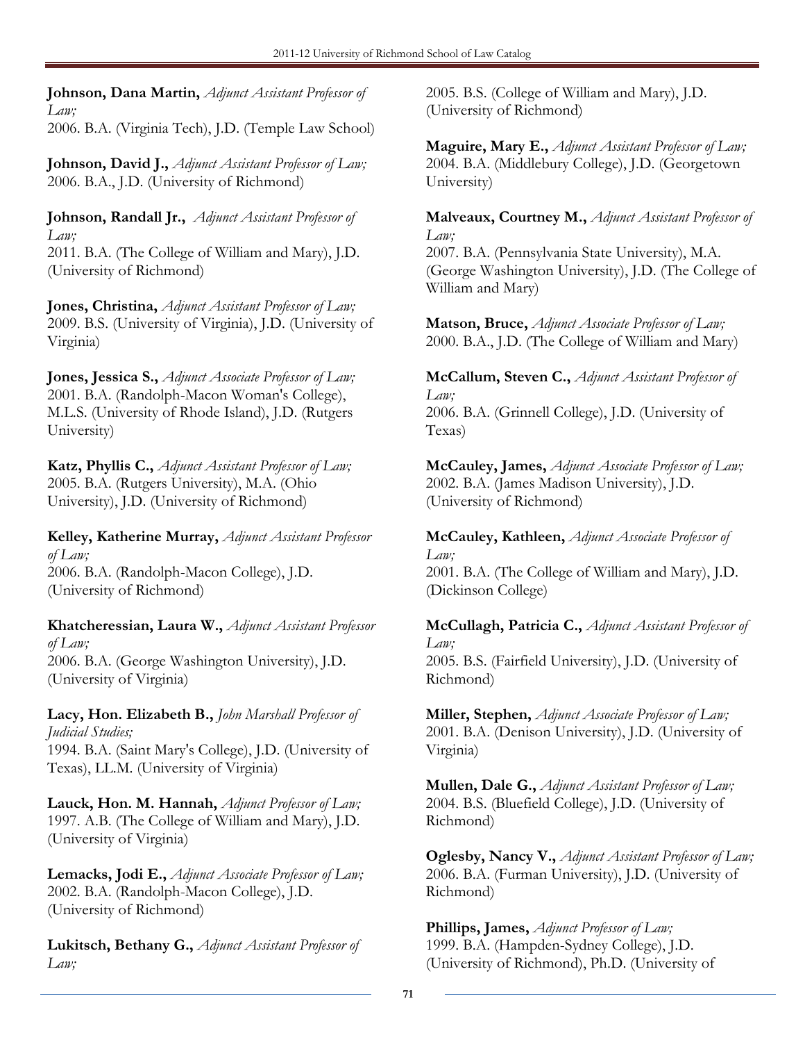**Johnson, Dana Martin,** *Adjunct Assistant Professor of Law;*
2006. B.A. (Virginia Tech), J.D. (Temple Law School)

**Johnson, David J.,** *Adjunct Assistant Professor of Law;*
2006. B.A., J.D. (University of Richmond)

**Johnson, Randall Jr.,** *Adjunct Assistant Professor of Law;*
2011. B.A. (The College of William and Mary), J.D. (University of Richmond)

**Jones, Christina,** *Adjunct Assistant Professor of Law;*
2009. B.S. (University of Virginia), J.D. (University of Virginia)

**Jones, Jessica S.,** *Adjunct Associate Professor of Law;*
2001. B.A. (Randolph-Macon Woman's College), M.L.S. (University of Rhode Island), J.D. (Rutgers University)

**Katz, Phyllis C.,** *Adjunct Assistant Professor of Law;*
2005. B.A. (Rutgers University), M.A. (Ohio University), J.D. (University of Richmond)

**Kelley, Katherine Murray,** *Adjunct Assistant Professor of Law;*
2006. B.A. (Randolph-Macon College), J.D. (University of Richmond)

**Khatcheressian, Laura W.,** *Adjunct Assistant Professor of Law;*
2006. B.A. (George Washington University), J.D. (University of Virginia)

**Lacy, Hon. Elizabeth B.,** *John Marshall Professor of Judicial Studies;*
1994. B.A. (Saint Mary's College), J.D. (University of Texas), LL.M. (University of Virginia)

**Lauck, Hon. M. Hannah,** *Adjunct Professor of Law;*
1997. A.B. (The College of William and Mary), J.D. (University of Virginia)

**Lemacks, Jodi E.,** *Adjunct Associate Professor of Law;*
2002. B.A. (Randolph-Macon College), J.D. (University of Richmond)

**Lukitsch, Bethany G.,** *Adjunct Assistant Professor of Law;*
2005. B.S. (College of William and Mary), J.D. (University of Richmond)

**Maguire, Mary E.,** *Adjunct Assistant Professor of Law;*
2004. B.A. (Middlebury College), J.D. (Georgetown University)

**Malveaux, Courtney M.,** *Adjunct Assistant Professor of Law;*
2007. B.A. (Pennsylvania State University), M.A. (George Washington University), J.D. (The College of William and Mary)

**Matson, Bruce,** *Adjunct Associate Professor of Law;*
2000. B.A., J.D. (The College of William and Mary)

**McCallum, Steven C.,** *Adjunct Assistant Professor of Law;*
2006. B.A. (Grinnell College), J.D. (University of Texas)

**McCauley, James,** *Adjunct Associate Professor of Law;*
2002. B.A. (James Madison University), J.D. (University of Richmond)

**McCauley, Kathleen,** *Adjunct Associate Professor of Law;*
2001. B.A. (The College of William and Mary), J.D. (Dickinson College)

**McCullagh, Patricia C.,** *Adjunct Assistant Professor of Law;*
2005. B.S. (Fairfield University), J.D. (University of Richmond)

**Miller, Stephen,** *Adjunct Associate Professor of Law;*
2001. B.A. (Denison University), J.D. (University of Virginia)

**Mullen, Dale G.,** *Adjunct Assistant Professor of Law;*
2004. B.S. (Bluefield College), J.D. (University of Richmond)

**Oglesby, Nancy V.,** *Adjunct Assistant Professor of Law;*
2006. B.A. (Furman University), J.D. (University of Richmond)

**Phillips, James,** *Adjunct Professor of Law;*
1999. B.A. (Hampden-Sydney College), J.D. (University of Richmond), Ph.D. (University of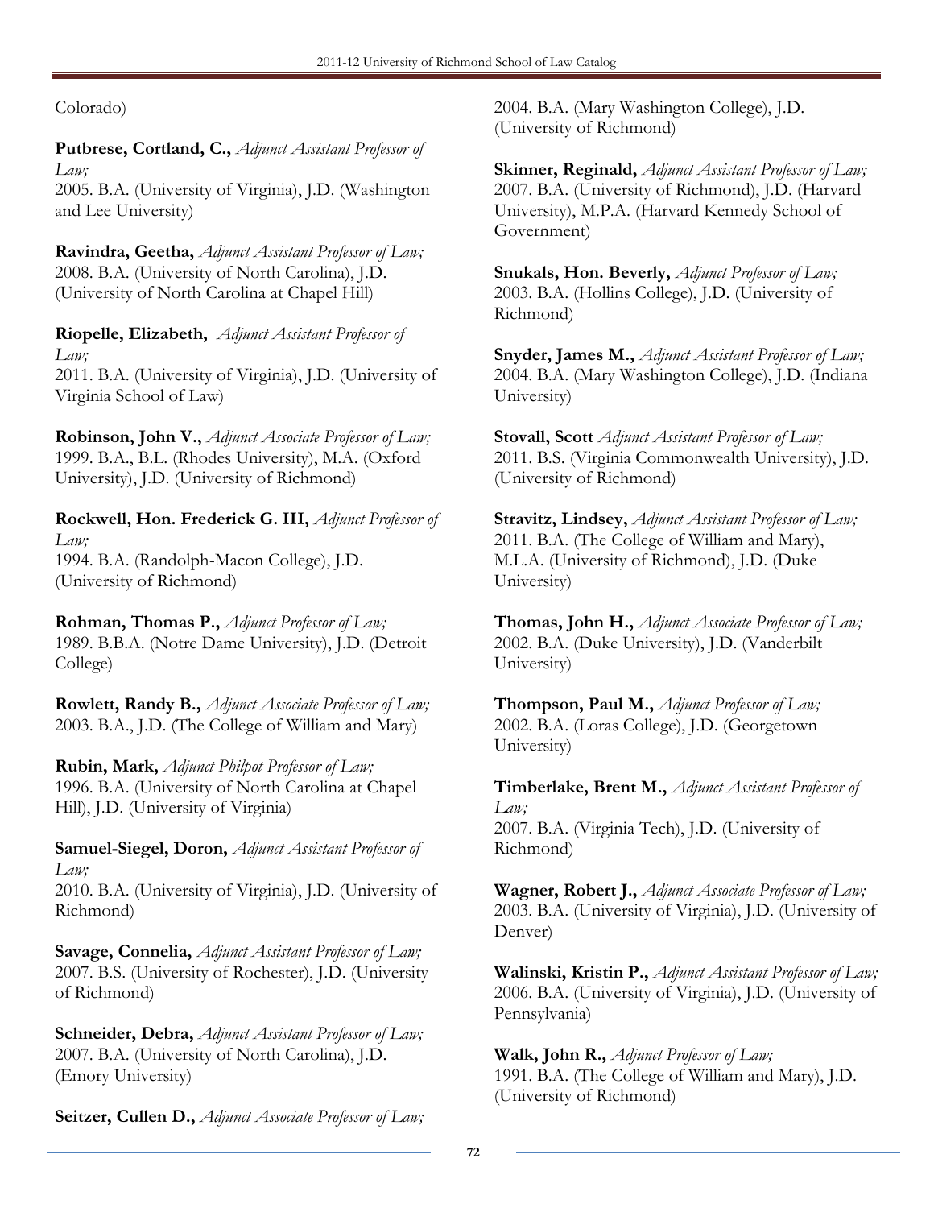Colorado)

**Putbrese, Cortland, C.,** *Adjunct Assistant Professor of Law;*
2005. B.A. (University of Virginia), J.D. (Washington and Lee University)

**Ravindra, Geetha,** *Adjunct Assistant Professor of Law;*
2008. B.A. (University of North Carolina), J.D. (University of North Carolina at Chapel Hill)

**Riopelle, Elizabeth,** *Adjunct Assistant Professor of Law;*
2011. B.A. (University of Virginia), J.D. (University of Virginia School of Law)

**Robinson, John V.,** *Adjunct Associate Professor of Law;*
1999. B.A., B.L. (Rhodes University), M.A. (Oxford University), J.D. (University of Richmond)

**Rockwell, Hon. Frederick G. III,** *Adjunct Professor of Law;*
1994. B.A. (Randolph-Macon College), J.D. (University of Richmond)

**Rohman, Thomas P.,** *Adjunct Professor of Law;*
1989. B.B.A. (Notre Dame University), J.D. (Detroit College)

**Rowlett, Randy B.,** *Adjunct Associate Professor of Law;*
2003. B.A., J.D. (The College of William and Mary)

**Rubin, Mark,** *Adjunct Philpot Professor of Law;*
1996. B.A. (University of North Carolina at Chapel Hill), J.D. (University of Virginia)

**Samuel-Siegel, Doron,** *Adjunct Assistant Professor of Law;*
2010. B.A. (University of Virginia), J.D. (University of Richmond)

**Savage, Connelia,** *Adjunct Assistant Professor of Law;*
2007. B.S. (University of Rochester), J.D. (University of Richmond)

**Schneider, Debra,** *Adjunct Assistant Professor of Law;*
2007. B.A. (University of North Carolina), J.D. (Emory University)

**Seitzer, Cullen D.,** *Adjunct Associate Professor of Law;*
2004. B.A. (Mary Washington College), J.D. (University of Richmond)

**Skinner, Reginald,** *Adjunct Assistant Professor of Law;*
2007. B.A. (University of Richmond), J.D. (Harvard University), M.P.A. (Harvard Kennedy School of Government)

**Snukals, Hon. Beverly,** *Adjunct Professor of Law;*
2003. B.A. (Hollins College), J.D. (University of Richmond)

**Snyder, James M.,** *Adjunct Assistant Professor of Law;*
2004. B.A. (Mary Washington College), J.D. (Indiana University)

**Stovall, Scott** *Adjunct Assistant Professor of Law;*
2011. B.S. (Virginia Commonwealth University), J.D. (University of Richmond)

**Stravitz, Lindsey,** *Adjunct Assistant Professor of Law;*
2011. B.A. (The College of William and Mary), M.L.A. (University of Richmond), J.D. (Duke University)

**Thomas, John H.,** *Adjunct Associate Professor of Law;*
2002. B.A. (Duke University), J.D. (Vanderbilt University)

**Thompson, Paul M.,** *Adjunct Professor of Law;*
2002. B.A. (Loras College), J.D. (Georgetown University)

**Timberlake, Brent M.,** *Adjunct Assistant Professor of Law;*
2007. B.A. (Virginia Tech), J.D. (University of Richmond)

**Wagner, Robert J.,** *Adjunct Associate Professor of Law;*
2003. B.A. (University of Virginia), J.D. (University of Denver)

**Walinski, Kristin P.,** *Adjunct Assistant Professor of Law;*
2006. B.A. (University of Virginia), J.D. (University of Pennsylvania)

**Walk, John R.,** *Adjunct Professor of Law;*
1991. B.A. (The College of William and Mary), J.D. (University of Richmond)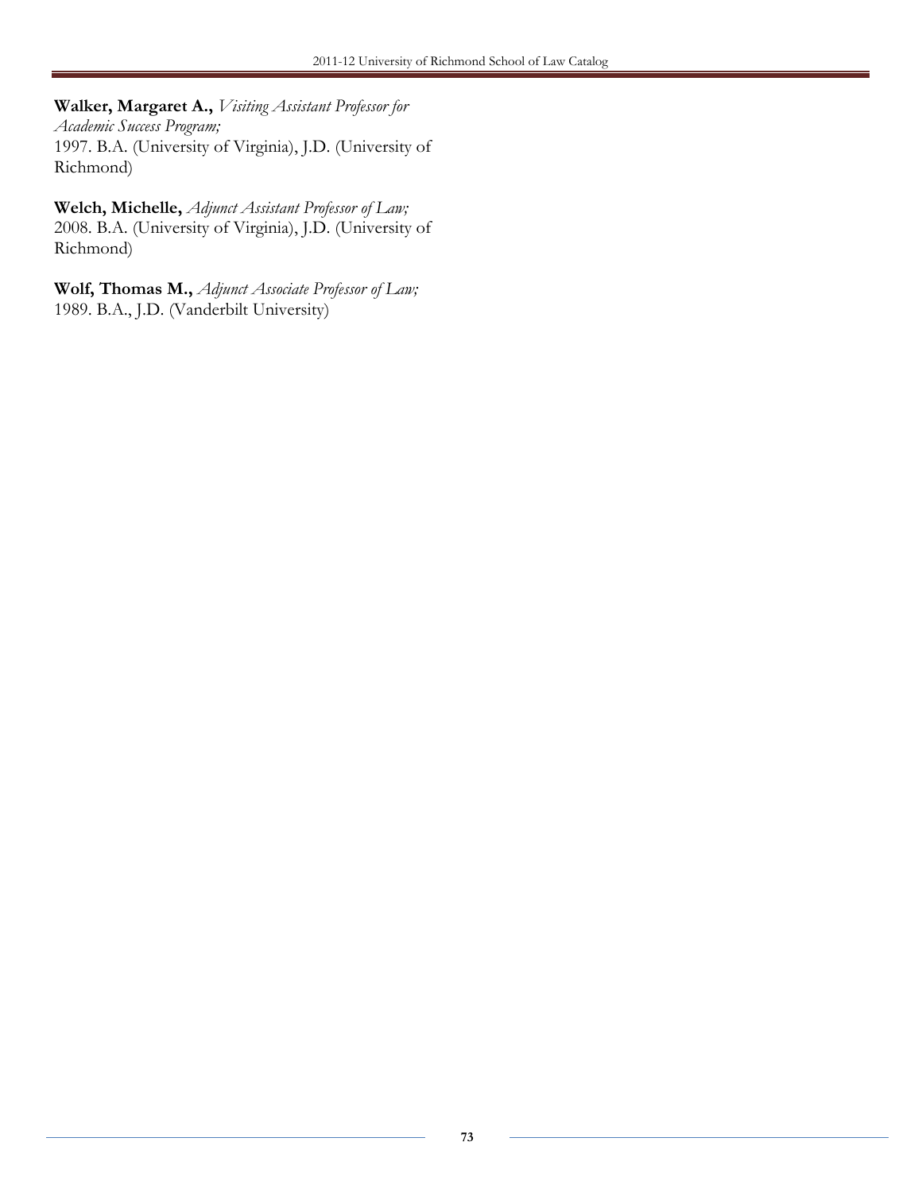**Walker, Margaret A.,** *Visiting Assistant Professor for Academic Success Program;*
1997. B.A. (University of Virginia), J.D. (University of Richmond)

**Welch, Michelle,** *Adjunct Assistant Professor of Law;*
2008. B.A. (University of Virginia), J.D. (University of Richmond)

**Wolf, Thomas M.,** *Adjunct Associate Professor of Law;*
1989. B.A., J.D. (Vanderbilt University)